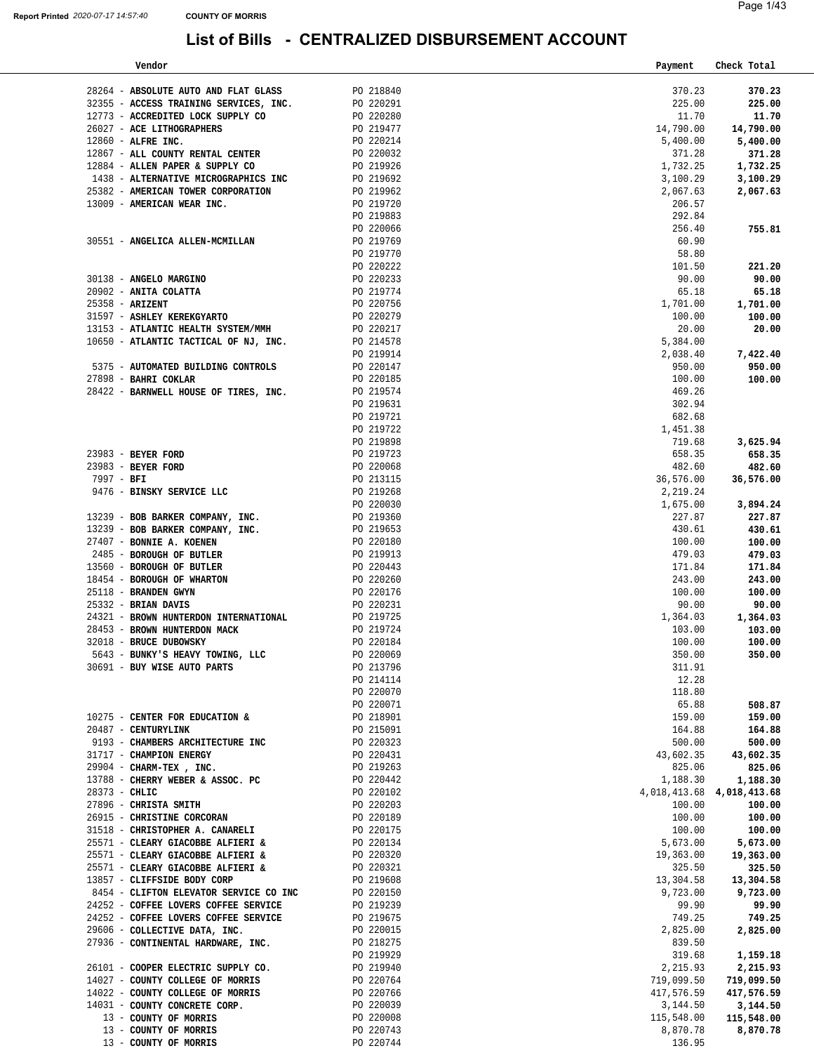Report Printed 2020-07-17 14:57:40 COUNTY OF MORRIS

# List of Bills - CENTRALIZED DISBURSEMENT ACCOUNT

| Vendor | | Payment | Check Total |
|---|---|---|---|
| 28264 - **ABSOLUTE AUTO AND FLAT GLASS** | PO 218840 | 370.23 | **370.23** |
| 32355 - **ACCESS TRAINING SERVICES, INC.** | PO 220291 | 225.00 | **225.00** |
| 12773 - **ACCREDITED LOCK SUPPLY CO** | PO 220280 | 11.70 | **11.70** |
| 26027 - **ACE LITHOGRAPHERS** | PO 219477 | 14,790.00 | **14,790.00** |
| 12860 - **ALFRE INC.** | PO 220214 | 5,400.00 | **5,400.00** |
| 12867 - **ALL COUNTY RENTAL CENTER** | PO 220032 | 371.28 | **371.28** |
| 12884 - **ALLEN PAPER & SUPPLY CO** | PO 219926 | 1,732.25 | **1,732.25** |
| 1438 - **ALTERNATIVE MICROGRAPHICS INC** | PO 219692 | 3,100.29 | **3,100.29** |
| 25382 - **AMERICAN TOWER CORPORATION** | PO 219962 | 2,067.63 | **2,067.63** |
| 13009 - **AMERICAN WEAR INC.** | PO 219720 | 206.57 | |
| | PO 219883 | 292.84 | |
| | PO 220066 | 256.40 | **755.81** |
| 30551 - **ANGELICA ALLEN-MCMILLAN** | PO 219769 | 60.90 | |
| | PO 219770 | 58.80 | |
| | PO 220222 | 101.50 | **221.20** |
| 30138 - **ANGELO MARGINO** | PO 220233 | 90.00 | **90.00** |
| 20902 - **ANITA COLATTA** | PO 219774 | 65.18 | **65.18** |
| 25358 - **ARIZENT** | PO 220756 | 1,701.00 | **1,701.00** |
| 31597 - **ASHLEY KEREKGYARTO** | PO 220279 | 100.00 | **100.00** |
| 13153 - **ATLANTIC HEALTH SYSTEM/MMH** | PO 220217 | 20.00 | **20.00** |
| 10650 - **ATLANTIC TACTICAL OF NJ, INC.** | PO 214578 | 5,384.00 | |
| | PO 219914 | 2,038.40 | **7,422.40** |
| 5375 - **AUTOMATED BUILDING CONTROLS** | PO 220147 | 950.00 | **950.00** |
| 27898 - **BAHRI COKLAR** | PO 220185 | 100.00 | **100.00** |
| 28422 - **BARNWELL HOUSE OF TIRES, INC.** | PO 219574 | 469.26 | |
| | PO 219631 | 302.94 | |
| | PO 219721 | 682.68 | |
| | PO 219722 | 1,451.38 | |
| | PO 219898 | 719.68 | **3,625.94** |
| 23983 - **BEYER FORD** | PO 219723 | 658.35 | **658.35** |
| 23983 - **BEYER FORD** | PO 220068 | 482.60 | **482.60** |
| 7997 - **BFI** | PO 213115 | 36,576.00 | **36,576.00** |
| 9476 - **BINSKY SERVICE LLC** | PO 219268 | 2,219.24 | |
| | PO 220030 | 1,675.00 | **3,894.24** |
| 13239 - **BOB BARKER COMPANY, INC.** | PO 219360 | 227.87 | **227.87** |
| 13239 - **BOB BARKER COMPANY, INC.** | PO 219653 | 430.61 | **430.61** |
| 27407 - **BONNIE A. KOENEN** | PO 220180 | 100.00 | **100.00** |
| 2485 - **BOROUGH OF BUTLER** | PO 219913 | 479.03 | **479.03** |
| 13560 - **BOROUGH OF BUTLER** | PO 220443 | 171.84 | **171.84** |
| 18454 - **BOROUGH OF WHARTON** | PO 220260 | 243.00 | **243.00** |
| 25118 - **BRANDEN GWYN** | PO 220176 | 100.00 | **100.00** |
| 25332 - **BRIAN DAVIS** | PO 220231 | 90.00 | **90.00** |
| 24321 - **BROWN HUNTERDON INTERNATIONAL** | PO 219725 | 1,364.03 | **1,364.03** |
| 28453 - **BROWN HUNTERDON MACK** | PO 219724 | 103.00 | **103.00** |
| 32018 - **BRUCE DUBOWSKY** | PO 220184 | 100.00 | **100.00** |
| 5643 - **BUNKY'S HEAVY TOWING, LLC** | PO 220069 | 350.00 | **350.00** |
| 30691 - **BUY WISE AUTO PARTS** | PO 213796 | 311.91 | |
| | PO 214114 | 12.28 | |
| | PO 220070 | 118.80 | |
| | PO 220071 | 65.88 | **508.87** |
| 10275 - **CENTER FOR EDUCATION &** | PO 218901 | 159.00 | **159.00** |
| 20487 - **CENTURYLINK** | PO 215091 | 164.88 | **164.88** |
| 9193 - **CHAMBERS ARCHITECTURE INC** | PO 220323 | 500.00 | **500.00** |
| 31717 - **CHAMPION ENERGY** | PO 220431 | 43,602.35 | **43,602.35** |
| 29904 - **CHARM-TEX , INC.** | PO 219263 | 825.06 | **825.06** |
| 13788 - **CHERRY WEBER & ASSOC. PC** | PO 220442 | 1,188.30 | **1,188.30** |
| 28373 - **CHLIC** | PO 220102 | 4,018,413.68 | **4,018,413.68** |
| 27896 - **CHRISTA SMITH** | PO 220203 | 100.00 | **100.00** |
| 26915 - **CHRISTINE CORCORAN** | PO 220189 | 100.00 | **100.00** |
| 31518 - **CHRISTOPHER A. CANARELI** | PO 220175 | 100.00 | **100.00** |
| 25571 - **CLEARY GIACOBBE ALFIERI &** | PO 220134 | 5,673.00 | **5,673.00** |
| 25571 - **CLEARY GIACOBBE ALFIERI &** | PO 220320 | 19,363.00 | **19,363.00** |
| 25571 - **CLEARY GIACOBBE ALFIERI &** | PO 220321 | 325.50 | **325.50** |
| 13857 - **CLIFFSIDE BODY CORP** | PO 219608 | 13,304.58 | **13,304.58** |
| 8454 - **CLIFTON ELEVATOR SERVICE CO INC** | PO 220150 | 9,723.00 | **9,723.00** |
| 24252 - **COFFEE LOVERS COFFEE SERVICE** | PO 219239 | 99.90 | **99.90** |
| 24252 - **COFFEE LOVERS COFFEE SERVICE** | PO 219675 | 749.25 | **749.25** |
| 29606 - **COLLECTIVE DATA, INC.** | PO 220015 | 2,825.00 | **2,825.00** |
| 27936 - **CONTINENTAL HARDWARE, INC.** | PO 218275 | 839.50 | |
| | PO 219929 | 319.68 | **1,159.18** |
| 26101 - **COOPER ELECTRIC SUPPLY CO.** | PO 219940 | 2,215.93 | **2,215.93** |
| 14027 - **COUNTY COLLEGE OF MORRIS** | PO 220764 | 719,099.50 | **719,099.50** |
| 14022 - **COUNTY COLLEGE OF MORRIS** | PO 220766 | 417,576.59 | **417,576.59** |
| 14031 - **COUNTY CONCRETE CORP.** | PO 220039 | 3,144.50 | **3,144.50** |
| 13 - **COUNTY OF MORRIS** | PO 220008 | 115,548.00 | **115,548.00** |
| 13 - **COUNTY OF MORRIS** | PO 220743 | 8,870.78 | **8,870.78** |
| 13 - **COUNTY OF MORRIS** | PO 220744 | 136.95 | |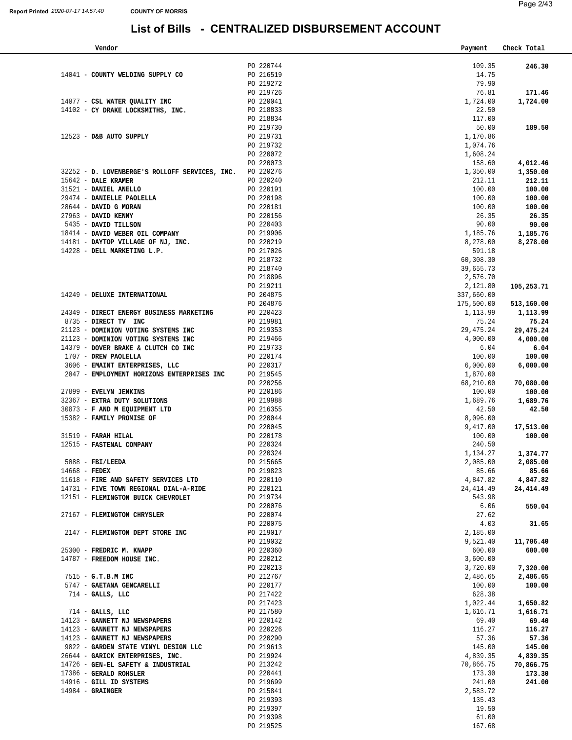# List of Bills - CENTRALIZED DISBURSEMENT ACCOUNT

| Vendor | | Payment | Check Total |
|---|---|---|---|
| | PO 220744 | 109.35 | **246.30** |
| 14041 - **COUNTY WELDING SUPPLY CO** | PO 216519 | 14.75 | |
| | PO 219272 | 79.90 | |
| | PO 219726 | 76.81 | **171.46** |
| 14077 - **CSL WATER QUALITY INC** | PO 220041 | 1,724.00 | **1,724.00** |
| 14102 - **CY DRAKE LOCKSMITHS, INC.** | PO 218833 | 22.50 | |
| | PO 218834 | 117.00 | |
| | PO 219730 | 50.00 | **189.50** |
| 12523 - **D&B AUTO SUPPLY** | PO 219731 | 1,170.86 | |
| | PO 219732 | 1,074.76 | |
| | PO 220072 | 1,608.24 | |
| | PO 220073 | 158.60 | **4,012.46** |
| 32252 - **D. LOVENBERGE'S ROLLOFF SERVICES, INC.** | PO 220276 | 1,350.00 | **1,350.00** |
| 15642 - **DALE KRAMER** | PO 220240 | 212.11 | **212.11** |
| 31521 - **DANIEL ANELLO** | PO 220191 | 100.00 | **100.00** |
| 29474 - **DANIELLE PAOLELLA** | PO 220198 | 100.00 | **100.00** |
| 28644 - **DAVID G MORAN** | PO 220181 | 100.00 | **100.00** |
| 27963 - **DAVID KENNY** | PO 220156 | 26.35 | **26.35** |
| 5435 - **DAVID TILLSON** | PO 220403 | 90.00 | **90.00** |
| 18414 - **DAVID WEBER OIL COMPANY** | PO 219906 | 1,185.76 | **1,185.76** |
| 14181 - **DAYTOP VILLAGE OF NJ, INC.** | PO 220219 | 8,278.00 | **8,278.00** |
| 14228 - **DELL MARKETING L.P.** | PO 217026 | 591.18 | |
| | PO 218732 | 60,308.30 | |
| | PO 218740 | 39,655.73 | |
| | PO 218896 | 2,576.70 | |
| | PO 219211 | 2,121.80 | **105,253.71** |
| 14249 - **DELUXE INTERNATIONAL** | PO 204875 | 337,660.00 | |
| | PO 204876 | 175,500.00 | **513,160.00** |
| 24349 - **DIRECT ENERGY BUSINESS MARKETING** | PO 220423 | 1,113.99 | **1,113.99** |
| 8735 - **DIRECT TV INC** | PO 219981 | 75.24 | **75.24** |
| 21123 - **DOMINION VOTING SYSTEMS INC** | PO 219353 | 29,475.24 | **29,475.24** |
| 21123 - **DOMINION VOTING SYSTEMS INC** | PO 219466 | 4,000.00 | **4,000.00** |
| 14379 - **DOVER BRAKE & CLUTCH CO INC** | PO 219733 | 6.04 | **6.04** |
| 1707 - **DREW PAOLELLA** | PO 220174 | 100.00 | **100.00** |
| 3606 - **EMAINT ENTERPRISES, LLC** | PO 220317 | 6,000.00 | **6,000.00** |
| 2047 - **EMPLOYMENT HORIZONS ENTERPRISES INC** | PO 219545 | 1,870.00 | |
| | PO 220256 | 68,210.00 | **70,080.00** |
| 27899 - **EVELYN JENKINS** | PO 220186 | 100.00 | **100.00** |
| 32367 - **EXTRA DUTY SOLUTIONS** | PO 219988 | 1,689.76 | **1,689.76** |
| 30873 - **F AND M EQUIPMENT LTD** | PO 216355 | 42.50 | **42.50** |
| 15382 - **FAMILY PROMISE OF** | PO 220044 | 8,096.00 | |
| | PO 220045 | 9,417.00 | **17,513.00** |
| 31519 - **FARAH HILAL** | PO 220178 | 100.00 | **100.00** |
| 12515 - **FASTENAL COMPANY** | PO 220324 | 240.50 | |
| | PO 220324 | 1,134.27 | **1,374.77** |
| 5088 - **FBI/LEEDA** | PO 215665 | 2,085.00 | **2,085.00** |
| 14668 - **FEDEX** | PO 219823 | 85.66 | **85.66** |
| 11618 - **FIRE AND SAFETY SERVICES LTD** | PO 220110 | 4,847.82 | **4,847.82** |
| 14731 - **FIVE TOWN REGIONAL DIAL-A-RIDE** | PO 220121 | 24,414.49 | **24,414.49** |
| 12151 - **FLEMINGTON BUICK CHEVROLET** | PO 219734 | 543.98 | |
| | PO 220076 | 6.06 | **550.04** |
| 27167 - **FLEMINGTON CHRYSLER** | PO 220074 | 27.62 | |
| | PO 220075 | 4.03 | **31.65** |
| 2147 - **FLEMINGTON DEPT STORE INC** | PO 219017 | 2,185.00 | |
| | PO 219032 | 9,521.40 | **11,706.40** |
| 25300 - **FREDRIC M. KNAPP** | PO 220360 | 600.00 | **600.00** |
| 14787 - **FREEDOM HOUSE INC.** | PO 220212 | 3,600.00 | |
| | PO 220213 | 3,720.00 | **7,320.00** |
| 7515 - **G.T.B.M INC** | PO 212767 | 2,486.65 | **2,486.65** |
| 5747 - **GAETANA GENCARELLI** | PO 220177 | 100.00 | **100.00** |
| 714 - **GALLS, LLC** | PO 217422 | 628.38 | |
| | PO 217423 | 1,022.44 | **1,650.82** |
| 714 - **GALLS, LLC** | PO 217580 | 1,616.71 | **1,616.71** |
| 14123 - **GANNETT NJ NEWSPAPERS** | PO 220142 | 69.40 | **69.40** |
| 14123 - **GANNETT NJ NEWSPAPERS** | PO 220226 | 116.27 | **116.27** |
| 14123 - **GANNETT NJ NEWSPAPERS** | PO 220290 | 57.36 | **57.36** |
| 9822 - **GARDEN STATE VINYL DESIGN LLC** | PO 219613 | 145.00 | **145.00** |
| 26644 - **GARICK ENTERPRISES, INC.** | PO 219924 | 4,839.35 | **4,839.35** |
| 14726 - **GEN-EL SAFETY & INDUSTRIAL** | PO 213242 | 70,866.75 | **70,866.75** |
| 17386 - **GERALD ROHSLER** | PO 220441 | 173.30 | **173.30** |
| 14916 - **GILL ID SYSTEMS** | PO 219699 | 241.00 | **241.00** |
| 14984 - **GRAINGER** | PO 215841 | 2,583.72 | |
| | PO 219393 | 135.43 | |
| | PO 219397 | 19.50 | |
| | PO 219398 | 61.00 | |
| | PO 219525 | 167.68 | |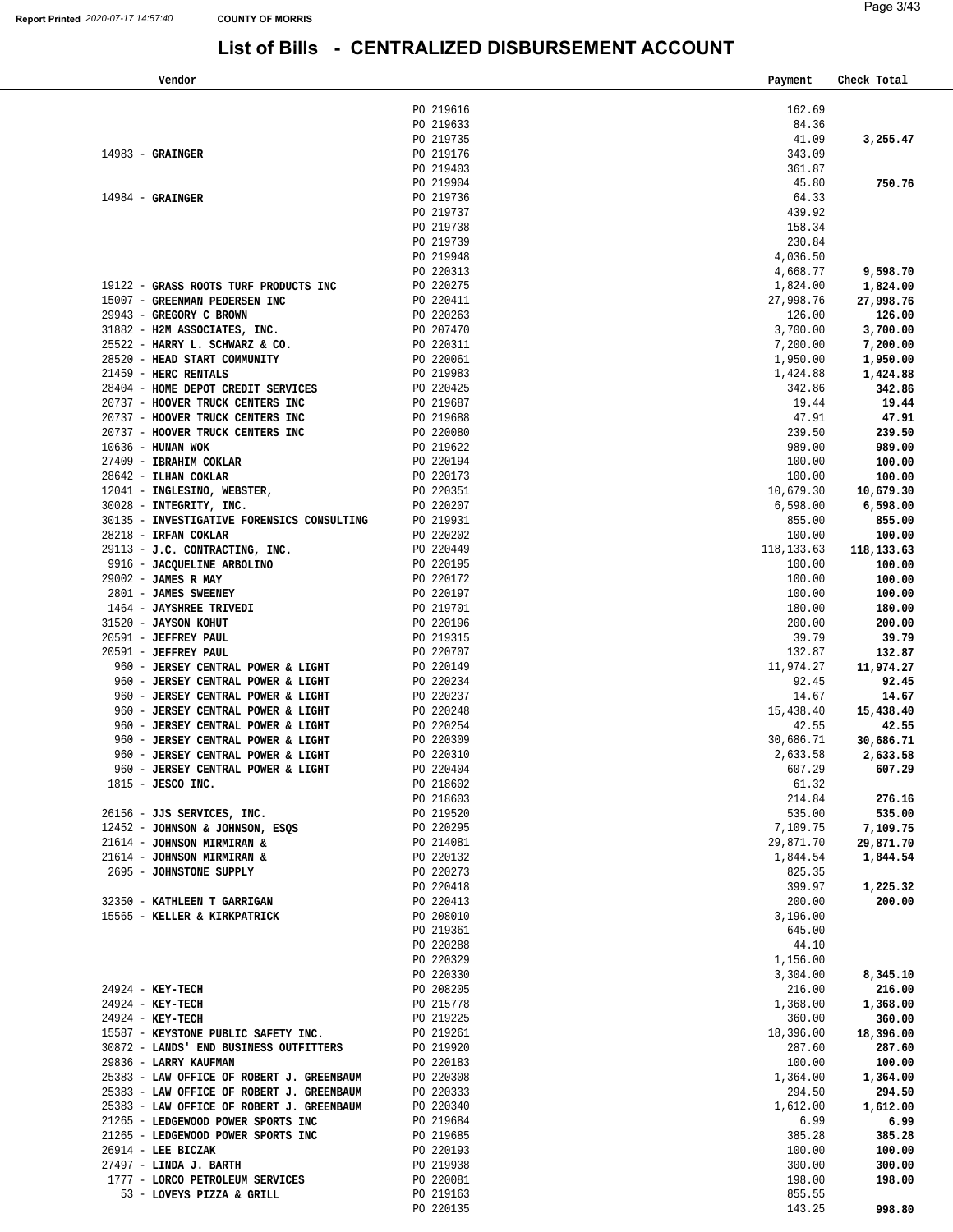# List of Bills - CENTRALIZED DISBURSEMENT ACCOUNT

| Vendor | | Payment | Check Total |
|---|---|---|---|
| | PO 219616 | 162.69 | |
| | PO 219633 | 84.36 | |
| | PO 219735 | 41.09 | **3,255.47** |
| 14983 - **GRAINGER** | PO 219176 | 343.09 | |
| | PO 219403 | 361.87 | |
| | PO 219904 | 45.80 | **750.76** |
| 14984 - **GRAINGER** | PO 219736 | 64.33 | |
| | PO 219737 | 439.92 | |
| | PO 219738 | 158.34 | |
| | PO 219739 | 230.84 | |
| | PO 219948 | 4,036.50 | |
| | PO 220313 | 4,668.77 | **9,598.70** |
| 19122 - **GRASS ROOTS TURF PRODUCTS INC** | PO 220275 | 1,824.00 | **1,824.00** |
| 15007 - **GREENMAN PEDERSEN INC** | PO 220411 | 27,998.76 | **27,998.76** |
| 29943 - **GREGORY C BROWN** | PO 220263 | 126.00 | **126.00** |
| 31882 - **H2M ASSOCIATES, INC.** | PO 207470 | 3,700.00 | **3,700.00** |
| 25522 - **HARRY L. SCHWARZ & CO.** | PO 220311 | 7,200.00 | **7,200.00** |
| 28520 - **HEAD START COMMUNITY** | PO 220061 | 1,950.00 | **1,950.00** |
| 21459 - **HERC RENTALS** | PO 219983 | 1,424.88 | **1,424.88** |
| 28404 - **HOME DEPOT CREDIT SERVICES** | PO 220425 | 342.86 | **342.86** |
| 20737 - **HOOVER TRUCK CENTERS INC** | PO 219687 | 19.44 | **19.44** |
| 20737 - **HOOVER TRUCK CENTERS INC** | PO 219688 | 47.91 | **47.91** |
| 20737 - **HOOVER TRUCK CENTERS INC** | PO 220080 | 239.50 | **239.50** |
| 10636 - **HUNAN WOK** | PO 219622 | 989.00 | **989.00** |
| 27409 - **IBRAHIM COKLAR** | PO 220194 | 100.00 | **100.00** |
| 28642 - **ILHAN COKLAR** | PO 220173 | 100.00 | **100.00** |
| 12041 - **INGLESINO, WEBSTER,** | PO 220351 | 10,679.30 | **10,679.30** |
| 30028 - **INTEGRITY, INC.** | PO 220207 | 6,598.00 | **6,598.00** |
| 30135 - **INVESTIGATIVE FORENSICS CONSULTING** | PO 219931 | 855.00 | **855.00** |
| 28218 - **IRFAN COKLAR** | PO 220202 | 100.00 | **100.00** |
| 29113 - **J.C. CONTRACTING, INC.** | PO 220449 | 118,133.63 | **118,133.63** |
| 9916 - **JACQUELINE ARBOLINO** | PO 220195 | 100.00 | **100.00** |
| 29002 - **JAMES R MAY** | PO 220172 | 100.00 | **100.00** |
| 2801 - **JAMES SWEENEY** | PO 220197 | 100.00 | **100.00** |
| 1464 - **JAYSHREE TRIVEDI** | PO 219701 | 180.00 | **180.00** |
| 31520 - **JAYSON KOHUT** | PO 220196 | 200.00 | **200.00** |
| 20591 - **JEFFREY PAUL** | PO 219315 | 39.79 | **39.79** |
| 20591 - **JEFFREY PAUL** | PO 220707 | 132.87 | **132.87** |
| 960 - **JERSEY CENTRAL POWER & LIGHT** | PO 220149 | 11,974.27 | **11,974.27** |
| 960 - **JERSEY CENTRAL POWER & LIGHT** | PO 220234 | 92.45 | **92.45** |
| 960 - **JERSEY CENTRAL POWER & LIGHT** | PO 220237 | 14.67 | **14.67** |
| 960 - **JERSEY CENTRAL POWER & LIGHT** | PO 220248 | 15,438.40 | **15,438.40** |
| 960 - **JERSEY CENTRAL POWER & LIGHT** | PO 220254 | 42.55 | **42.55** |
| 960 - **JERSEY CENTRAL POWER & LIGHT** | PO 220309 | 30,686.71 | **30,686.71** |
| 960 - **JERSEY CENTRAL POWER & LIGHT** | PO 220310 | 2,633.58 | **2,633.58** |
| 960 - **JERSEY CENTRAL POWER & LIGHT** | PO 220404 | 607.29 | **607.29** |
| 1815 - **JESCO INC.** | PO 218602 | 61.32 | |
| | PO 218603 | 214.84 | **276.16** |
| 26156 - **JJS SERVICES, INC.** | PO 219520 | 535.00 | **535.00** |
| 12452 - **JOHNSON & JOHNSON, ESQS** | PO 220295 | 7,109.75 | **7,109.75** |
| 21614 - **JOHNSON MIRMIRAN &** | PO 214081 | 29,871.70 | **29,871.70** |
| 21614 - **JOHNSON MIRMIRAN &** | PO 220132 | 1,844.54 | **1,844.54** |
| 2695 - **JOHNSTONE SUPPLY** | PO 220273 | 825.35 | |
| | PO 220418 | 399.97 | **1,225.32** |
| 32350 - **KATHLEEN T GARRIGAN** | PO 220413 | 200.00 | **200.00** |
| 15565 - **KELLER & KIRKPATRICK** | PO 208010 | 3,196.00 | |
| | PO 219361 | 645.00 | |
| | PO 220288 | 44.10 | |
| | PO 220329 | 1,156.00 | |
| | PO 220330 | 3,304.00 | **8,345.10** |
| 24924 - **KEY-TECH** | PO 208205 | 216.00 | **216.00** |
| 24924 - **KEY-TECH** | PO 215778 | 1,368.00 | **1,368.00** |
| 24924 - **KEY-TECH** | PO 219225 | 360.00 | **360.00** |
| 15587 - **KEYSTONE PUBLIC SAFETY INC.** | PO 219261 | 18,396.00 | **18,396.00** |
| 30872 - **LANDS' END BUSINESS OUTFITTERS** | PO 219920 | 287.60 | **287.60** |
| 29836 - **LARRY KAUFMAN** | PO 220183 | 100.00 | **100.00** |
| 25383 - **LAW OFFICE OF ROBERT J. GREENBAUM** | PO 220308 | 1,364.00 | **1,364.00** |
| 25383 - **LAW OFFICE OF ROBERT J. GREENBAUM** | PO 220333 | 294.50 | **294.50** |
| 25383 - **LAW OFFICE OF ROBERT J. GREENBAUM** | PO 220340 | 1,612.00 | **1,612.00** |
| 21265 - **LEDGEWOOD POWER SPORTS INC** | PO 219684 | 6.99 | **6.99** |
| 21265 - **LEDGEWOOD POWER SPORTS INC** | PO 219685 | 385.28 | **385.28** |
| 26914 - **LEE BICZAK** | PO 220193 | 100.00 | **100.00** |
| 27497 - **LINDA J. BARTH** | PO 219938 | 300.00 | **300.00** |
| 1777 - **LORCO PETROLEUM SERVICES** | PO 220081 | 198.00 | **198.00** |
| 53 - **LOVEYS PIZZA & GRILL** | PO 219163 | 855.55 | |
| | PO 220135 | 143.25 | **998.80** |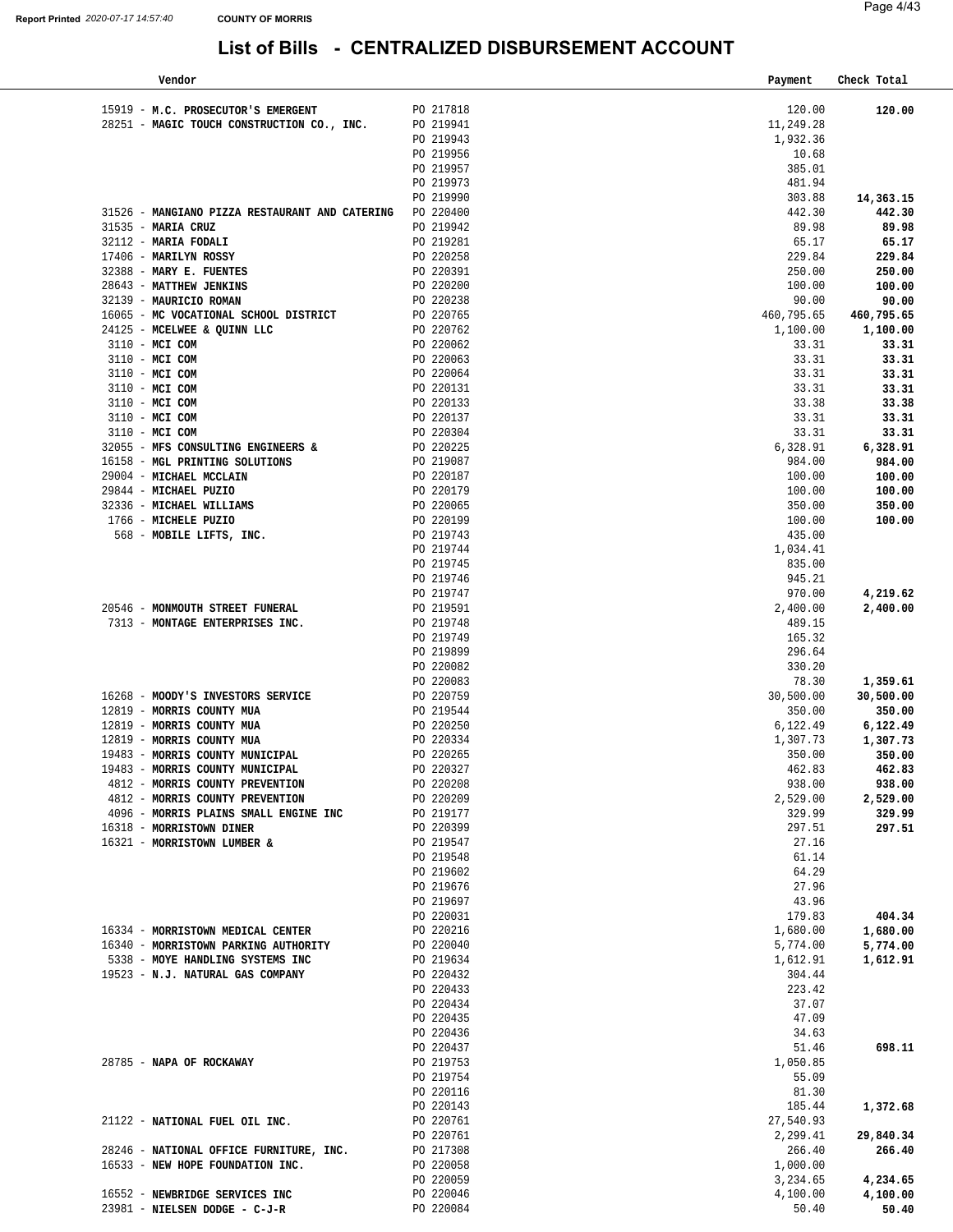# List of Bills - CENTRALIZED DISBURSEMENT ACCOUNT

| Vendor | | Payment | Check Total |
|---|---|---|---|
| 15919 - **M.C. PROSECUTOR'S EMERGENT** | PO 217818 | 120.00 | **120.00** |
| 28251 - **MAGIC TOUCH CONSTRUCTION CO., INC.** | PO 219941 | 11,249.28 | |
| | PO 219943 | 1,932.36 | |
| | PO 219956 | 10.68 | |
| | PO 219957 | 385.01 | |
| | PO 219973 | 481.94 | |
| | PO 219990 | 303.88 | **14,363.15** |
| 31526 - **MANGIANO PIZZA RESTAURANT AND CATERING** | PO 220400 | 442.30 | **442.30** |
| 31535 - **MARIA CRUZ** | PO 219942 | 89.98 | **89.98** |
| 32112 - **MARIA FODALI** | PO 219281 | 65.17 | **65.17** |
| 17406 - **MARILYN ROSSY** | PO 220258 | 229.84 | **229.84** |
| 32388 - **MARY E. FUENTES** | PO 220391 | 250.00 | **250.00** |
| 28643 - **MATTHEW JENKINS** | PO 220200 | 100.00 | **100.00** |
| 32139 - **MAURICIO ROMAN** | PO 220238 | 90.00 | **90.00** |
| 16065 - **MC VOCATIONAL SCHOOL DISTRICT** | PO 220765 | 460,795.65 | **460,795.65** |
| 24125 - **MCELWEE & QUINN LLC** | PO 220762 | 1,100.00 | **1,100.00** |
| 3110 - **MCI COM** | PO 220062 | 33.31 | **33.31** |
| 3110 - **MCI COM** | PO 220063 | 33.31 | **33.31** |
| 3110 - **MCI COM** | PO 220064 | 33.31 | **33.31** |
| 3110 - **MCI COM** | PO 220131 | 33.31 | **33.31** |
| 3110 - **MCI COM** | PO 220133 | 33.38 | **33.38** |
| 3110 - **MCI COM** | PO 220137 | 33.31 | **33.31** |
| 3110 - **MCI COM** | PO 220304 | 33.31 | **33.31** |
| 32055 - **MFS CONSULTING ENGINEERS &** | PO 220225 | 6,328.91 | **6,328.91** |
| 16158 - **MGL PRINTING SOLUTIONS** | PO 219087 | 984.00 | **984.00** |
| 29004 - **MICHAEL MCCLAIN** | PO 220187 | 100.00 | **100.00** |
| 29844 - **MICHAEL PUZIO** | PO 220179 | 100.00 | **100.00** |
| 32336 - **MICHAEL WILLIAMS** | PO 220065 | 350.00 | **350.00** |
| 1766 - **MICHELE PUZIO** | PO 220199 | 100.00 | **100.00** |
| 568 - **MOBILE LIFTS, INC.** | PO 219743 | 435.00 | |
| | PO 219744 | 1,034.41 | |
| | PO 219745 | 835.00 | |
| | PO 219746 | 945.21 | |
| | PO 219747 | 970.00 | **4,219.62** |
| 20546 - **MONMOUTH STREET FUNERAL** | PO 219591 | 2,400.00 | **2,400.00** |
| 7313 - **MONTAGE ENTERPRISES INC.** | PO 219748 | 489.15 | |
| | PO 219749 | 165.32 | |
| | PO 219899 | 296.64 | |
| | PO 220082 | 330.20 | |
| | PO 220083 | 78.30 | **1,359.61** |
| 16268 - **MOODY'S INVESTORS SERVICE** | PO 220759 | 30,500.00 | **30,500.00** |
| 12819 - **MORRIS COUNTY MUA** | PO 219544 | 350.00 | **350.00** |
| 12819 - **MORRIS COUNTY MUA** | PO 220250 | 6,122.49 | **6,122.49** |
| 12819 - **MORRIS COUNTY MUA** | PO 220334 | 1,307.73 | **1,307.73** |
| 19483 - **MORRIS COUNTY MUNICIPAL** | PO 220265 | 350.00 | **350.00** |
| 19483 - **MORRIS COUNTY MUNICIPAL** | PO 220327 | 462.83 | **462.83** |
| 4812 - **MORRIS COUNTY PREVENTION** | PO 220208 | 938.00 | **938.00** |
| 4812 - **MORRIS COUNTY PREVENTION** | PO 220209 | 2,529.00 | **2,529.00** |
| 4096 - **MORRIS PLAINS SMALL ENGINE INC** | PO 219177 | 329.99 | **329.99** |
| 16318 - **MORRISTOWN DINER** | PO 220399 | 297.51 | **297.51** |
| 16321 - **MORRISTOWN LUMBER &** | PO 219547 | 27.16 | |
| | PO 219548 | 61.14 | |
| | PO 219602 | 64.29 | |
| | PO 219676 | 27.96 | |
| | PO 219697 | 43.96 | |
| | PO 220031 | 179.83 | **404.34** |
| 16334 - **MORRISTOWN MEDICAL CENTER** | PO 220216 | 1,680.00 | **1,680.00** |
| 16340 - **MORRISTOWN PARKING AUTHORITY** | PO 220040 | 5,774.00 | **5,774.00** |
| 5338 - **MOYE HANDLING SYSTEMS INC** | PO 219634 | 1,612.91 | **1,612.91** |
| 19523 - **N.J. NATURAL GAS COMPANY** | PO 220432 | 304.44 | |
| | PO 220433 | 223.42 | |
| | PO 220434 | 37.07 | |
| | PO 220435 | 47.09 | |
| | PO 220436 | 34.63 | |
| | PO 220437 | 51.46 | **698.11** |
| 28785 - **NAPA OF ROCKAWAY** | PO 219753 | 1,050.85 | |
| | PO 219754 | 55.09 | |
| | PO 220116 | 81.30 | |
| | PO 220143 | 185.44 | **1,372.68** |
| 21122 - **NATIONAL FUEL OIL INC.** | PO 220761 | 27,540.93 | |
| | PO 220761 | 2,299.41 | **29,840.34** |
| 28246 - **NATIONAL OFFICE FURNITURE, INC.** | PO 217308 | 266.40 | **266.40** |
| 16533 - **NEW HOPE FOUNDATION INC.** | PO 220058 | 1,000.00 | |
| | PO 220059 | 3,234.65 | **4,234.65** |
| 16552 - **NEWBRIDGE SERVICES INC** | PO 220046 | 4,100.00 | **4,100.00** |
| 23981 - **NIELSEN DODGE - C-J-R** | PO 220084 | 50.40 | **50.40** |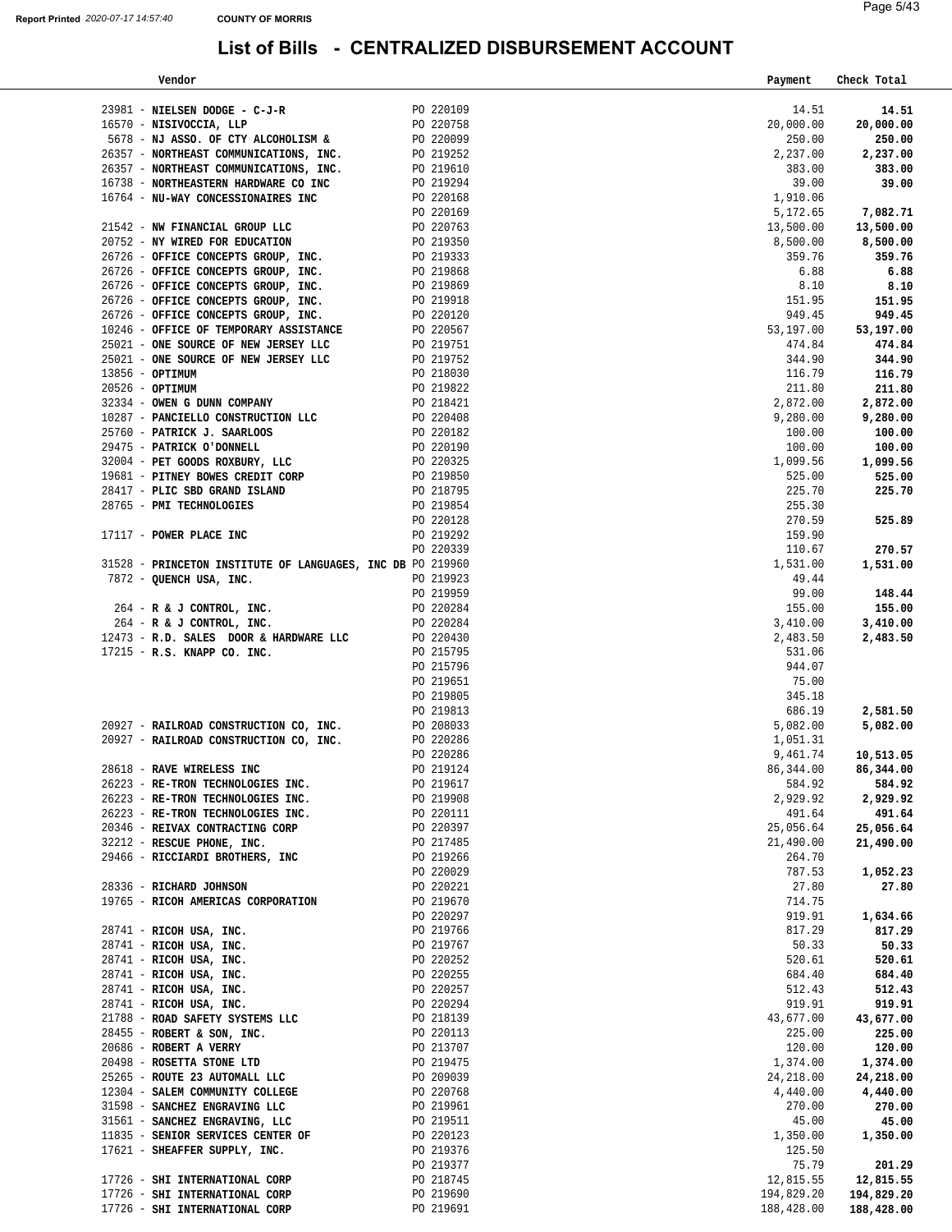Report Printed 2020-07-17 14:57:40 COUNTY OF MORRIS

# List of Bills - CENTRALIZED DISBURSEMENT ACCOUNT

| Vendor | | Payment | Check Total |
|---|---|---|---|
| 23981 - NIELSEN DODGE - C-J-R | PO 220109 | 14.51 | 14.51 |
| 16570 - NISIVOCCIA, LLP | PO 220758 | 20,000.00 | 20,000.00 |
| 5678 - NJ ASSO. OF CTY ALCOHOLISM & | PO 220099 | 250.00 | 250.00 |
| 26357 - NORTHEAST COMMUNICATIONS, INC. | PO 219252 | 2,237.00 | 2,237.00 |
| 26357 - NORTHEAST COMMUNICATIONS, INC. | PO 219610 | 383.00 | 383.00 |
| 16738 - NORTHEASTERN HARDWARE CO INC | PO 219294 | 39.00 | 39.00 |
| 16764 - NU-WAY CONCESSIONAIRES INC | PO 220168 | 1,910.06 | |
| | PO 220169 | 5,172.65 | 7,082.71 |
| 21542 - NW FINANCIAL GROUP LLC | PO 220763 | 13,500.00 | 13,500.00 |
| 20752 - NY WIRED FOR EDUCATION | PO 219350 | 8,500.00 | 8,500.00 |
| 26726 - OFFICE CONCEPTS GROUP, INC. | PO 219333 | 359.76 | 359.76 |
| 26726 - OFFICE CONCEPTS GROUP, INC. | PO 219868 | 6.88 | 6.88 |
| 26726 - OFFICE CONCEPTS GROUP, INC. | PO 219869 | 8.10 | 8.10 |
| 26726 - OFFICE CONCEPTS GROUP, INC. | PO 219918 | 151.95 | 151.95 |
| 26726 - OFFICE CONCEPTS GROUP, INC. | PO 220120 | 949.45 | 949.45 |
| 10246 - OFFICE OF TEMPORARY ASSISTANCE | PO 220567 | 53,197.00 | 53,197.00 |
| 25021 - ONE SOURCE OF NEW JERSEY LLC | PO 219751 | 474.84 | 474.84 |
| 25021 - ONE SOURCE OF NEW JERSEY LLC | PO 219752 | 344.90 | 344.90 |
| 13856 - OPTIMUM | PO 218030 | 116.79 | 116.79 |
| 20526 - OPTIMUM | PO 219822 | 211.80 | 211.80 |
| 32334 - OWEN G DUNN COMPANY | PO 218421 | 2,872.00 | 2,872.00 |
| 10287 - PANCIELLO CONSTRUCTION LLC | PO 220408 | 9,280.00 | 9,280.00 |
| 25760 - PATRICK J. SAARLOOS | PO 220182 | 100.00 | 100.00 |
| 29475 - PATRICK O'DONNELL | PO 220190 | 100.00 | 100.00 |
| 32004 - PET GOODS ROXBURY, LLC | PO 220325 | 1,099.56 | 1,099.56 |
| 19681 - PITNEY BOWES CREDIT CORP | PO 219850 | 525.00 | 525.00 |
| 28417 - PLIC SBD GRAND ISLAND | PO 218795 | 225.70 | 225.70 |
| 28765 - PMI TECHNOLOGIES | PO 219854 | 255.30 | |
| | PO 220128 | 270.59 | 525.89 |
| 17117 - POWER PLACE INC | PO 219292 | 159.90 | |
| | PO 220339 | 110.67 | 270.57 |
| 31528 - PRINCETON INSTITUTE OF LANGUAGES, INC DB | PO 219960 | 1,531.00 | 1,531.00 |
| 7872 - QUENCH USA, INC. | PO 219923 | 49.44 | |
| | PO 219959 | 99.00 | 148.44 |
| 264 - R & J CONTROL, INC. | PO 220284 | 155.00 | 155.00 |
| 264 - R & J CONTROL, INC. | PO 220284 | 3,410.00 | 3,410.00 |
| 12473 - R.D. SALES DOOR & HARDWARE LLC | PO 220430 | 2,483.50 | 2,483.50 |
| 17215 - R.S. KNAPP CO. INC. | PO 215795 | 531.06 | |
| | PO 215796 | 944.07 | |
| | PO 219651 | 75.00 | |
| | PO 219805 | 345.18 | |
| | PO 219813 | 686.19 | 2,581.50 |
| 20927 - RAILROAD CONSTRUCTION CO, INC. | PO 208033 | 5,082.00 | 5,082.00 |
| 20927 - RAILROAD CONSTRUCTION CO, INC. | PO 220286 | 1,051.31 | |
| | PO 220286 | 9,461.74 | 10,513.05 |
| 28618 - RAVE WIRELESS INC | PO 219124 | 86,344.00 | 86,344.00 |
| 26223 - RE-TRON TECHNOLOGIES INC. | PO 219617 | 584.92 | 584.92 |
| 26223 - RE-TRON TECHNOLOGIES INC. | PO 219908 | 2,929.92 | 2,929.92 |
| 26223 - RE-TRON TECHNOLOGIES INC. | PO 220111 | 491.64 | 491.64 |
| 20346 - REIVAX CONTRACTING CORP | PO 220397 | 25,056.64 | 25,056.64 |
| 32212 - RESCUE PHONE, INC. | PO 217485 | 21,490.00 | 21,490.00 |
| 29466 - RICCIARDI BROTHERS, INC | PO 219266 | 264.70 | |
| | PO 220029 | 787.53 | 1,052.23 |
| 28336 - RICHARD JOHNSON | PO 220221 | 27.80 | 27.80 |
| 19765 - RICOH AMERICAS CORPORATION | PO 219670 | 714.75 | |
| | PO 220297 | 919.91 | 1,634.66 |
| 28741 - RICOH USA, INC. | PO 219766 | 817.29 | 817.29 |
| 28741 - RICOH USA, INC. | PO 219767 | 50.33 | 50.33 |
| 28741 - RICOH USA, INC. | PO 220252 | 520.61 | 520.61 |
| 28741 - RICOH USA, INC. | PO 220255 | 684.40 | 684.40 |
| 28741 - RICOH USA, INC. | PO 220257 | 512.43 | 512.43 |
| 28741 - RICOH USA, INC. | PO 220294 | 919.91 | 919.91 |
| 21788 - ROAD SAFETY SYSTEMS LLC | PO 218139 | 43,677.00 | 43,677.00 |
| 28455 - ROBERT & SON, INC. | PO 220113 | 225.00 | 225.00 |
| 20686 - ROBERT A VERRY | PO 213707 | 120.00 | 120.00 |
| 20498 - ROSETTA STONE LTD | PO 219475 | 1,374.00 | 1,374.00 |
| 25265 - ROUTE 23 AUTOMALL LLC | PO 209039 | 24,218.00 | 24,218.00 |
| 12304 - SALEM COMMUNITY COLLEGE | PO 220768 | 4,440.00 | 4,440.00 |
| 31598 - SANCHEZ ENGRAVING LLC | PO 219961 | 270.00 | 270.00 |
| 31561 - SANCHEZ ENGRAVING, LLC | PO 219511 | 45.00 | 45.00 |
| 11835 - SENIOR SERVICES CENTER OF | PO 220123 | 1,350.00 | 1,350.00 |
| 17621 - SHEAFFER SUPPLY, INC. | PO 219376 | 125.50 | |
| | PO 219377 | 75.79 | 201.29 |
| 17726 - SHI INTERNATIONAL CORP | PO 218745 | 12,815.55 | 12,815.55 |
| 17726 - SHI INTERNATIONAL CORP | PO 219690 | 194,829.20 | 194,829.20 |
| 17726 - SHI INTERNATIONAL CORP | PO 219691 | 188,428.00 | 188,428.00 |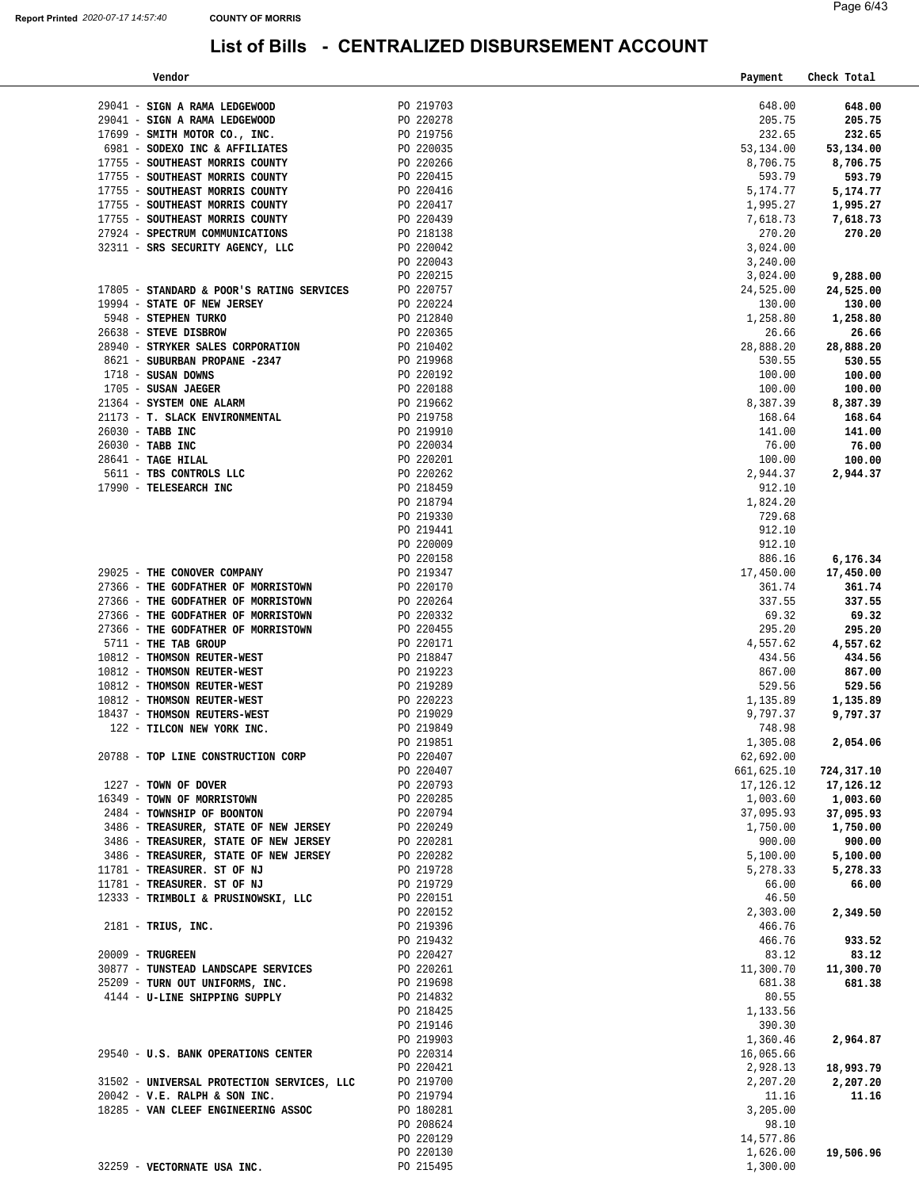Report Printed 2020-07-17 14:57:40 COUNTY OF MORRIS

# List of Bills - CENTRALIZED DISBURSEMENT ACCOUNT

| Vendor | | Payment | Check Total |
|---|---|---|---|
| 29041 - **SIGN A RAMA LEDGEWOOD** | PO 219703 | 648.00 | **648.00** |
| 29041 - **SIGN A RAMA LEDGEWOOD** | PO 220278 | 205.75 | **205.75** |
| 17699 - **SMITH MOTOR CO., INC.** | PO 219756 | 232.65 | **232.65** |
| 6981 - **SODEXO INC & AFFILIATES** | PO 220035 | 53,134.00 | **53,134.00** |
| 17755 - **SOUTHEAST MORRIS COUNTY** | PO 220266 | 8,706.75 | **8,706.75** |
| 17755 - **SOUTHEAST MORRIS COUNTY** | PO 220415 | 593.79 | **593.79** |
| 17755 - **SOUTHEAST MORRIS COUNTY** | PO 220416 | 5,174.77 | **5,174.77** |
| 17755 - **SOUTHEAST MORRIS COUNTY** | PO 220417 | 1,995.27 | **1,995.27** |
| 17755 - **SOUTHEAST MORRIS COUNTY** | PO 220439 | 7,618.73 | **7,618.73** |
| 27924 - **SPECTRUM COMMUNICATIONS** | PO 218138 | 270.20 | **270.20** |
| 32311 - **SRS SECURITY AGENCY, LLC** | PO 220042 | 3,024.00 | |
| | PO 220043 | 3,240.00 | |
| | PO 220215 | 3,024.00 | **9,288.00** |
| 17805 - **STANDARD & POOR'S RATING SERVICES** | PO 220757 | 24,525.00 | **24,525.00** |
| 19994 - **STATE OF NEW JERSEY** | PO 220224 | 130.00 | **130.00** |
| 5948 - **STEPHEN TURKO** | PO 212840 | 1,258.80 | **1,258.80** |
| 26638 - **STEVE DISBROW** | PO 220365 | 26.66 | **26.66** |
| 28940 - **STRYKER SALES CORPORATION** | PO 210402 | 28,888.20 | **28,888.20** |
| 8621 - **SUBURBAN PROPANE -2347** | PO 219968 | 530.55 | **530.55** |
| 1718 - **SUSAN DOWNS** | PO 220192 | 100.00 | **100.00** |
| 1705 - **SUSAN JAEGER** | PO 220188 | 100.00 | **100.00** |
| 21364 - **SYSTEM ONE ALARM** | PO 219662 | 8,387.39 | **8,387.39** |
| 21173 - **T. SLACK ENVIRONMENTAL** | PO 219758 | 168.64 | **168.64** |
| 26030 - **TABB INC** | PO 219910 | 141.00 | **141.00** |
| 26030 - **TABB INC** | PO 220034 | 76.00 | **76.00** |
| 28641 - **TAGE HILAL** | PO 220201 | 100.00 | **100.00** |
| 5611 - **TBS CONTROLS LLC** | PO 220262 | 2,944.37 | **2,944.37** |
| 17990 - **TELESEARCH INC** | PO 218459 | 912.10 | |
| | PO 218794 | 1,824.20 | |
| | PO 219330 | 729.68 | |
| | PO 219441 | 912.10 | |
| | PO 220009 | 912.10 | |
| | PO 220158 | 886.16 | **6,176.34** |
| 29025 - **THE CONOVER COMPANY** | PO 219347 | 17,450.00 | **17,450.00** |
| 27366 - **THE GODFATHER OF MORRISTOWN** | PO 220170 | 361.74 | **361.74** |
| 27366 - **THE GODFATHER OF MORRISTOWN** | PO 220264 | 337.55 | **337.55** |
| 27366 - **THE GODFATHER OF MORRISTOWN** | PO 220332 | 69.32 | **69.32** |
| 27366 - **THE GODFATHER OF MORRISTOWN** | PO 220455 | 295.20 | **295.20** |
| 5711 - **THE TAB GROUP** | PO 220171 | 4,557.62 | **4,557.62** |
| 10812 - **THOMSON REUTER-WEST** | PO 218847 | 434.56 | **434.56** |
| 10812 - **THOMSON REUTER-WEST** | PO 219223 | 867.00 | **867.00** |
| 10812 - **THOMSON REUTER-WEST** | PO 219289 | 529.56 | **529.56** |
| 10812 - **THOMSON REUTER-WEST** | PO 220223 | 1,135.89 | **1,135.89** |
| 18437 - **THOMSON REUTERS-WEST** | PO 219029 | 9,797.37 | **9,797.37** |
| 122 - **TILCON NEW YORK INC.** | PO 219849 | 748.98 | |
| | PO 219851 | 1,305.08 | **2,054.06** |
| 20788 - **TOP LINE CONSTRUCTION CORP** | PO 220407 | 62,692.00 | |
| | PO 220407 | 661,625.10 | **724,317.10** |
| 1227 - **TOWN OF DOVER** | PO 220793 | 17,126.12 | **17,126.12** |
| 16349 - **TOWN OF MORRISTOWN** | PO 220285 | 1,003.60 | **1,003.60** |
| 2484 - **TOWNSHIP OF BOONTON** | PO 220794 | 37,095.93 | **37,095.93** |
| 3486 - **TREASURER, STATE OF NEW JERSEY** | PO 220249 | 1,750.00 | **1,750.00** |
| 3486 - **TREASURER, STATE OF NEW JERSEY** | PO 220281 | 900.00 | **900.00** |
| 3486 - **TREASURER, STATE OF NEW JERSEY** | PO 220282 | 5,100.00 | **5,100.00** |
| 11781 - **TREASURER. ST OF NJ** | PO 219728 | 5,278.33 | **5,278.33** |
| 11781 - **TREASURER. ST OF NJ** | PO 219729 | 66.00 | **66.00** |
| 12333 - **TRIMBOLI & PRUSINOWSKI, LLC** | PO 220151 | 46.50 | |
| | PO 220152 | 2,303.00 | **2,349.50** |
| 2181 - **TRIUS, INC.** | PO 219396 | 466.76 | |
| | PO 219432 | 466.76 | **933.52** |
| 20009 - **TRUGREEN** | PO 220427 | 83.12 | **83.12** |
| 30877 - **TUNSTEAD LANDSCAPE SERVICES** | PO 220261 | 11,300.70 | **11,300.70** |
| 25209 - **TURN OUT UNIFORMS, INC.** | PO 219698 | 681.38 | **681.38** |
| 4144 - **U-LINE SHIPPING SUPPLY** | PO 214832 | 80.55 | |
| | PO 218425 | 1,133.56 | |
| | PO 219146 | 390.30 | |
| | PO 219903 | 1,360.46 | **2,964.87** |
| 29540 - **U.S. BANK OPERATIONS CENTER** | PO 220314 | 16,065.66 | |
| | PO 220421 | 2,928.13 | **18,993.79** |
| 31502 - **UNIVERSAL PROTECTION SERVICES, LLC** | PO 219700 | 2,207.20 | **2,207.20** |
| 20042 - **V.E. RALPH & SON INC.** | PO 219794 | 11.16 | **11.16** |
| 18285 - **VAN CLEEF ENGINEERING ASSOC** | PO 180281 | 3,205.00 | |
| | PO 208624 | 98.10 | |
| | PO 220129 | 14,577.86 | |
| | PO 220130 | 1,626.00 | **19,506.96** |
| 32259 - **VECTORNATE USA INC.** | PO 215495 | 1,300.00 | |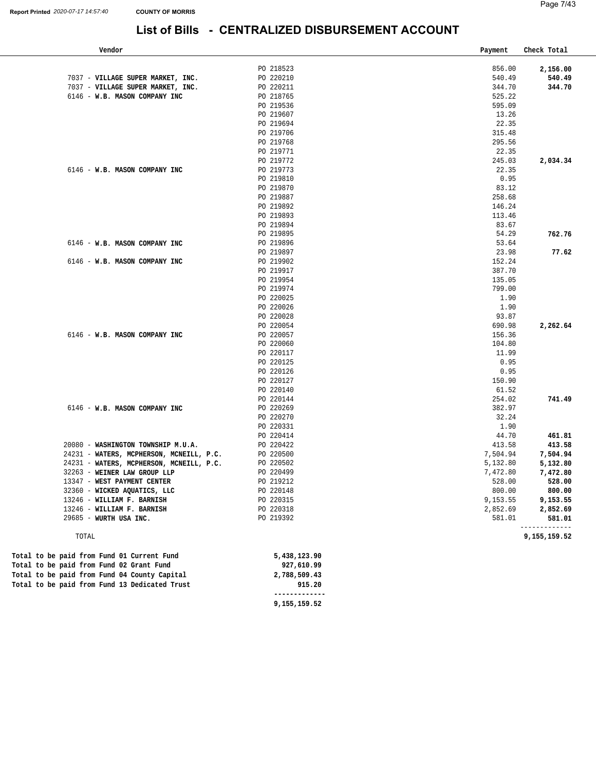Report Printed 2020-07-17 14:57:40 **COUNTY OF MORRIS**

# List of Bills - CENTRALIZED DISBURSEMENT ACCOUNT

| Vendor | | Payment | Check Total |
|---|---|---|---|
| | PO 218523 | 856.00 | **2,156.00** |
| 7037 - **VILLAGE SUPER MARKET, INC.** | PO 220210 | 540.49 | **540.49** |
| 7037 - **VILLAGE SUPER MARKET, INC.** | PO 220211 | 344.70 | **344.70** |
| 6146 - **W.B. MASON COMPANY INC** | PO 218765 | 525.22 | |
| | PO 219536 | 595.09 | |
| | PO 219607 | 13.26 | |
| | PO 219694 | 22.35 | |
| | PO 219706 | 315.48 | |
| | PO 219768 | 295.56 | |
| | PO 219771 | 22.35 | |
| | PO 219772 | 245.03 | **2,034.34** |
| 6146 - **W.B. MASON COMPANY INC** | PO 219773 | 22.35 | |
| | PO 219810 | 0.95 | |
| | PO 219870 | 83.12 | |
| | PO 219887 | 258.68 | |
| | PO 219892 | 146.24 | |
| | PO 219893 | 113.46 | |
| | PO 219894 | 83.67 | |
| | PO 219895 | 54.29 | **762.76** |
| 6146 - **W.B. MASON COMPANY INC** | PO 219896 | 53.64 | |
| | PO 219897 | 23.98 | **77.62** |
| 6146 - **W.B. MASON COMPANY INC** | PO 219902 | 152.24 | |
| | PO 219917 | 387.70 | |
| | PO 219954 | 135.05 | |
| | PO 219974 | 799.00 | |
| | PO 220025 | 1.90 | |
| | PO 220026 | 1.90 | |
| | PO 220028 | 93.87 | |
| | PO 220054 | 690.98 | **2,262.64** |
| 6146 - **W.B. MASON COMPANY INC** | PO 220057 | 156.36 | |
| | PO 220060 | 104.80 | |
| | PO 220117 | 11.99 | |
| | PO 220125 | 0.95 | |
| | PO 220126 | 0.95 | |
| | PO 220127 | 150.90 | |
| | PO 220140 | 61.52 | |
| | PO 220144 | 254.02 | **741.49** |
| 6146 - **W.B. MASON COMPANY INC** | PO 220269 | 382.97 | |
| | PO 220270 | 32.24 | |
| | PO 220331 | 1.90 | |
| | PO 220414 | 44.70 | **461.81** |
| 20080 - **WASHINGTON TOWNSHIP M.U.A.** | PO 220422 | 413.58 | **413.58** |
| 24231 - **WATERS, MCPHERSON, MCNEILL, P.C.** | PO 220500 | 7,504.94 | **7,504.94** |
| 24231 - **WATERS, MCPHERSON, MCNEILL, P.C.** | PO 220502 | 5,132.80 | **5,132.80** |
| 32263 - **WEINER LAW GROUP LLP** | PO 220499 | 7,472.80 | **7,472.80** |
| 13347 - **WEST PAYMENT CENTER** | PO 219212 | 528.00 | **528.00** |
| 32360 - **WICKED AQUATICS, LLC** | PO 220148 | 800.00 | **800.00** |
| 13246 - **WILLIAM F. BARNISH** | PO 220315 | 9,153.55 | **9,153.55** |
| 13246 - **WILLIAM F. BARNISH** | PO 220318 | 2,852.69 | **2,852.69** |
| 29685 - **WURTH USA INC.** | PO 219392 | 581.01 | **581.01** |
| TOTAL | | | **9,155,159.52** |

| | |
|---|---|
| **Total to be paid from Fund 01 Current Fund** | **5,438,123.90** |
| **Total to be paid from Fund 02 Grant Fund** | **927,610.99** |
| **Total to be paid from Fund 04 County Capital** | **2,788,509.43** |
| **Total to be paid from Fund 13 Dedicated Trust** | **915.20** |
| | **9,155,159.52** |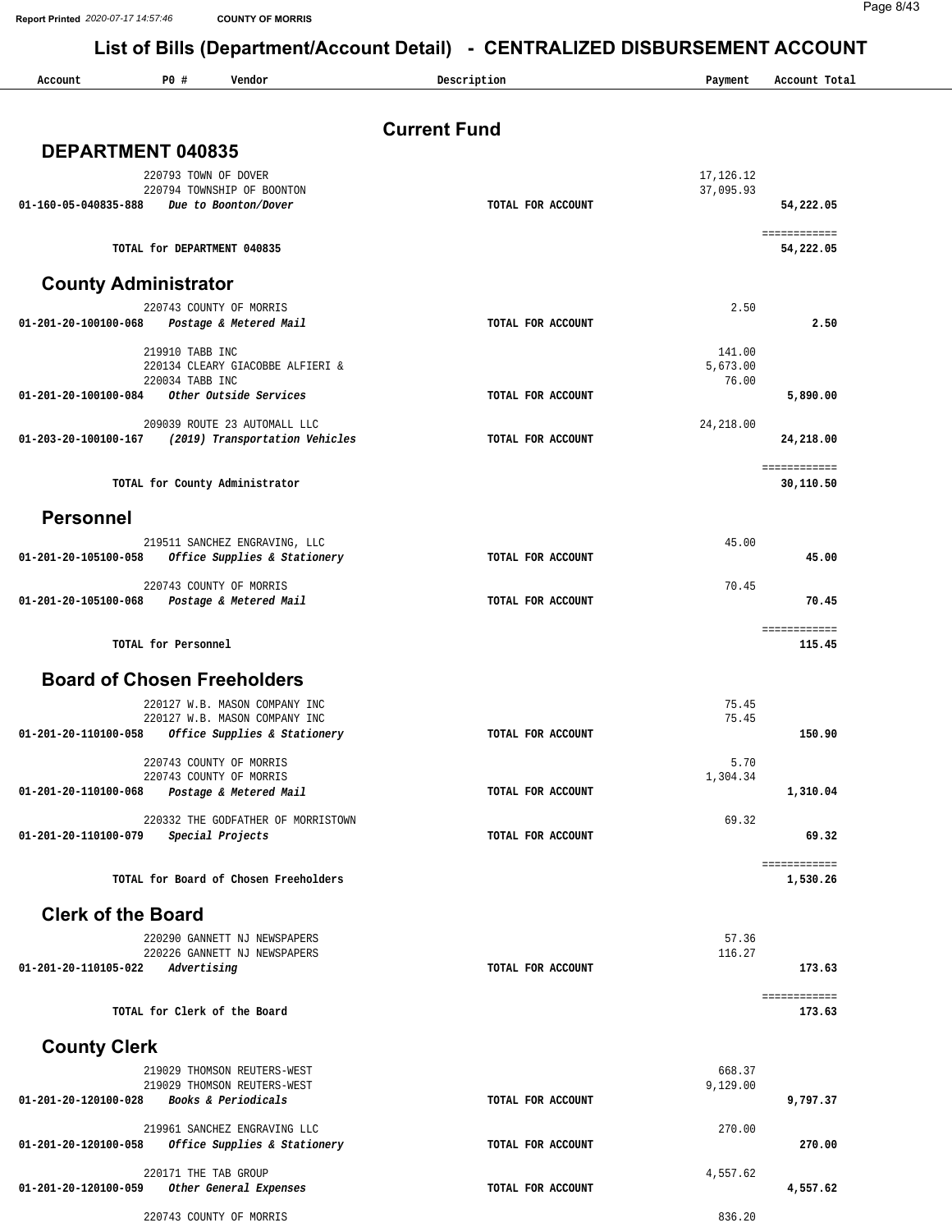# List of Bills (Department/Account Detail) - CENTRALIZED DISBURSEMENT ACCOUNT

| Account | PO # | Vendor | Description | Payment | Account Total |
|---|---|---|---|---|---|

## Current Fund

### DEPARTMENT 040835

| Account | PO # | Vendor | Description | Payment | Account Total |
|---|---|---|---|---|---|
| | 220793 | TOWN OF DOVER | | 17,126.12 | |
| | 220794 | TOWNSHIP OF BOONTON | | 37,095.93 | |
| **01-160-05-040835-888** | | ***Due to Boonton/Dover*** | **TOTAL FOR ACCOUNT** | | **54,222.05** |
| | | **TOTAL for DEPARTMENT 040835** | | | **54,222.05** |

### County Administrator

| Account | PO # | Vendor | Description | Payment | Account Total |
|---|---|---|---|---|---|
| | 220743 | COUNTY OF MORRIS | | 2.50 | |
| **01-201-20-100100-068** | | ***Postage & Metered Mail*** | **TOTAL FOR ACCOUNT** | | **2.50** |
| | 219910 | TABB INC | | 141.00 | |
| | 220134 | CLEARY GIACOBBE ALFIERI & | | 5,673.00 | |
| | 220034 | TABB INC | | 76.00 | |
| **01-201-20-100100-084** | | ***Other Outside Services*** | **TOTAL FOR ACCOUNT** | | **5,890.00** |
| | 209039 | ROUTE 23 AUTOMALL LLC | | 24,218.00 | |
| **01-203-20-100100-167** | | ***(2019) Transportation Vehicles*** | **TOTAL FOR ACCOUNT** | | **24,218.00** |
| | | **TOTAL for County Administrator** | | | **30,110.50** |

### Personnel

| Account | PO # | Vendor | Description | Payment | Account Total |
|---|---|---|---|---|---|
| | 219511 | SANCHEZ ENGRAVING, LLC | | 45.00 | |
| **01-201-20-105100-058** | | ***Office Supplies & Stationery*** | **TOTAL FOR ACCOUNT** | | **45.00** |
| | 220743 | COUNTY OF MORRIS | | 70.45 | |
| **01-201-20-105100-068** | | ***Postage & Metered Mail*** | **TOTAL FOR ACCOUNT** | | **70.45** |
| | | **TOTAL for Personnel** | | | **115.45** |

### Board of Chosen Freeholders

| Account | PO # | Vendor | Description | Payment | Account Total |
|---|---|---|---|---|---|
| | 220127 | W.B. MASON COMPANY INC | | 75.45 | |
| | 220127 | W.B. MASON COMPANY INC | | 75.45 | |
| **01-201-20-110100-058** | | ***Office Supplies & Stationery*** | **TOTAL FOR ACCOUNT** | | **150.90** |
| | 220743 | COUNTY OF MORRIS | | 5.70 | |
| | 220743 | COUNTY OF MORRIS | | 1,304.34 | |
| **01-201-20-110100-068** | | ***Postage & Metered Mail*** | **TOTAL FOR ACCOUNT** | | **1,310.04** |
| | 220332 | THE GODFATHER OF MORRISTOWN | | 69.32 | |
| **01-201-20-110100-079** | | ***Special Projects*** | **TOTAL FOR ACCOUNT** | | **69.32** |
| | | **TOTAL for Board of Chosen Freeholders** | | | **1,530.26** |

### Clerk of the Board

| Account | PO # | Vendor | Description | Payment | Account Total |
|---|---|---|---|---|---|
| | 220290 | GANNETT NJ NEWSPAPERS | | 57.36 | |
| | 220226 | GANNETT NJ NEWSPAPERS | | 116.27 | |
| **01-201-20-110105-022** | | ***Advertising*** | **TOTAL FOR ACCOUNT** | | **173.63** |
| | | **TOTAL for Clerk of the Board** | | | **173.63** |

### County Clerk

| Account | PO # | Vendor | Description | Payment | Account Total |
|---|---|---|---|---|---|
| | 219029 | THOMSON REUTERS-WEST | | 668.37 | |
| | 219029 | THOMSON REUTERS-WEST | | 9,129.00 | |
| **01-201-20-120100-028** | | ***Books & Periodicals*** | **TOTAL FOR ACCOUNT** | | **9,797.37** |
| | 219961 | SANCHEZ ENGRAVING LLC | | 270.00 | |
| **01-201-20-120100-058** | | ***Office Supplies & Stationery*** | **TOTAL FOR ACCOUNT** | | **270.00** |
| | 220171 | THE TAB GROUP | | 4,557.62 | |
| **01-201-20-120100-059** | | ***Other General Expenses*** | **TOTAL FOR ACCOUNT** | | **4,557.62** |
| | 220743 | COUNTY OF MORRIS | | 836.20 | |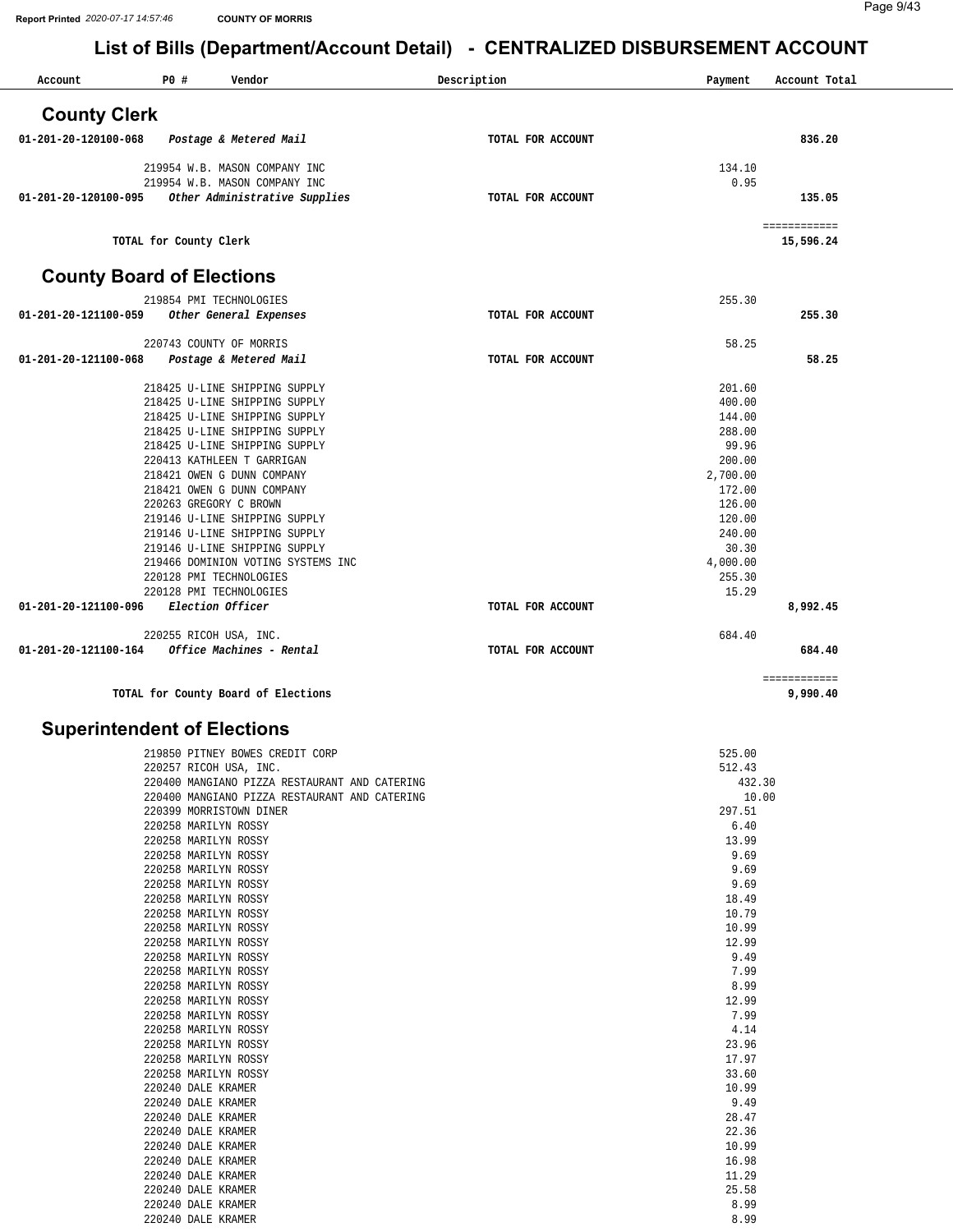# List of Bills (Department/Account Detail) - CENTRALIZED DISBURSEMENT ACCOUNT

| Account | PO # | Vendor | Description | Payment | Account Total |
|---|---|---|---|---|---|

## County Clerk

| Account | PO # | Vendor | Description | Payment | Account Total |
|---|---|---|---|---|---|
| 01-201-20-120100-068 | | *Postage & Metered Mail* | TOTAL FOR ACCOUNT | | 836.20 |
| | 219954 | W.B. MASON COMPANY INC | | 134.10 | |
| | 219954 | W.B. MASON COMPANY INC | | 0.95 | |
| 01-201-20-120100-095 | | *Other Administrative Supplies* | TOTAL FOR ACCOUNT | | 135.05 |
| | | TOTAL for County Clerk | | | 15,596.24 |

## County Board of Elections

| Account | PO # | Vendor | Description | Payment | Account Total |
|---|---|---|---|---|---|
| | 219854 | PMI TECHNOLOGIES | | 255.30 | |
| 01-201-20-121100-059 | | *Other General Expenses* | TOTAL FOR ACCOUNT | | 255.30 |
| | 220743 | COUNTY OF MORRIS | | 58.25 | |
| 01-201-20-121100-068 | | *Postage & Metered Mail* | TOTAL FOR ACCOUNT | | 58.25 |
| | 218425 | U-LINE SHIPPING SUPPLY | | 201.60 | |
| | 218425 | U-LINE SHIPPING SUPPLY | | 400.00 | |
| | 218425 | U-LINE SHIPPING SUPPLY | | 144.00 | |
| | 218425 | U-LINE SHIPPING SUPPLY | | 288.00 | |
| | 218425 | U-LINE SHIPPING SUPPLY | | 99.96 | |
| | 220413 | KATHLEEN T GARRIGAN | | 200.00 | |
| | 218421 | OWEN G DUNN COMPANY | | 2,700.00 | |
| | 218421 | OWEN G DUNN COMPANY | | 172.00 | |
| | 220263 | GREGORY C BROWN | | 126.00 | |
| | 219146 | U-LINE SHIPPING SUPPLY | | 120.00 | |
| | 219146 | U-LINE SHIPPING SUPPLY | | 240.00 | |
| | 219146 | U-LINE SHIPPING SUPPLY | | 30.30 | |
| | 219466 | DOMINION VOTING SYSTEMS INC | | 4,000.00 | |
| | 220128 | PMI TECHNOLOGIES | | 255.30 | |
| | 220128 | PMI TECHNOLOGIES | | 15.29 | |
| 01-201-20-121100-096 | | *Election Officer* | TOTAL FOR ACCOUNT | | 8,992.45 |
| | 220255 | RICOH USA, INC. | | 684.40 | |
| 01-201-20-121100-164 | | *Office Machines - Rental* | TOTAL FOR ACCOUNT | | 684.40 |
| | | TOTAL for County Board of Elections | | | 9,990.40 |

## Superintendent of Elections

| Account | PO # | Vendor | Description | Payment | Account Total |
|---|---|---|---|---|---|
| | 219850 | PITNEY BOWES CREDIT CORP | | 525.00 | |
| | 220257 | RICOH USA, INC. | | 512.43 | |
| | 220400 | MANGIANO PIZZA RESTAURANT AND CATERING | | 432.30 | |
| | 220400 | MANGIANO PIZZA RESTAURANT AND CATERING | | 10.00 | |
| | 220399 | MORRISTOWN DINER | | 297.51 | |
| | 220258 | MARILYN ROSSY | | 6.40 | |
| | 220258 | MARILYN ROSSY | | 13.99 | |
| | 220258 | MARILYN ROSSY | | 9.69 | |
| | 220258 | MARILYN ROSSY | | 9.69 | |
| | 220258 | MARILYN ROSSY | | 9.69 | |
| | 220258 | MARILYN ROSSY | | 18.49 | |
| | 220258 | MARILYN ROSSY | | 10.79 | |
| | 220258 | MARILYN ROSSY | | 10.99 | |
| | 220258 | MARILYN ROSSY | | 12.99 | |
| | 220258 | MARILYN ROSSY | | 9.49 | |
| | 220258 | MARILYN ROSSY | | 7.99 | |
| | 220258 | MARILYN ROSSY | | 8.99 | |
| | 220258 | MARILYN ROSSY | | 12.99 | |
| | 220258 | MARILYN ROSSY | | 7.99 | |
| | 220258 | MARILYN ROSSY | | 4.14 | |
| | 220258 | MARILYN ROSSY | | 23.96 | |
| | 220258 | MARILYN ROSSY | | 17.97 | |
| | 220258 | MARILYN ROSSY | | 33.60 | |
| | 220240 | DALE KRAMER | | 10.99 | |
| | 220240 | DALE KRAMER | | 9.49 | |
| | 220240 | DALE KRAMER | | 28.47 | |
| | 220240 | DALE KRAMER | | 22.36 | |
| | 220240 | DALE KRAMER | | 10.99 | |
| | 220240 | DALE KRAMER | | 16.98 | |
| | 220240 | DALE KRAMER | | 11.29 | |
| | 220240 | DALE KRAMER | | 25.58 | |
| | 220240 | DALE KRAMER | | 8.99 | |
| | 220240 | DALE KRAMER | | 8.99 | |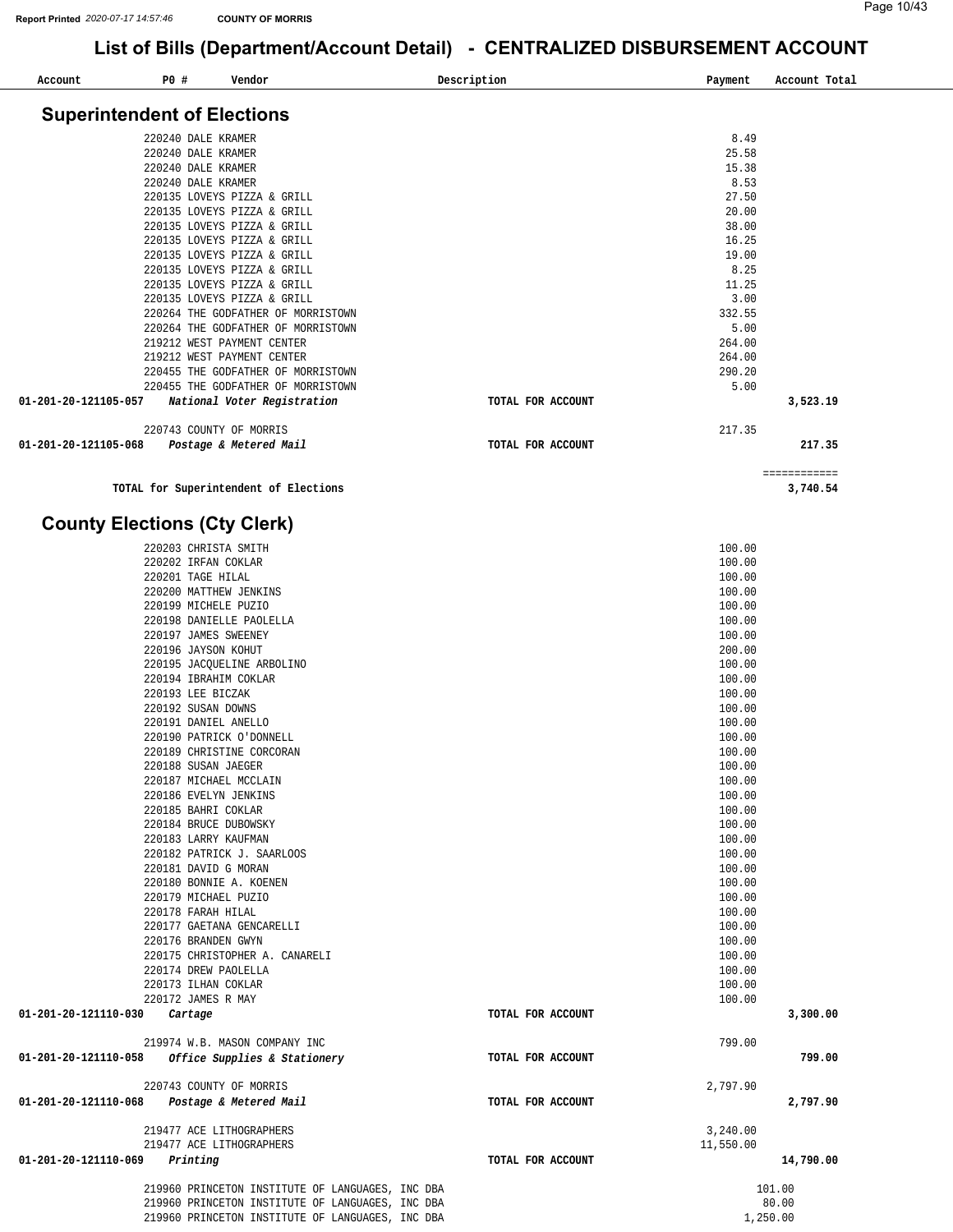# List of Bills (Department/Account Detail) - CENTRALIZED DISBURSEMENT ACCOUNT

| Account | PO # | Vendor | Description | Payment | Account Total |
|---|---|---|---|---|---|

## Superintendent of Elections

| Account | PO # | Vendor | Description | Payment | Account Total |
|---|---|---|---|---|---|
| | 220240 | DALE KRAMER | | 8.49 | |
| | 220240 | DALE KRAMER | | 25.58 | |
| | 220240 | DALE KRAMER | | 15.38 | |
| | 220240 | DALE KRAMER | | 8.53 | |
| | 220135 | LOVEYS PIZZA & GRILL | | 27.50 | |
| | 220135 | LOVEYS PIZZA & GRILL | | 20.00 | |
| | 220135 | LOVEYS PIZZA & GRILL | | 38.00 | |
| | 220135 | LOVEYS PIZZA & GRILL | | 16.25 | |
| | 220135 | LOVEYS PIZZA & GRILL | | 19.00 | |
| | 220135 | LOVEYS PIZZA & GRILL | | 8.25 | |
| | 220135 | LOVEYS PIZZA & GRILL | | 11.25 | |
| | 220135 | LOVEYS PIZZA & GRILL | | 3.00 | |
| | 220264 | THE GODFATHER OF MORRISTOWN | | 332.55 | |
| | 220264 | THE GODFATHER OF MORRISTOWN | | 5.00 | |
| | 219212 | WEST PAYMENT CENTER | | 264.00 | |
| | 219212 | WEST PAYMENT CENTER | | 264.00 | |
| | 220455 | THE GODFATHER OF MORRISTOWN | | 290.20 | |
| | 220455 | THE GODFATHER OF MORRISTOWN | | 5.00 | |
| **01-201-20-121105-057** | | ***National Voter Registration*** | **TOTAL FOR ACCOUNT** | | **3,523.19** |
| | 220743 | COUNTY OF MORRIS | | 217.35 | |
| **01-201-20-121105-068** | | ***Postage & Metered Mail*** | **TOTAL FOR ACCOUNT** | | **217.35** |
| | | **TOTAL for Superintendent of Elections** | | | **3,740.54** |

## County Elections (Cty Clerk)

| Account | PO # | Vendor | Description | Payment | Account Total |
|---|---|---|---|---|---|
| | 220203 | CHRISTA SMITH | | 100.00 | |
| | 220202 | IRFAN COKLAR | | 100.00 | |
| | 220201 | TAGE HILAL | | 100.00 | |
| | 220200 | MATTHEW JENKINS | | 100.00 | |
| | 220199 | MICHELE PUZIO | | 100.00 | |
| | 220198 | DANIELLE PAOLELLA | | 100.00 | |
| | 220197 | JAMES SWEENEY | | 100.00 | |
| | 220196 | JAYSON KOHUT | | 200.00 | |
| | 220195 | JACQUELINE ARBOLINO | | 100.00 | |
| | 220194 | IBRAHIM COKLAR | | 100.00 | |
| | 220193 | LEE BICZAK | | 100.00 | |
| | 220192 | SUSAN DOWNS | | 100.00 | |
| | 220191 | DANIEL ANELLO | | 100.00 | |
| | 220190 | PATRICK O'DONNELL | | 100.00 | |
| | 220189 | CHRISTINE CORCORAN | | 100.00 | |
| | 220188 | SUSAN JAEGER | | 100.00 | |
| | 220187 | MICHAEL MCCLAIN | | 100.00 | |
| | 220186 | EVELYN JENKINS | | 100.00 | |
| | 220185 | BAHRI COKLAR | | 100.00 | |
| | 220184 | BRUCE DUBOWSKY | | 100.00 | |
| | 220183 | LARRY KAUFMAN | | 100.00 | |
| | 220182 | PATRICK J. SAARLOOS | | 100.00 | |
| | 220181 | DAVID G MORAN | | 100.00 | |
| | 220180 | BONNIE A. KOENEN | | 100.00 | |
| | 220179 | MICHAEL PUZIO | | 100.00 | |
| | 220178 | FARAH HILAL | | 100.00 | |
| | 220177 | GAETANA GENCARELLI | | 100.00 | |
| | 220176 | BRANDEN GWYN | | 100.00 | |
| | 220175 | CHRISTOPHER A. CANARELI | | 100.00 | |
| | 220174 | DREW PAOLELLA | | 100.00 | |
| | 220173 | ILHAN COKLAR | | 100.00 | |
| | 220172 | JAMES R MAY | | 100.00 | |
| **01-201-20-121110-030** | | ***Cartage*** | **TOTAL FOR ACCOUNT** | | **3,300.00** |
| | 219974 | W.B. MASON COMPANY INC | | 799.00 | |
| **01-201-20-121110-058** | | ***Office Supplies & Stationery*** | **TOTAL FOR ACCOUNT** | | **799.00** |
| | 220743 | COUNTY OF MORRIS | | 2,797.90 | |
| **01-201-20-121110-068** | | ***Postage & Metered Mail*** | **TOTAL FOR ACCOUNT** | | **2,797.90** |
| | 219477 | ACE LITHOGRAPHERS | | 3,240.00 | |
| | 219477 | ACE LITHOGRAPHERS | | 11,550.00 | |
| **01-201-20-121110-069** | | ***Printing*** | **TOTAL FOR ACCOUNT** | | **14,790.00** |
| | 219960 | PRINCETON INSTITUTE OF LANGUAGES, INC DBA | | 101.00 | |
| | 219960 | PRINCETON INSTITUTE OF LANGUAGES, INC DBA | | 80.00 | |
| | 219960 | PRINCETON INSTITUTE OF LANGUAGES, INC DBA | | 1,250.00 | |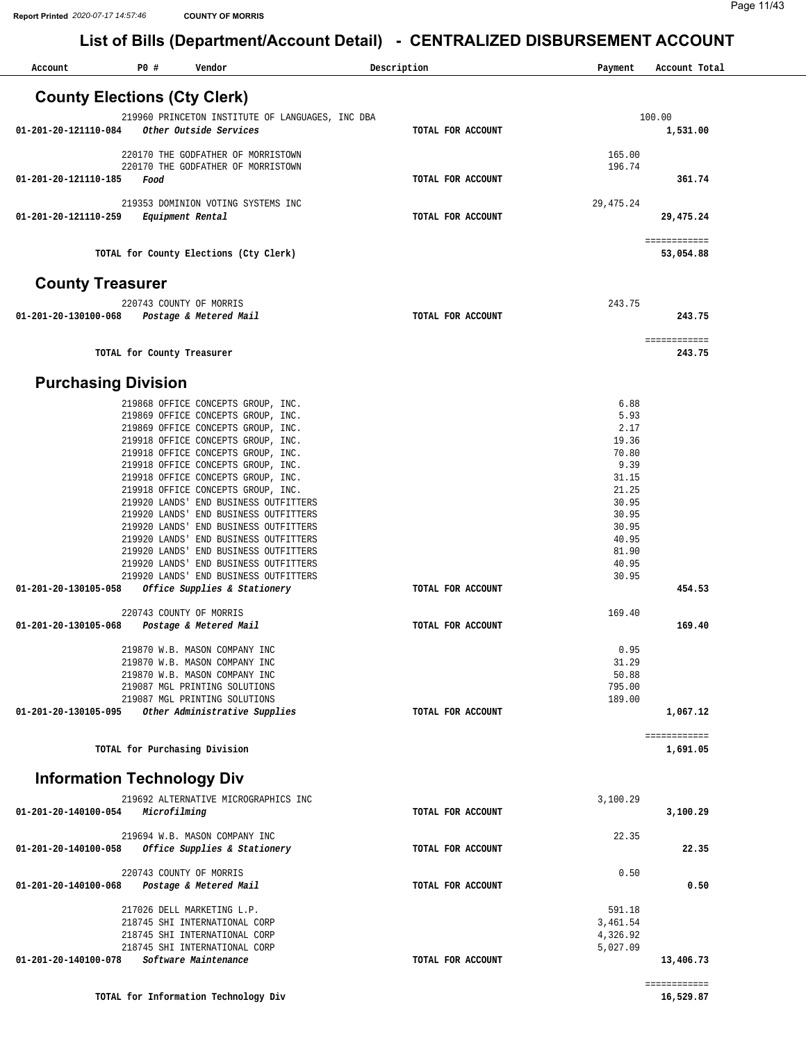Report Printed 2020-07-17 14:57:46 COUNTY OF MORRIS

# List of Bills (Department/Account Detail) - CENTRALIZED DISBURSEMENT ACCOUNT

| Account | PO # | Vendor | Description | Payment | Account Total |
|---|---|---|---|---|---|

## County Elections (Cty Clerk)

| Account | PO # | Vendor | Description | Payment | Account Total |
|---|---|---|---|---|---|
| | 219960 | PRINCETON INSTITUTE OF LANGUAGES, INC DBA | | 100.00 | |
| **01-201-20-121110-084** | | *Other Outside Services* | **TOTAL FOR ACCOUNT** | | **1,531.00** |
| | 220170 | THE GODFATHER OF MORRISTOWN | | 165.00 | |
| | 220170 | THE GODFATHER OF MORRISTOWN | | 196.74 | |
| **01-201-20-121110-185** | | *Food* | **TOTAL FOR ACCOUNT** | | **361.74** |
| | 219353 | DOMINION VOTING SYSTEMS INC | | 29,475.24 | |
| **01-201-20-121110-259** | | *Equipment Rental* | **TOTAL FOR ACCOUNT** | | **29,475.24** |
| | | **TOTAL for County Elections (Cty Clerk)** | | | ============ **53,054.88** |

## County Treasurer

| Account | PO # | Vendor | Description | Payment | Account Total |
|---|---|---|---|---|---|
| | 220743 | COUNTY OF MORRIS | | 243.75 | |
| **01-201-20-130100-068** | | *Postage & Metered Mail* | **TOTAL FOR ACCOUNT** | | **243.75** |
| | | **TOTAL for County Treasurer** | | | ============ **243.75** |

## Purchasing Division

| Account | PO # | Vendor | Description | Payment | Account Total |
|---|---|---|---|---|---|
| | 219868 | OFFICE CONCEPTS GROUP, INC. | | 6.88 | |
| | 219869 | OFFICE CONCEPTS GROUP, INC. | | 5.93 | |
| | 219869 | OFFICE CONCEPTS GROUP, INC. | | 2.17 | |
| | 219918 | OFFICE CONCEPTS GROUP, INC. | | 19.36 | |
| | 219918 | OFFICE CONCEPTS GROUP, INC. | | 70.80 | |
| | 219918 | OFFICE CONCEPTS GROUP, INC. | | 9.39 | |
| | 219918 | OFFICE CONCEPTS GROUP, INC. | | 31.15 | |
| | 219918 | OFFICE CONCEPTS GROUP, INC. | | 21.25 | |
| | 219920 | LANDS' END BUSINESS OUTFITTERS | | 30.95 | |
| | 219920 | LANDS' END BUSINESS OUTFITTERS | | 30.95 | |
| | 219920 | LANDS' END BUSINESS OUTFITTERS | | 30.95 | |
| | 219920 | LANDS' END BUSINESS OUTFITTERS | | 40.95 | |
| | 219920 | LANDS' END BUSINESS OUTFITTERS | | 81.90 | |
| | 219920 | LANDS' END BUSINESS OUTFITTERS | | 40.95 | |
| | 219920 | LANDS' END BUSINESS OUTFITTERS | | 30.95 | |
| **01-201-20-130105-058** | | *Office Supplies & Stationery* | **TOTAL FOR ACCOUNT** | | **454.53** |
| | 220743 | COUNTY OF MORRIS | | 169.40 | |
| **01-201-20-130105-068** | | *Postage & Metered Mail* | **TOTAL FOR ACCOUNT** | | **169.40** |
| | 219870 | W.B. MASON COMPANY INC | | 0.95 | |
| | 219870 | W.B. MASON COMPANY INC | | 31.29 | |
| | 219870 | W.B. MASON COMPANY INC | | 50.88 | |
| | 219087 | MGL PRINTING SOLUTIONS | | 795.00 | |
| | 219087 | MGL PRINTING SOLUTIONS | | 189.00 | |
| **01-201-20-130105-095** | | *Other Administrative Supplies* | **TOTAL FOR ACCOUNT** | | **1,067.12** |
| | | **TOTAL for Purchasing Division** | | | ============ **1,691.05** |

## Information Technology Div

| Account | PO # | Vendor | Description | Payment | Account Total |
|---|---|---|---|---|---|
| | 219692 | ALTERNATIVE MICROGRAPHICS INC | | 3,100.29 | |
| **01-201-20-140100-054** | | *Microfilming* | **TOTAL FOR ACCOUNT** | | **3,100.29** |
| | 219694 | W.B. MASON COMPANY INC | | 22.35 | |
| **01-201-20-140100-058** | | *Office Supplies & Stationery* | **TOTAL FOR ACCOUNT** | | **22.35** |
| | 220743 | COUNTY OF MORRIS | | 0.50 | |
| **01-201-20-140100-068** | | *Postage & Metered Mail* | **TOTAL FOR ACCOUNT** | | **0.50** |
| | 217026 | DELL MARKETING L.P. | | 591.18 | |
| | 218745 | SHI INTERNATIONAL CORP | | 3,461.54 | |
| | 218745 | SHI INTERNATIONAL CORP | | 4,326.92 | |
| | 218745 | SHI INTERNATIONAL CORP | | 5,027.09 | |
| **01-201-20-140100-078** | | *Software Maintenance* | **TOTAL FOR ACCOUNT** | | **13,406.73** |
| | | **TOTAL for Information Technology Div** | | | ============ **16,529.87** |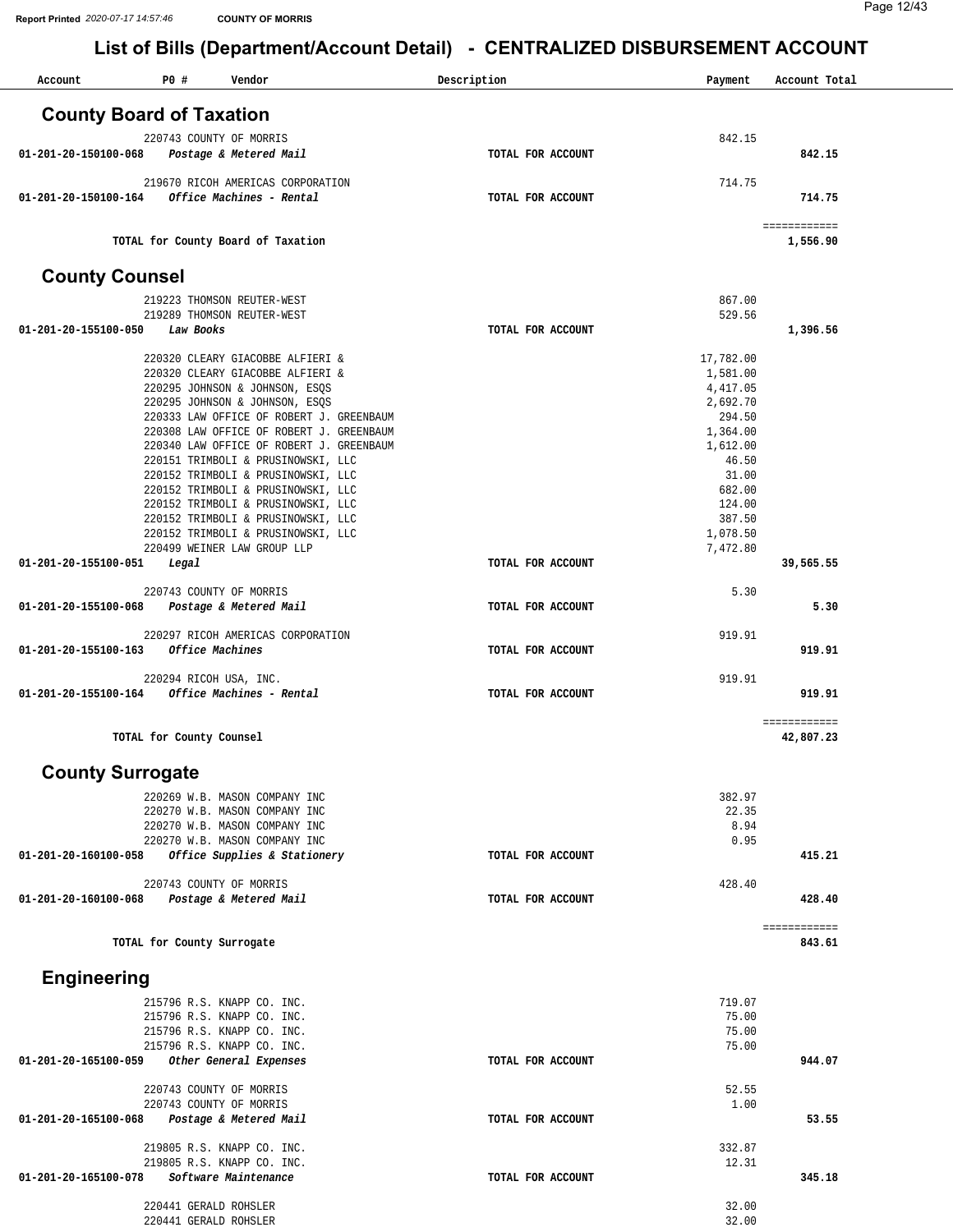# List of Bills (Department/Account Detail) - CENTRALIZED DISBURSEMENT ACCOUNT

| Account | PO # | Vendor | Description | Payment | Account Total |
|---|---|---|---|---|---|

## County Board of Taxation

| Account | PO # | Vendor | Description | Payment | Account Total |
|---|---|---|---|---|---|
| | 220743 | COUNTY OF MORRIS | | 842.15 | |
| **01-201-20-150100-068** | | ***Postage & Metered Mail*** | **TOTAL FOR ACCOUNT** | | **842.15** |
| | 219670 | RICOH AMERICAS CORPORATION | | 714.75 | |
| **01-201-20-150100-164** | | ***Office Machines - Rental*** | **TOTAL FOR ACCOUNT** | | **714.75** |
| | | **TOTAL for County Board of Taxation** | | | **1,556.90** |

## County Counsel

| Account | PO # | Vendor | Description | Payment | Account Total |
|---|---|---|---|---|---|
| | 219223 | THOMSON REUTER-WEST | | 867.00 | |
| | 219289 | THOMSON REUTER-WEST | | 529.56 | |
| **01-201-20-155100-050** | | ***Law Books*** | **TOTAL FOR ACCOUNT** | | **1,396.56** |
| | 220320 | CLEARY GIACOBBE ALFIERI & | | 17,782.00 | |
| | 220320 | CLEARY GIACOBBE ALFIERI & | | 1,581.00 | |
| | 220295 | JOHNSON & JOHNSON, ESQS | | 4,417.05 | |
| | 220295 | JOHNSON & JOHNSON, ESQS | | 2,692.70 | |
| | 220333 | LAW OFFICE OF ROBERT J. GREENBAUM | | 294.50 | |
| | 220308 | LAW OFFICE OF ROBERT J. GREENBAUM | | 1,364.00 | |
| | 220340 | LAW OFFICE OF ROBERT J. GREENBAUM | | 1,612.00 | |
| | 220151 | TRIMBOLI & PRUSINOWSKI, LLC | | 46.50 | |
| | 220152 | TRIMBOLI & PRUSINOWSKI, LLC | | 31.00 | |
| | 220152 | TRIMBOLI & PRUSINOWSKI, LLC | | 682.00 | |
| | 220152 | TRIMBOLI & PRUSINOWSKI, LLC | | 124.00 | |
| | 220152 | TRIMBOLI & PRUSINOWSKI, LLC | | 387.50 | |
| | 220152 | TRIMBOLI & PRUSINOWSKI, LLC | | 1,078.50 | |
| | 220499 | WEINER LAW GROUP LLP | | 7,472.80 | |
| **01-201-20-155100-051** | | ***Legal*** | **TOTAL FOR ACCOUNT** | | **39,565.55** |
| | 220743 | COUNTY OF MORRIS | | 5.30 | |
| **01-201-20-155100-068** | | ***Postage & Metered Mail*** | **TOTAL FOR ACCOUNT** | | **5.30** |
| | 220297 | RICOH AMERICAS CORPORATION | | 919.91 | |
| **01-201-20-155100-163** | | ***Office Machines*** | **TOTAL FOR ACCOUNT** | | **919.91** |
| | 220294 | RICOH USA, INC. | | 919.91 | |
| **01-201-20-155100-164** | | ***Office Machines - Rental*** | **TOTAL FOR ACCOUNT** | | **919.91** |
| | | **TOTAL for County Counsel** | | | **42,807.23** |

## County Surrogate

| Account | PO # | Vendor | Description | Payment | Account Total |
|---|---|---|---|---|---|
| | 220269 | W.B. MASON COMPANY INC | | 382.97 | |
| | 220270 | W.B. MASON COMPANY INC | | 22.35 | |
| | 220270 | W.B. MASON COMPANY INC | | 8.94 | |
| | 220270 | W.B. MASON COMPANY INC | | 0.95 | |
| **01-201-20-160100-058** | | ***Office Supplies & Stationery*** | **TOTAL FOR ACCOUNT** | | **415.21** |
| | 220743 | COUNTY OF MORRIS | | 428.40 | |
| **01-201-20-160100-068** | | ***Postage & Metered Mail*** | **TOTAL FOR ACCOUNT** | | **428.40** |
| | | **TOTAL for County Surrogate** | | | **843.61** |

## Engineering

| Account | PO # | Vendor | Description | Payment | Account Total |
|---|---|---|---|---|---|
| | 215796 | R.S. KNAPP CO. INC. | | 719.07 | |
| | 215796 | R.S. KNAPP CO. INC. | | 75.00 | |
| | 215796 | R.S. KNAPP CO. INC. | | 75.00 | |
| | 215796 | R.S. KNAPP CO. INC. | | 75.00 | |
| **01-201-20-165100-059** | | ***Other General Expenses*** | **TOTAL FOR ACCOUNT** | | **944.07** |
| | 220743 | COUNTY OF MORRIS | | 52.55 | |
| | 220743 | COUNTY OF MORRIS | | 1.00 | |
| **01-201-20-165100-068** | | ***Postage & Metered Mail*** | **TOTAL FOR ACCOUNT** | | **53.55** |
| | 219805 | R.S. KNAPP CO. INC. | | 332.87 | |
| | 219805 | R.S. KNAPP CO. INC. | | 12.31 | |
| **01-201-20-165100-078** | | ***Software Maintenance*** | **TOTAL FOR ACCOUNT** | | **345.18** |
| | 220441 | GERALD ROHSLER | | 32.00 | |
| | 220441 | GERALD ROHSLER | | 32.00 | |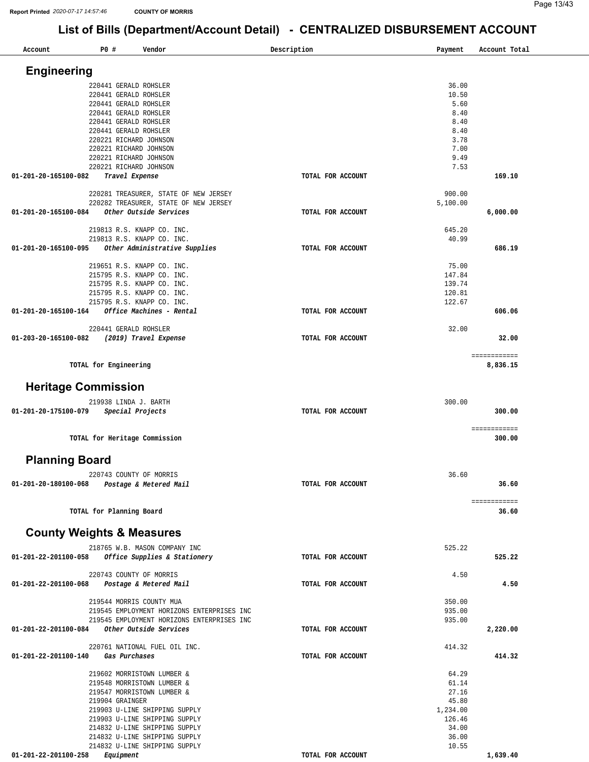# List of Bills (Department/Account Detail) - CENTRALIZED DISBURSEMENT ACCOUNT

| Account | PO # | Vendor | Description | Payment | Account Total |
|---|---|---|---|---|---|

## Engineering

| Account | PO # | Vendor | Description | Payment | Account Total |
|---|---|---|---|---|---|
| | 220441 | GERALD ROHSLER | | 36.00 | |
| | 220441 | GERALD ROHSLER | | 10.50 | |
| | 220441 | GERALD ROHSLER | | 5.60 | |
| | 220441 | GERALD ROHSLER | | 8.40 | |
| | 220441 | GERALD ROHSLER | | 8.40 | |
| | 220441 | GERALD ROHSLER | | 8.40 | |
| | 220221 | RICHARD JOHNSON | | 3.78 | |
| | 220221 | RICHARD JOHNSON | | 7.00 | |
| | 220221 | RICHARD JOHNSON | | 9.49 | |
| | 220221 | RICHARD JOHNSON | | 7.53 | |
| 01-201-20-165100-082 | | *Travel Expense* | TOTAL FOR ACCOUNT | | 169.10 |
| | 220281 | TREASURER, STATE OF NEW JERSEY | | 900.00 | |
| | 220282 | TREASURER, STATE OF NEW JERSEY | | 5,100.00 | |
| 01-201-20-165100-084 | | *Other Outside Services* | TOTAL FOR ACCOUNT | | 6,000.00 |
| | 219813 | R.S. KNAPP CO. INC. | | 645.20 | |
| | 219813 | R.S. KNAPP CO. INC. | | 40.99 | |
| 01-201-20-165100-095 | | *Other Administrative Supplies* | TOTAL FOR ACCOUNT | | 686.19 |
| | 219651 | R.S. KNAPP CO. INC. | | 75.00 | |
| | 215795 | R.S. KNAPP CO. INC. | | 147.84 | |
| | 215795 | R.S. KNAPP CO. INC. | | 139.74 | |
| | 215795 | R.S. KNAPP CO. INC. | | 120.81 | |
| | 215795 | R.S. KNAPP CO. INC. | | 122.67 | |
| 01-201-20-165100-164 | | *Office Machines - Rental* | TOTAL FOR ACCOUNT | | 606.06 |
| | 220441 | GERALD ROHSLER | | 32.00 | |
| 01-203-20-165100-082 | | *(2019) Travel Expense* | TOTAL FOR ACCOUNT | | 32.00 |
| | | **TOTAL for Engineering** | | | ============ 8,836.15 |

## Heritage Commission

| Account | PO # | Vendor | Description | Payment | Account Total |
|---|---|---|---|---|---|
| | 219938 | LINDA J. BARTH | | 300.00 | |
| 01-201-20-175100-079 | | *Special Projects* | TOTAL FOR ACCOUNT | | 300.00 |
| | | **TOTAL for Heritage Commission** | | | ============ 300.00 |

## Planning Board

| Account | PO # | Vendor | Description | Payment | Account Total |
|---|---|---|---|---|---|
| | 220743 | COUNTY OF MORRIS | | 36.60 | |
| 01-201-20-180100-068 | | *Postage & Metered Mail* | TOTAL FOR ACCOUNT | | 36.60 |
| | | **TOTAL for Planning Board** | | | ============ 36.60 |

## County Weights & Measures

| Account | PO # | Vendor | Description | Payment | Account Total |
|---|---|---|---|---|---|
| | 218765 | W.B. MASON COMPANY INC | | 525.22 | |
| 01-201-22-201100-058 | | *Office Supplies & Stationery* | TOTAL FOR ACCOUNT | | 525.22 |
| | 220743 | COUNTY OF MORRIS | | 4.50 | |
| 01-201-22-201100-068 | | *Postage & Metered Mail* | TOTAL FOR ACCOUNT | | 4.50 |
| | 219544 | MORRIS COUNTY MUA | | 350.00 | |
| | 219545 | EMPLOYMENT HORIZONS ENTERPRISES INC | | 935.00 | |
| | 219545 | EMPLOYMENT HORIZONS ENTERPRISES INC | | 935.00 | |
| 01-201-22-201100-084 | | *Other Outside Services* | TOTAL FOR ACCOUNT | | 2,220.00 |
| | 220761 | NATIONAL FUEL OIL INC. | | 414.32 | |
| 01-201-22-201100-140 | | *Gas Purchases* | TOTAL FOR ACCOUNT | | 414.32 |
| | 219602 | MORRISTOWN LUMBER & | | 64.29 | |
| | 219548 | MORRISTOWN LUMBER & | | 61.14 | |
| | 219547 | MORRISTOWN LUMBER & | | 27.16 | |
| | 219904 | GRAINGER | | 45.80 | |
| | 219903 | U-LINE SHIPPING SUPPLY | | 1,234.00 | |
| | 219903 | U-LINE SHIPPING SUPPLY | | 126.46 | |
| | 214832 | U-LINE SHIPPING SUPPLY | | 34.00 | |
| | 214832 | U-LINE SHIPPING SUPPLY | | 36.00 | |
| | 214832 | U-LINE SHIPPING SUPPLY | | 10.55 | |
| 01-201-22-201100-258 | | *Equipment* | TOTAL FOR ACCOUNT | | 1,639.40 |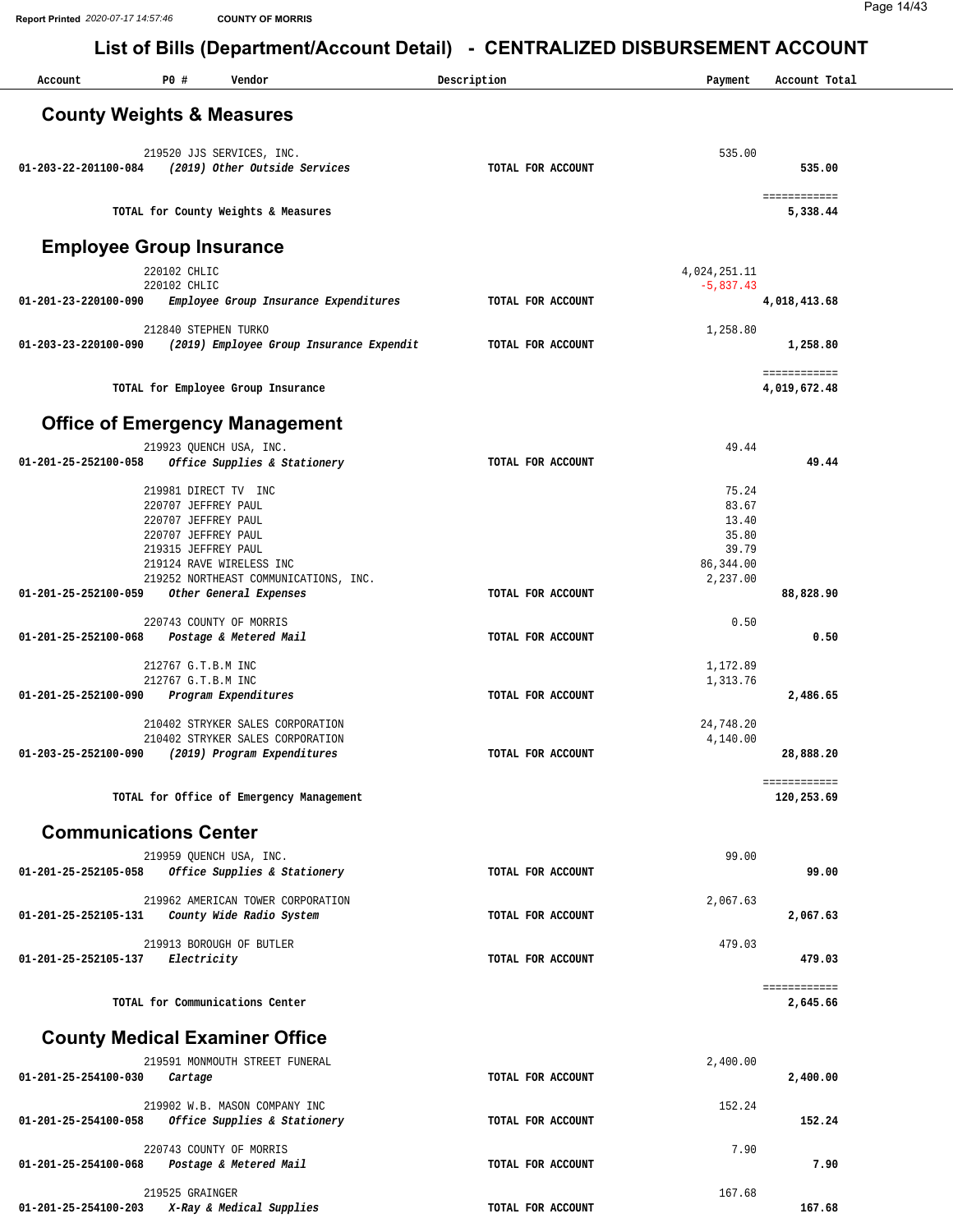# List of Bills (Department/Account Detail) - CENTRALIZED DISBURSEMENT ACCOUNT

| Account | PO # Vendor | Description | Payment | Account Total |
|---|---|---|---|---|

## County Weights & Measures

| Account | PO # Vendor | Description | Payment | Account Total |
|---|---|---|---|---|
| | 219520 JJS SERVICES, INC. | | 535.00 | |
| **01-203-22-201100-084** | ***(2019) Other Outside Services*** | **TOTAL FOR ACCOUNT** | | **535.00** |
| | **TOTAL for County Weights & Measures** | | | **5,338.44** |

## Employee Group Insurance

| Account | PO # Vendor | Description | Payment | Account Total |
|---|---|---|---|---|
| | 220102 CHLIC | | 4,024,251.11 | |
| | 220102 CHLIC | | -5,837.43 | |
| **01-201-23-220100-090** | ***Employee Group Insurance Expenditures*** | **TOTAL FOR ACCOUNT** | | **4,018,413.68** |
| | 212840 STEPHEN TURKO | | 1,258.80 | |
| **01-203-23-220100-090** | ***(2019) Employee Group Insurance Expendit*** | **TOTAL FOR ACCOUNT** | | **1,258.80** |
| | **TOTAL for Employee Group Insurance** | | | **4,019,672.48** |

## Office of Emergency Management

| Account | PO # Vendor | Description | Payment | Account Total |
|---|---|---|---|---|
| | 219923 QUENCH USA, INC. | | 49.44 | |
| **01-201-25-252100-058** | ***Office Supplies & Stationery*** | **TOTAL FOR ACCOUNT** | | **49.44** |
| | 219981 DIRECT TV INC | | 75.24 | |
| | 220707 JEFFREY PAUL | | 83.67 | |
| | 220707 JEFFREY PAUL | | 13.40 | |
| | 220707 JEFFREY PAUL | | 35.80 | |
| | 219315 JEFFREY PAUL | | 39.79 | |
| | 219124 RAVE WIRELESS INC | | 86,344.00 | |
| | 219252 NORTHEAST COMMUNICATIONS, INC. | | 2,237.00 | |
| **01-201-25-252100-059** | ***Other General Expenses*** | **TOTAL FOR ACCOUNT** | | **88,828.90** |
| | 220743 COUNTY OF MORRIS | | 0.50 | |
| **01-201-25-252100-068** | ***Postage & Metered Mail*** | **TOTAL FOR ACCOUNT** | | **0.50** |
| | 212767 G.T.B.M INC | | 1,172.89 | |
| | 212767 G.T.B.M INC | | 1,313.76 | |
| **01-201-25-252100-090** | ***Program Expenditures*** | **TOTAL FOR ACCOUNT** | | **2,486.65** |
| | 210402 STRYKER SALES CORPORATION | | 24,748.20 | |
| | 210402 STRYKER SALES CORPORATION | | 4,140.00 | |
| **01-203-25-252100-090** | ***(2019) Program Expenditures*** | **TOTAL FOR ACCOUNT** | | **28,888.20** |
| | **TOTAL for Office of Emergency Management** | | | **120,253.69** |

## Communications Center

| Account | PO # Vendor | Description | Payment | Account Total |
|---|---|---|---|---|
| | 219959 QUENCH USA, INC. | | 99.00 | |
| **01-201-25-252105-058** | ***Office Supplies & Stationery*** | **TOTAL FOR ACCOUNT** | | **99.00** |
| | 219962 AMERICAN TOWER CORPORATION | | 2,067.63 | |
| **01-201-25-252105-131** | ***County Wide Radio System*** | **TOTAL FOR ACCOUNT** | | **2,067.63** |
| | 219913 BOROUGH OF BUTLER | | 479.03 | |
| **01-201-25-252105-137** | ***Electricity*** | **TOTAL FOR ACCOUNT** | | **479.03** |
| | **TOTAL for Communications Center** | | | **2,645.66** |

## County Medical Examiner Office

| Account | PO # Vendor | Description | Payment | Account Total |
|---|---|---|---|---|
| | 219591 MONMOUTH STREET FUNERAL | | 2,400.00 | |
| **01-201-25-254100-030** | ***Cartage*** | **TOTAL FOR ACCOUNT** | | **2,400.00** |
| | 219902 W.B. MASON COMPANY INC | | 152.24 | |
| **01-201-25-254100-058** | ***Office Supplies & Stationery*** | **TOTAL FOR ACCOUNT** | | **152.24** |
| | 220743 COUNTY OF MORRIS | | 7.90 | |
| **01-201-25-254100-068** | ***Postage & Metered Mail*** | **TOTAL FOR ACCOUNT** | | **7.90** |
| | 219525 GRAINGER | | 167.68 | |
| **01-201-25-254100-203** | ***X-Ray & Medical Supplies*** | **TOTAL FOR ACCOUNT** | | **167.68** |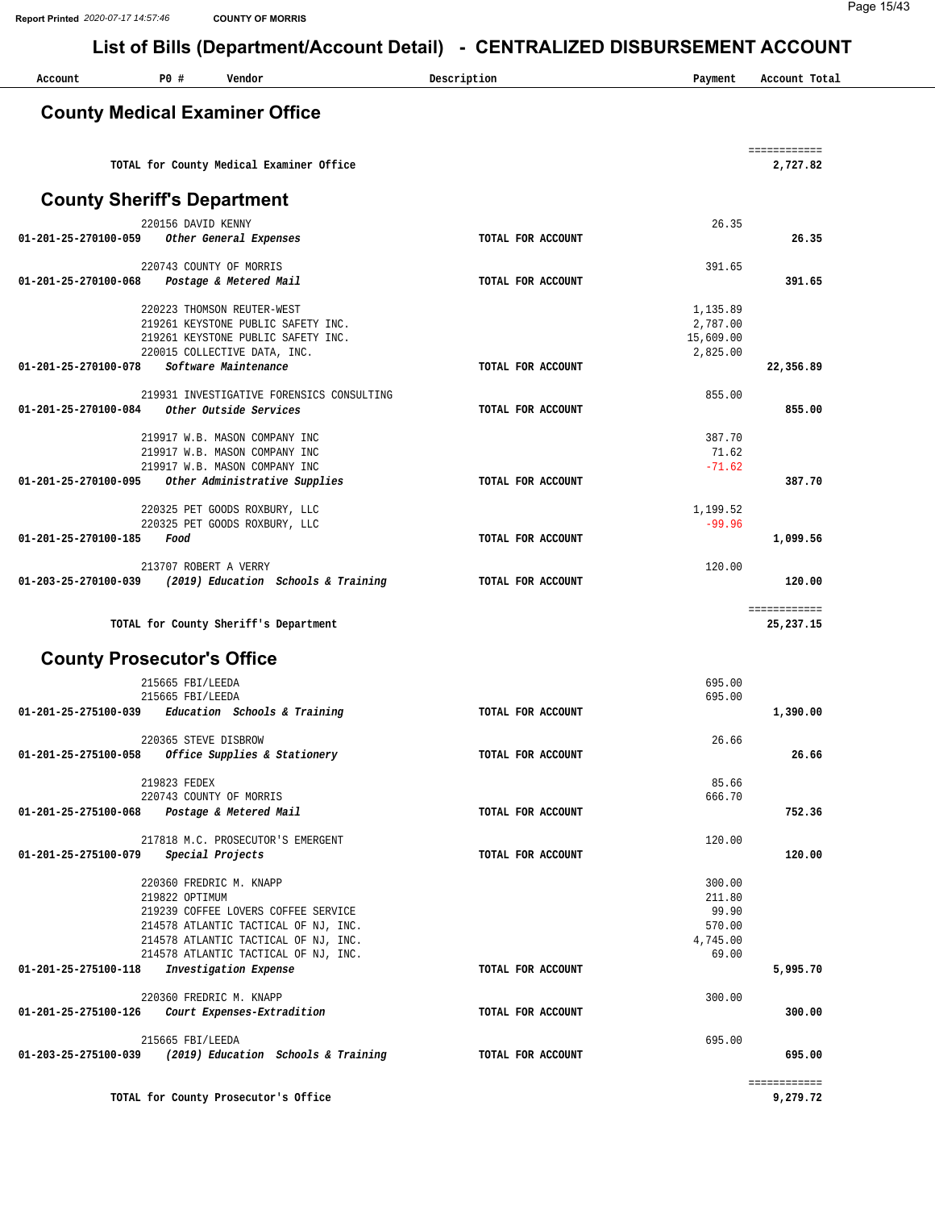# List of Bills (Department/Account Detail) - CENTRALIZED DISBURSEMENT ACCOUNT

## County Medical Examiner Office

| Account | PO # | Vendor | Description | Payment | Account Total |
|---|---|---|---|---|---|
| | | **TOTAL for County Medical Examiner Office** | | | **2,727.82** |

## County Sheriff's Department

| Account | PO # | Vendor | Description | Payment | Account Total |
|---|---|---|---|---|---|
| | 220156 | DAVID KENNY | | 26.35 | |
| 01-201-25-270100-059 | | *Other General Expenses* | TOTAL FOR ACCOUNT | | 26.35 |
| | 220743 | COUNTY OF MORRIS | | 391.65 | |
| 01-201-25-270100-068 | | *Postage & Metered Mail* | TOTAL FOR ACCOUNT | | 391.65 |
| | 220223 | THOMSON REUTER-WEST | | 1,135.89 | |
| | 219261 | KEYSTONE PUBLIC SAFETY INC. | | 2,787.00 | |
| | 219261 | KEYSTONE PUBLIC SAFETY INC. | | 15,609.00 | |
| | 220015 | COLLECTIVE DATA, INC. | | 2,825.00 | |
| 01-201-25-270100-078 | | *Software Maintenance* | TOTAL FOR ACCOUNT | | 22,356.89 |
| | 219931 | INVESTIGATIVE FORENSICS CONSULTING | | 855.00 | |
| 01-201-25-270100-084 | | *Other Outside Services* | TOTAL FOR ACCOUNT | | 855.00 |
| | 219917 | W.B. MASON COMPANY INC | | 387.70 | |
| | 219917 | W.B. MASON COMPANY INC | | 71.62 | |
| | 219917 | W.B. MASON COMPANY INC | | -71.62 | |
| 01-201-25-270100-095 | | *Other Administrative Supplies* | TOTAL FOR ACCOUNT | | 387.70 |
| | 220325 | PET GOODS ROXBURY, LLC | | 1,199.52 | |
| | 220325 | PET GOODS ROXBURY, LLC | | -99.96 | |
| 01-201-25-270100-185 | | *Food* | TOTAL FOR ACCOUNT | | 1,099.56 |
| | 213707 | ROBERT A VERRY | | 120.00 | |
| 01-203-25-270100-039 | | *(2019) Education Schools & Training* | TOTAL FOR ACCOUNT | | 120.00 |
| | | **TOTAL for County Sheriff's Department** | | | **25,237.15** |

## County Prosecutor's Office

| Account | PO # | Vendor | Description | Payment | Account Total |
|---|---|---|---|---|---|
| | 215665 | FBI/LEEDA | | 695.00 | |
| | 215665 | FBI/LEEDA | | 695.00 | |
| 01-201-25-275100-039 | | *Education Schools & Training* | TOTAL FOR ACCOUNT | | 1,390.00 |
| | 220365 | STEVE DISBROW | | 26.66 | |
| 01-201-25-275100-058 | | *Office Supplies & Stationery* | TOTAL FOR ACCOUNT | | 26.66 |
| | 219823 | FEDEX | | 85.66 | |
| | 220743 | COUNTY OF MORRIS | | 666.70 | |
| 01-201-25-275100-068 | | *Postage & Metered Mail* | TOTAL FOR ACCOUNT | | 752.36 |
| | 217818 | M.C. PROSECUTOR'S EMERGENT | | 120.00 | |
| 01-201-25-275100-079 | | *Special Projects* | TOTAL FOR ACCOUNT | | 120.00 |
| | 220360 | FREDRIC M. KNAPP | | 300.00 | |
| | 219822 | OPTIMUM | | 211.80 | |
| | 219239 | COFFEE LOVERS COFFEE SERVICE | | 99.90 | |
| | 214578 | ATLANTIC TACTICAL OF NJ, INC. | | 570.00 | |
| | 214578 | ATLANTIC TACTICAL OF NJ, INC. | | 4,745.00 | |
| | 214578 | ATLANTIC TACTICAL OF NJ, INC. | | 69.00 | |
| 01-201-25-275100-118 | | *Investigation Expense* | TOTAL FOR ACCOUNT | | 5,995.70 |
| | 220360 | FREDRIC M. KNAPP | | 300.00 | |
| 01-201-25-275100-126 | | *Court Expenses-Extradition* | TOTAL FOR ACCOUNT | | 300.00 |
| | 215665 | FBI/LEEDA | | 695.00 | |
| 01-203-25-275100-039 | | *(2019) Education Schools & Training* | TOTAL FOR ACCOUNT | | 695.00 |
| | | **TOTAL for County Prosecutor's Office** | | | **9,279.72** |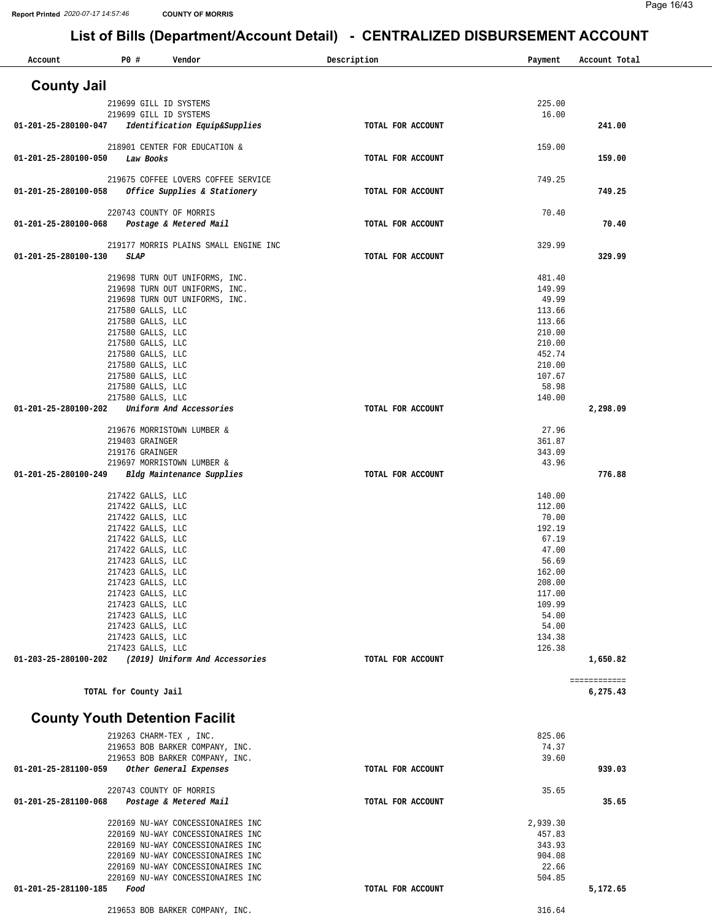Report Printed 2020-07-17 14:57:46 COUNTY OF MORRIS

# List of Bills (Department/Account Detail) - CENTRALIZED DISBURSEMENT ACCOUNT

| Account | PO # | Vendor | Description | Payment | Account Total |
|---|---|---|---|---|---|

## County Jail

| Account | PO # | Vendor | Description | Payment | Account Total |
|---|---|---|---|---|---|
| | 219699 | GILL ID SYSTEMS | | 225.00 | |
| | 219699 | GILL ID SYSTEMS | | 16.00 | |
| 01-201-25-280100-047 | | *Identification Equip&Supplies* | TOTAL FOR ACCOUNT | | 241.00 |
| | 218901 | CENTER FOR EDUCATION & | | 159.00 | |
| 01-201-25-280100-050 | | *Law Books* | TOTAL FOR ACCOUNT | | 159.00 |
| | 219675 | COFFEE LOVERS COFFEE SERVICE | | 749.25 | |
| 01-201-25-280100-058 | | *Office Supplies & Stationery* | TOTAL FOR ACCOUNT | | 749.25 |
| | 220743 | COUNTY OF MORRIS | | 70.40 | |
| 01-201-25-280100-068 | | *Postage & Metered Mail* | TOTAL FOR ACCOUNT | | 70.40 |
| | 219177 | MORRIS PLAINS SMALL ENGINE INC | | 329.99 | |
| 01-201-25-280100-130 | | *SLAP* | TOTAL FOR ACCOUNT | | 329.99 |
| | 219698 | TURN OUT UNIFORMS, INC. | | 481.40 | |
| | 219698 | TURN OUT UNIFORMS, INC. | | 149.99 | |
| | 219698 | TURN OUT UNIFORMS, INC. | | 49.99 | |
| | 217580 | GALLS, LLC | | 113.66 | |
| | 217580 | GALLS, LLC | | 113.66 | |
| | 217580 | GALLS, LLC | | 210.00 | |
| | 217580 | GALLS, LLC | | 210.00 | |
| | 217580 | GALLS, LLC | | 452.74 | |
| | 217580 | GALLS, LLC | | 210.00 | |
| | 217580 | GALLS, LLC | | 107.67 | |
| | 217580 | GALLS, LLC | | 58.98 | |
| | 217580 | GALLS, LLC | | 140.00 | |
| 01-201-25-280100-202 | | *Uniform And Accessories* | TOTAL FOR ACCOUNT | | 2,298.09 |
| | 219676 | MORRISTOWN LUMBER & | | 27.96 | |
| | 219403 | GRAINGER | | 361.87 | |
| | 219176 | GRAINGER | | 343.09 | |
| | 219697 | MORRISTOWN LUMBER & | | 43.96 | |
| 01-201-25-280100-249 | | *Bldg Maintenance Supplies* | TOTAL FOR ACCOUNT | | 776.88 |
| | 217422 | GALLS, LLC | | 140.00 | |
| | 217422 | GALLS, LLC | | 112.00 | |
| | 217422 | GALLS, LLC | | 70.00 | |
| | 217422 | GALLS, LLC | | 192.19 | |
| | 217422 | GALLS, LLC | | 67.19 | |
| | 217422 | GALLS, LLC | | 47.00 | |
| | 217423 | GALLS, LLC | | 56.69 | |
| | 217423 | GALLS, LLC | | 162.00 | |
| | 217423 | GALLS, LLC | | 208.00 | |
| | 217423 | GALLS, LLC | | 117.00 | |
| | 217423 | GALLS, LLC | | 109.99 | |
| | 217423 | GALLS, LLC | | 54.00 | |
| | 217423 | GALLS, LLC | | 54.00 | |
| | 217423 | GALLS, LLC | | 134.38 | |
| | 217423 | GALLS, LLC | | 126.38 | |
| 01-203-25-280100-202 | | *(2019) Uniform And Accessories* | TOTAL FOR ACCOUNT | | 1,650.82 |
| | | | | | ============ |
| TOTAL for County Jail | | | | | 6,275.43 |

## County Youth Detention Facilit

| Account | PO # | Vendor | Description | Payment | Account Total |
|---|---|---|---|---|---|
| | 219263 | CHARM-TEX , INC. | | 825.06 | |
| | 219653 | BOB BARKER COMPANY, INC. | | 74.37 | |
| | 219653 | BOB BARKER COMPANY, INC. | | 39.60 | |
| 01-201-25-281100-059 | | *Other General Expenses* | TOTAL FOR ACCOUNT | | 939.03 |
| | 220743 | COUNTY OF MORRIS | | 35.65 | |
| 01-201-25-281100-068 | | *Postage & Metered Mail* | TOTAL FOR ACCOUNT | | 35.65 |
| | 220169 | NU-WAY CONCESSIONAIRES INC | | 2,939.30 | |
| | 220169 | NU-WAY CONCESSIONAIRES INC | | 457.83 | |
| | 220169 | NU-WAY CONCESSIONAIRES INC | | 343.93 | |
| | 220169 | NU-WAY CONCESSIONAIRES INC | | 904.08 | |
| | 220169 | NU-WAY CONCESSIONAIRES INC | | 22.66 | |
| | 220169 | NU-WAY CONCESSIONAIRES INC | | 504.85 | |
| 01-201-25-281100-185 | | *Food* | TOTAL FOR ACCOUNT | | 5,172.65 |
| | 219653 | BOB BARKER COMPANY, INC. | | 316.64 | |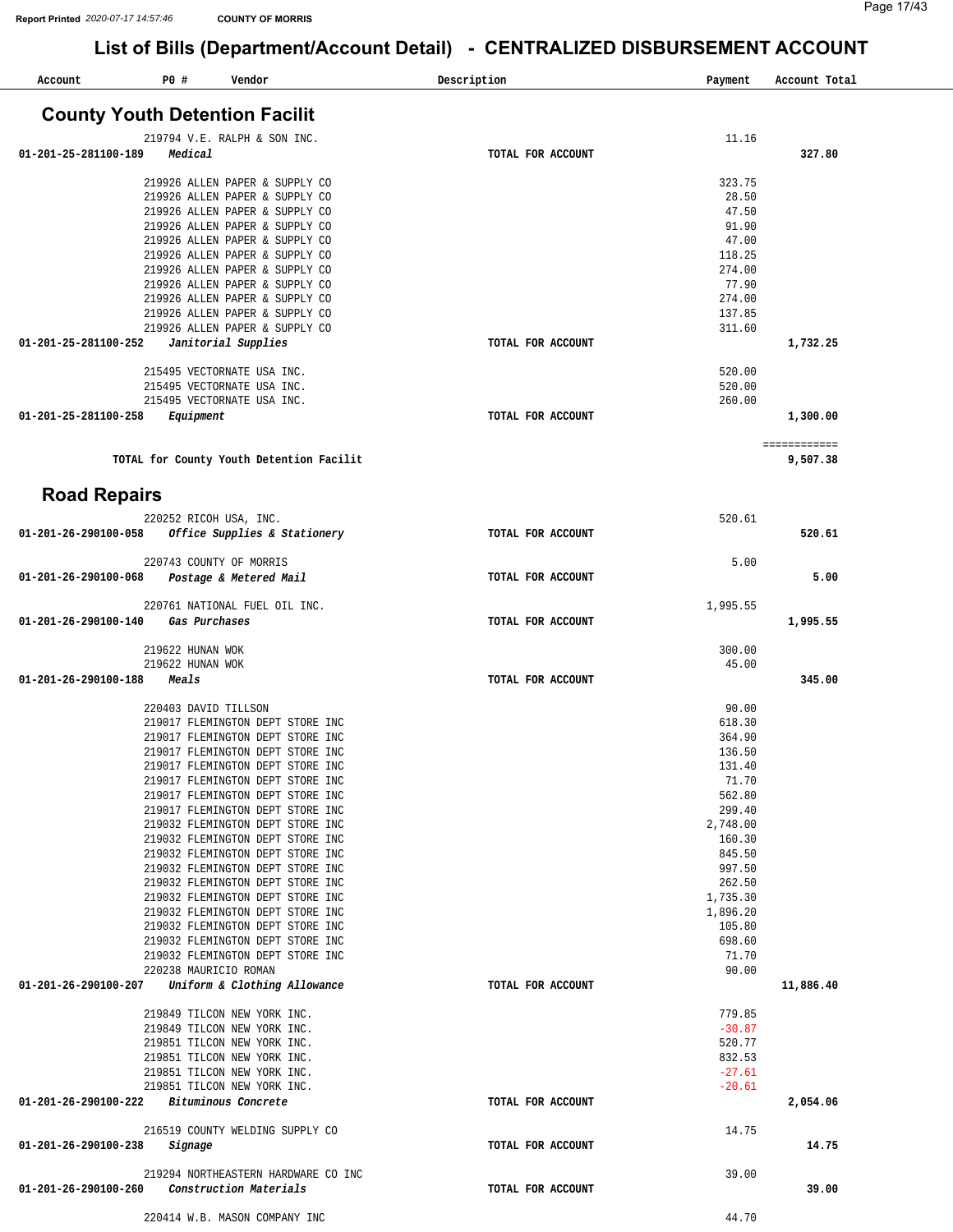## List of Bills (Department/Account Detail) - CENTRALIZED DISBURSEMENT ACCOUNT

Report Printed 2020-07-17 14:57:46 COUNTY OF MORRIS

### County Youth Detention Facilit

| Account | PO # | Vendor | Description | Payment | Account Total |
|---|---|---|---|---|---|
| | 219794 | V.E. RALPH & SON INC. | | 11.16 | |
| 01-201-25-281100-189 | | *Medical* | TOTAL FOR ACCOUNT | | 327.80 |
| | 219926 | ALLEN PAPER & SUPPLY CO | | 323.75 | |
| | 219926 | ALLEN PAPER & SUPPLY CO | | 28.50 | |
| | 219926 | ALLEN PAPER & SUPPLY CO | | 47.50 | |
| | 219926 | ALLEN PAPER & SUPPLY CO | | 91.90 | |
| | 219926 | ALLEN PAPER & SUPPLY CO | | 47.00 | |
| | 219926 | ALLEN PAPER & SUPPLY CO | | 118.25 | |
| | 219926 | ALLEN PAPER & SUPPLY CO | | 274.00 | |
| | 219926 | ALLEN PAPER & SUPPLY CO | | 77.90 | |
| | 219926 | ALLEN PAPER & SUPPLY CO | | 274.00 | |
| | 219926 | ALLEN PAPER & SUPPLY CO | | 137.85 | |
| | 219926 | ALLEN PAPER & SUPPLY CO | | 311.60 | |
| 01-201-25-281100-252 | | *Janitorial Supplies* | TOTAL FOR ACCOUNT | | 1,732.25 |
| | 215495 | VECTORNATE USA INC. | | 520.00 | |
| | 215495 | VECTORNATE USA INC. | | 520.00 | |
| | 215495 | VECTORNATE USA INC. | | 260.00 | |
| 01-201-25-281100-258 | | *Equipment* | TOTAL FOR ACCOUNT | | 1,300.00 |
| | | TOTAL for County Youth Detention Facilit | | | 9,507.38 |

### Road Repairs

| Account | PO # | Vendor | Description | Payment | Account Total |
|---|---|---|---|---|---|
| | 220252 | RICOH USA, INC. | | 520.61 | |
| 01-201-26-290100-058 | | *Office Supplies & Stationery* | TOTAL FOR ACCOUNT | | 520.61 |
| | 220743 | COUNTY OF MORRIS | | 5.00 | |
| 01-201-26-290100-068 | | *Postage & Metered Mail* | TOTAL FOR ACCOUNT | | 5.00 |
| | 220761 | NATIONAL FUEL OIL INC. | | 1,995.55 | |
| 01-201-26-290100-140 | | *Gas Purchases* | TOTAL FOR ACCOUNT | | 1,995.55 |
| | 219622 | HUNAN WOK | | 300.00 | |
| | 219622 | HUNAN WOK | | 45.00 | |
| 01-201-26-290100-188 | | *Meals* | TOTAL FOR ACCOUNT | | 345.00 |
| | 220403 | DAVID TILLSON | | 90.00 | |
| | 219017 | FLEMINGTON DEPT STORE INC | | 618.30 | |
| | 219017 | FLEMINGTON DEPT STORE INC | | 364.90 | |
| | 219017 | FLEMINGTON DEPT STORE INC | | 136.50 | |
| | 219017 | FLEMINGTON DEPT STORE INC | | 131.40 | |
| | 219017 | FLEMINGTON DEPT STORE INC | | 71.70 | |
| | 219017 | FLEMINGTON DEPT STORE INC | | 562.80 | |
| | 219017 | FLEMINGTON DEPT STORE INC | | 299.40 | |
| | 219032 | FLEMINGTON DEPT STORE INC | | 2,748.00 | |
| | 219032 | FLEMINGTON DEPT STORE INC | | 160.30 | |
| | 219032 | FLEMINGTON DEPT STORE INC | | 845.50 | |
| | 219032 | FLEMINGTON DEPT STORE INC | | 997.50 | |
| | 219032 | FLEMINGTON DEPT STORE INC | | 262.50 | |
| | 219032 | FLEMINGTON DEPT STORE INC | | 1,735.30 | |
| | 219032 | FLEMINGTON DEPT STORE INC | | 1,896.20 | |
| | 219032 | FLEMINGTON DEPT STORE INC | | 105.80 | |
| | 219032 | FLEMINGTON DEPT STORE INC | | 698.60 | |
| | 219032 | FLEMINGTON DEPT STORE INC | | 71.70 | |
| | 220238 | MAURICIO ROMAN | | 90.00 | |
| 01-201-26-290100-207 | | *Uniform & Clothing Allowance* | TOTAL FOR ACCOUNT | | 11,886.40 |
| | 219849 | TILCON NEW YORK INC. | | 779.85 | |
| | 219849 | TILCON NEW YORK INC. | | -30.87 | |
| | 219851 | TILCON NEW YORK INC. | | 520.77 | |
| | 219851 | TILCON NEW YORK INC. | | 832.53 | |
| | 219851 | TILCON NEW YORK INC. | | -27.61 | |
| | 219851 | TILCON NEW YORK INC. | | -20.61 | |
| 01-201-26-290100-222 | | *Bituminous Concrete* | TOTAL FOR ACCOUNT | | 2,054.06 |
| | 216519 | COUNTY WELDING SUPPLY CO | | 14.75 | |
| 01-201-26-290100-238 | | *Signage* | TOTAL FOR ACCOUNT | | 14.75 |
| | 219294 | NORTHEASTERN HARDWARE CO INC | | 39.00 | |
| 01-201-26-290100-260 | | *Construction Materials* | TOTAL FOR ACCOUNT | | 39.00 |
| | 220414 | W.B. MASON COMPANY INC | | 44.70 | |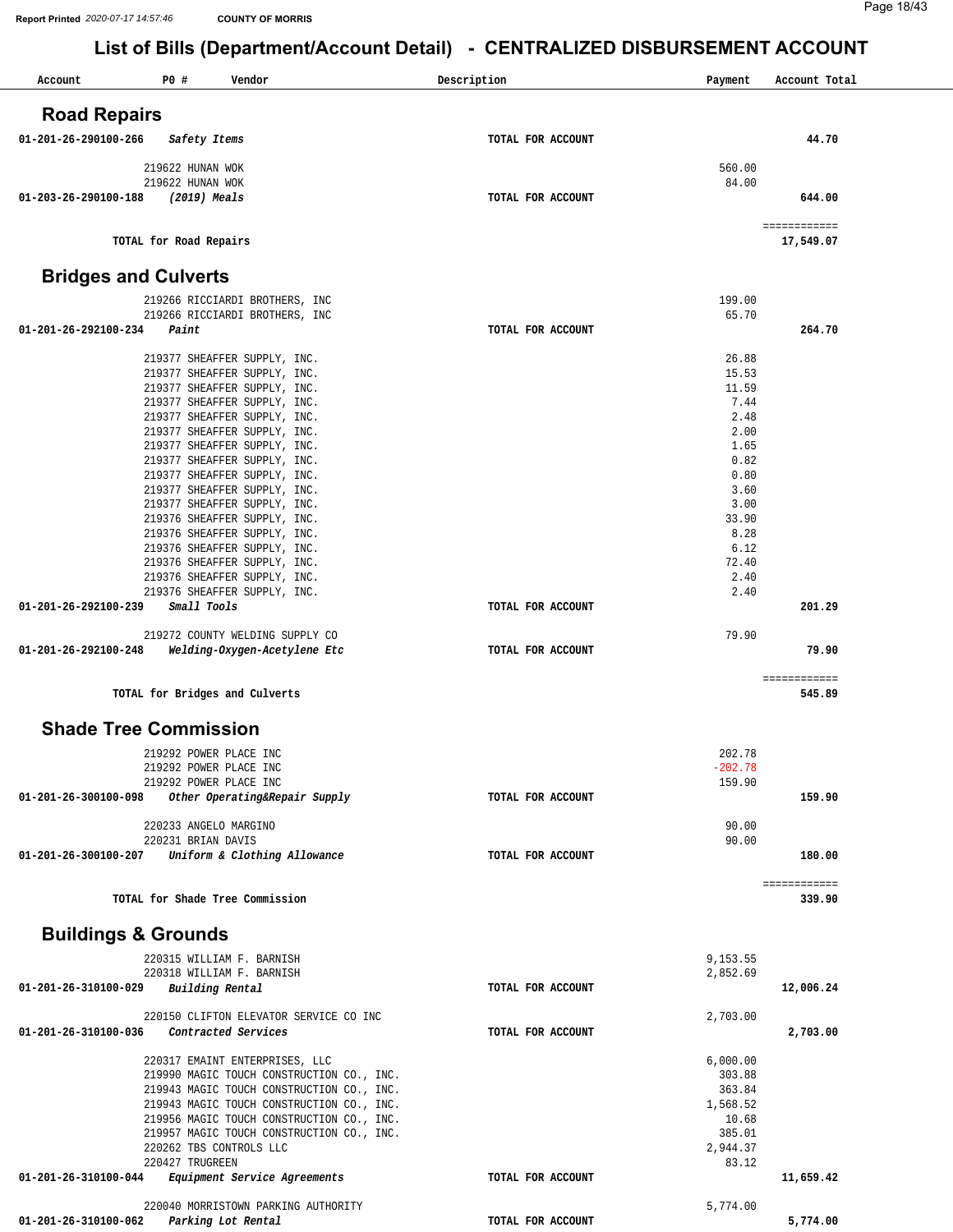# List of Bills (Department/Account Detail) - CENTRALIZED DISBURSEMENT ACCOUNT

| Account | PO # | Vendor | Description | Payment | Account Total |
|---|---|---|---|---|---|

## Road Repairs

| Account | PO # | Vendor | Description | Payment | Account Total |
|---|---|---|---|---|---|
| 01-201-26-290100-266 | | *Safety Items* | TOTAL FOR ACCOUNT | | 44.70 |
| | 219622 | HUNAN WOK | | 560.00 | |
| | 219622 | HUNAN WOK | | 84.00 | |
| 01-203-26-290100-188 | | *(2019) Meals* | TOTAL FOR ACCOUNT | | 644.00 |
| | | **TOTAL for Road Repairs** | | | 17,549.07 |

## Bridges and Culverts

| Account | PO # | Vendor | Description | Payment | Account Total |
|---|---|---|---|---|---|
| | 219266 | RICCIARDI BROTHERS, INC | | 199.00 | |
| | 219266 | RICCIARDI BROTHERS, INC | | 65.70 | |
| 01-201-26-292100-234 | | *Paint* | TOTAL FOR ACCOUNT | | 264.70 |
| | 219377 | SHEAFFER SUPPLY, INC. | | 26.88 | |
| | 219377 | SHEAFFER SUPPLY, INC. | | 15.53 | |
| | 219377 | SHEAFFER SUPPLY, INC. | | 11.59 | |
| | 219377 | SHEAFFER SUPPLY, INC. | | 7.44 | |
| | 219377 | SHEAFFER SUPPLY, INC. | | 2.48 | |
| | 219377 | SHEAFFER SUPPLY, INC. | | 2.00 | |
| | 219377 | SHEAFFER SUPPLY, INC. | | 1.65 | |
| | 219377 | SHEAFFER SUPPLY, INC. | | 0.82 | |
| | 219377 | SHEAFFER SUPPLY, INC. | | 0.80 | |
| | 219377 | SHEAFFER SUPPLY, INC. | | 3.60 | |
| | 219377 | SHEAFFER SUPPLY, INC. | | 3.00 | |
| | 219376 | SHEAFFER SUPPLY, INC. | | 33.90 | |
| | 219376 | SHEAFFER SUPPLY, INC. | | 8.28 | |
| | 219376 | SHEAFFER SUPPLY, INC. | | 6.12 | |
| | 219376 | SHEAFFER SUPPLY, INC. | | 72.40 | |
| | 219376 | SHEAFFER SUPPLY, INC. | | 2.40 | |
| | 219376 | SHEAFFER SUPPLY, INC. | | 2.40 | |
| 01-201-26-292100-239 | | *Small Tools* | TOTAL FOR ACCOUNT | | 201.29 |
| | 219272 | COUNTY WELDING SUPPLY CO | | 79.90 | |
| 01-201-26-292100-248 | | *Welding-Oxygen-Acetylene Etc* | TOTAL FOR ACCOUNT | | 79.90 |
| | | **TOTAL for Bridges and Culverts** | | | 545.89 |

## Shade Tree Commission

| Account | PO # | Vendor | Description | Payment | Account Total |
|---|---|---|---|---|---|
| | 219292 | POWER PLACE INC | | 202.78 | |
| | 219292 | POWER PLACE INC | | -202.78 | |
| | 219292 | POWER PLACE INC | | 159.90 | |
| 01-201-26-300100-098 | | *Other Operating&Repair Supply* | TOTAL FOR ACCOUNT | | 159.90 |
| | 220233 | ANGELO MARGINO | | 90.00 | |
| | 220231 | BRIAN DAVIS | | 90.00 | |
| 01-201-26-300100-207 | | *Uniform & Clothing Allowance* | TOTAL FOR ACCOUNT | | 180.00 |
| | | **TOTAL for Shade Tree Commission** | | | 339.90 |

## Buildings & Grounds

| Account | PO # | Vendor | Description | Payment | Account Total |
|---|---|---|---|---|---|
| | 220315 | WILLIAM F. BARNISH | | 9,153.55 | |
| | 220318 | WILLIAM F. BARNISH | | 2,852.69 | |
| 01-201-26-310100-029 | | *Building Rental* | TOTAL FOR ACCOUNT | | 12,006.24 |
| | 220150 | CLIFTON ELEVATOR SERVICE CO INC | | 2,703.00 | |
| 01-201-26-310100-036 | | *Contracted Services* | TOTAL FOR ACCOUNT | | 2,703.00 |
| | 220317 | EMAINT ENTERPRISES, LLC | | 6,000.00 | |
| | 219990 | MAGIC TOUCH CONSTRUCTION CO., INC. | | 303.88 | |
| | 219943 | MAGIC TOUCH CONSTRUCTION CO., INC. | | 363.84 | |
| | 219943 | MAGIC TOUCH CONSTRUCTION CO., INC. | | 1,568.52 | |
| | 219956 | MAGIC TOUCH CONSTRUCTION CO., INC. | | 10.68 | |
| | 219957 | MAGIC TOUCH CONSTRUCTION CO., INC. | | 385.01 | |
| | 220262 | TBS CONTROLS LLC | | 2,944.37 | |
| | 220427 | TRUGREEN | | 83.12 | |
| 01-201-26-310100-044 | | *Equipment Service Agreements* | TOTAL FOR ACCOUNT | | 11,659.42 |
| | 220040 | MORRISTOWN PARKING AUTHORITY | | 5,774.00 | |
| 01-201-26-310100-062 | | *Parking Lot Rental* | TOTAL FOR ACCOUNT | | 5,774.00 |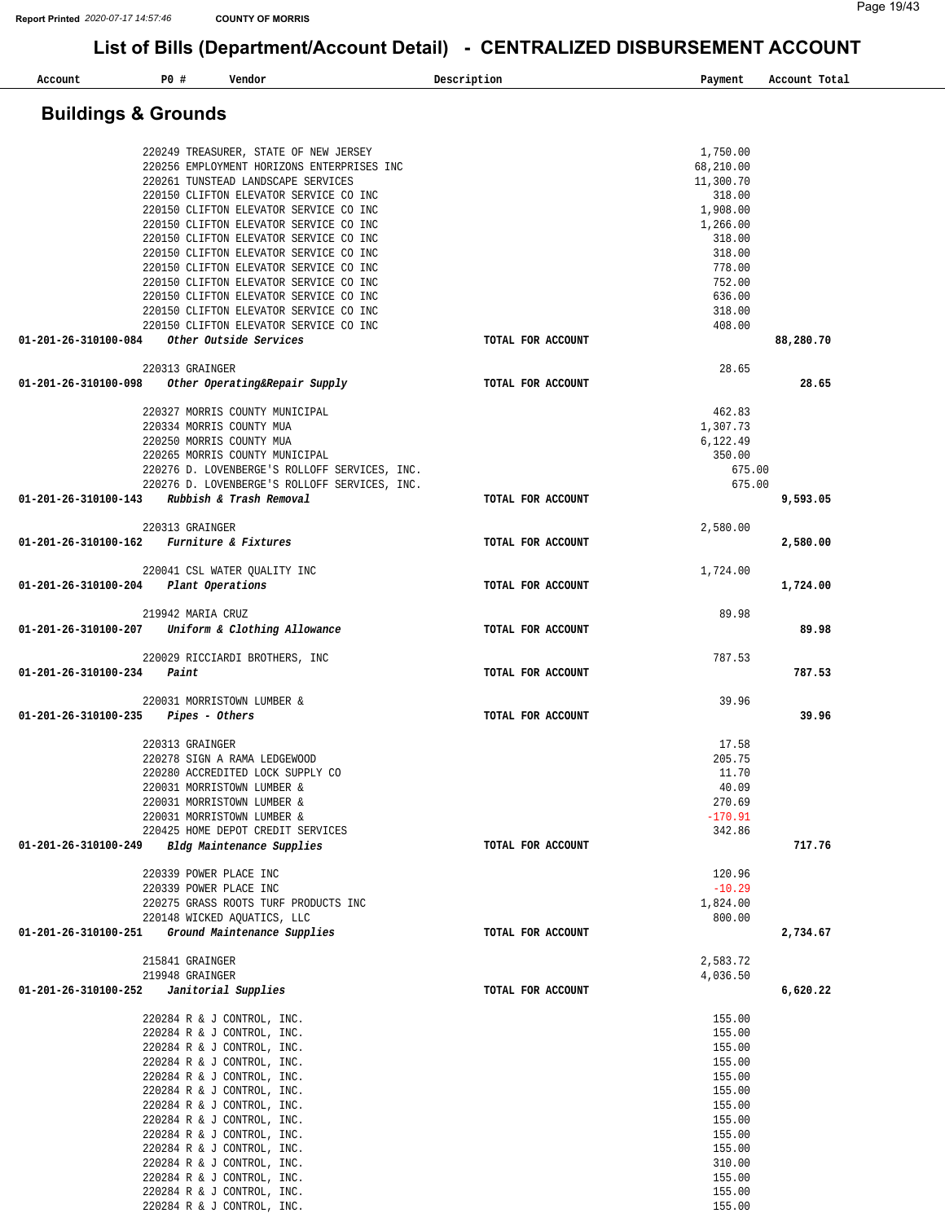# List of Bills (Department/Account Detail) - CENTRALIZED DISBURSEMENT ACCOUNT

## Buildings & Grounds

| Account | PO # | Vendor | Description | Payment | Account Total |
|---|---|---|---|---|---|
| | 220249 | TREASURER, STATE OF NEW JERSEY | | 1,750.00 | |
| | 220256 | EMPLOYMENT HORIZONS ENTERPRISES INC | | 68,210.00 | |
| | 220261 | TUNSTEAD LANDSCAPE SERVICES | | 11,300.70 | |
| | 220150 | CLIFTON ELEVATOR SERVICE CO INC | | 318.00 | |
| | 220150 | CLIFTON ELEVATOR SERVICE CO INC | | 1,908.00 | |
| | 220150 | CLIFTON ELEVATOR SERVICE CO INC | | 1,266.00 | |
| | 220150 | CLIFTON ELEVATOR SERVICE CO INC | | 318.00 | |
| | 220150 | CLIFTON ELEVATOR SERVICE CO INC | | 318.00 | |
| | 220150 | CLIFTON ELEVATOR SERVICE CO INC | | 778.00 | |
| | 220150 | CLIFTON ELEVATOR SERVICE CO INC | | 752.00 | |
| | 220150 | CLIFTON ELEVATOR SERVICE CO INC | | 636.00 | |
| | 220150 | CLIFTON ELEVATOR SERVICE CO INC | | 318.00 | |
| | 220150 | CLIFTON ELEVATOR SERVICE CO INC | | 408.00 | |
| **01-201-26-310100-084** | | ***Other Outside Services*** | **TOTAL FOR ACCOUNT** | | **88,280.70** |
| | 220313 | GRAINGER | | 28.65 | |
| **01-201-26-310100-098** | | ***Other Operating&Repair Supply*** | **TOTAL FOR ACCOUNT** | | **28.65** |
| | 220327 | MORRIS COUNTY MUNICIPAL | | 462.83 | |
| | 220334 | MORRIS COUNTY MUA | | 1,307.73 | |
| | 220250 | MORRIS COUNTY MUA | | 6,122.49 | |
| | 220265 | MORRIS COUNTY MUNICIPAL | | 350.00 | |
| | 220276 | D. LOVENBERGE'S ROLLOFF SERVICES, INC. | | 675.00 | |
| | 220276 | D. LOVENBERGE'S ROLLOFF SERVICES, INC. | | 675.00 | |
| **01-201-26-310100-143** | | ***Rubbish & Trash Removal*** | **TOTAL FOR ACCOUNT** | | **9,593.05** |
| | 220313 | GRAINGER | | 2,580.00 | |
| **01-201-26-310100-162** | | ***Furniture & Fixtures*** | **TOTAL FOR ACCOUNT** | | **2,580.00** |
| | 220041 | CSL WATER QUALITY INC | | 1,724.00 | |
| **01-201-26-310100-204** | | ***Plant Operations*** | **TOTAL FOR ACCOUNT** | | **1,724.00** |
| | 219942 | MARIA CRUZ | | 89.98 | |
| **01-201-26-310100-207** | | ***Uniform & Clothing Allowance*** | **TOTAL FOR ACCOUNT** | | **89.98** |
| | 220029 | RICCIARDI BROTHERS, INC | | 787.53 | |
| **01-201-26-310100-234** | | ***Paint*** | **TOTAL FOR ACCOUNT** | | **787.53** |
| | 220031 | MORRISTOWN LUMBER & | | 39.96 | |
| **01-201-26-310100-235** | | ***Pipes - Others*** | **TOTAL FOR ACCOUNT** | | **39.96** |
| | 220313 | GRAINGER | | 17.58 | |
| | 220278 | SIGN A RAMA LEDGEWOOD | | 205.75 | |
| | 220280 | ACCREDITED LOCK SUPPLY CO | | 11.70 | |
| | 220031 | MORRISTOWN LUMBER & | | 40.09 | |
| | 220031 | MORRISTOWN LUMBER & | | 270.69 | |
| | 220031 | MORRISTOWN LUMBER & | | -170.91 | |
| | 220425 | HOME DEPOT CREDIT SERVICES | | 342.86 | |
| **01-201-26-310100-249** | | ***Bldg Maintenance Supplies*** | **TOTAL FOR ACCOUNT** | | **717.76** |
| | 220339 | POWER PLACE INC | | 120.96 | |
| | 220339 | POWER PLACE INC | | -10.29 | |
| | 220275 | GRASS ROOTS TURF PRODUCTS INC | | 1,824.00 | |
| | 220148 | WICKED AQUATICS, LLC | | 800.00 | |
| **01-201-26-310100-251** | | ***Ground Maintenance Supplies*** | **TOTAL FOR ACCOUNT** | | **2,734.67** |
| | 215841 | GRAINGER | | 2,583.72 | |
| | 219948 | GRAINGER | | 4,036.50 | |
| **01-201-26-310100-252** | | ***Janitorial Supplies*** | **TOTAL FOR ACCOUNT** | | **6,620.22** |
| | 220284 | R & J CONTROL, INC. | | 155.00 | |
| | 220284 | R & J CONTROL, INC. | | 155.00 | |
| | 220284 | R & J CONTROL, INC. | | 155.00 | |
| | 220284 | R & J CONTROL, INC. | | 155.00 | |
| | 220284 | R & J CONTROL, INC. | | 155.00 | |
| | 220284 | R & J CONTROL, INC. | | 155.00 | |
| | 220284 | R & J CONTROL, INC. | | 155.00 | |
| | 220284 | R & J CONTROL, INC. | | 155.00 | |
| | 220284 | R & J CONTROL, INC. | | 155.00 | |
| | 220284 | R & J CONTROL, INC. | | 155.00 | |
| | 220284 | R & J CONTROL, INC. | | 310.00 | |
| | 220284 | R & J CONTROL, INC. | | 155.00 | |
| | 220284 | R & J CONTROL, INC. | | 155.00 | |
| | 220284 | R & J CONTROL, INC. | | 155.00 | |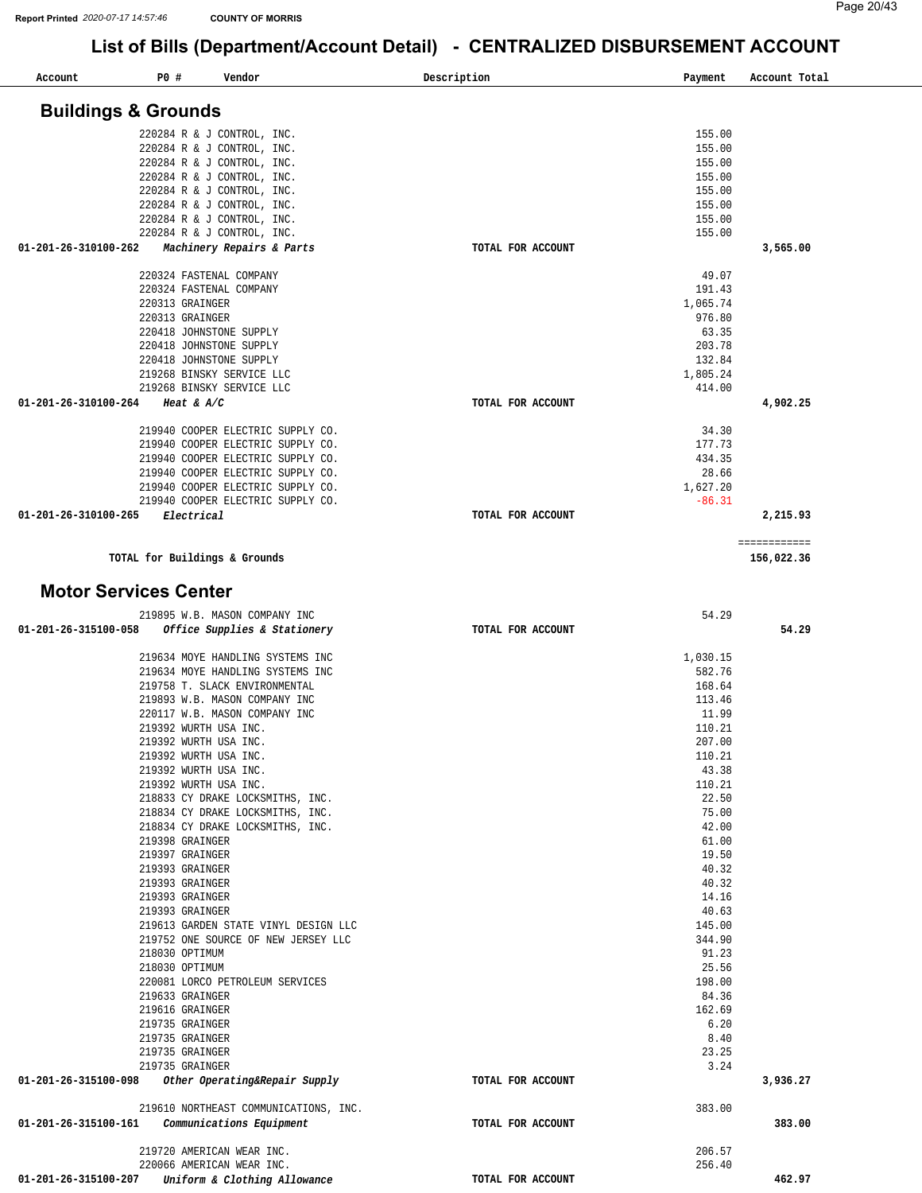COUNTY OF MORRIS

# List of Bills (Department/Account Detail) - CENTRALIZED DISBURSEMENT ACCOUNT

## Buildings & Grounds

| Account | PO # | Vendor | Description | Payment | Account Total |
|---|---|---|---|---|---|
| | 220284 | R & J CONTROL, INC. | | 155.00 | |
| | 220284 | R & J CONTROL, INC. | | 155.00 | |
| | 220284 | R & J CONTROL, INC. | | 155.00 | |
| | 220284 | R & J CONTROL, INC. | | 155.00 | |
| | 220284 | R & J CONTROL, INC. | | 155.00 | |
| | 220284 | R & J CONTROL, INC. | | 155.00 | |
| | 220284 | R & J CONTROL, INC. | | 155.00 | |
| | 220284 | R & J CONTROL, INC. | | 155.00 | |
| **01-201-26-310100-262** | | ***Machinery Repairs & Parts*** | **TOTAL FOR ACCOUNT** | | **3,565.00** |
| | 220324 | FASTENAL COMPANY | | 49.07 | |
| | 220324 | FASTENAL COMPANY | | 191.43 | |
| | 220313 | GRAINGER | | 1,065.74 | |
| | 220313 | GRAINGER | | 976.80 | |
| | 220418 | JOHNSTONE SUPPLY | | 63.35 | |
| | 220418 | JOHNSTONE SUPPLY | | 203.78 | |
| | 220418 | JOHNSTONE SUPPLY | | 132.84 | |
| | 219268 | BINSKY SERVICE LLC | | 1,805.24 | |
| | 219268 | BINSKY SERVICE LLC | | 414.00 | |
| **01-201-26-310100-264** | | ***Heat & A/C*** | **TOTAL FOR ACCOUNT** | | **4,902.25** |
| | 219940 | COOPER ELECTRIC SUPPLY CO. | | 34.30 | |
| | 219940 | COOPER ELECTRIC SUPPLY CO. | | 177.73 | |
| | 219940 | COOPER ELECTRIC SUPPLY CO. | | 434.35 | |
| | 219940 | COOPER ELECTRIC SUPPLY CO. | | 28.66 | |
| | 219940 | COOPER ELECTRIC SUPPLY CO. | | 1,627.20 | |
| | 219940 | COOPER ELECTRIC SUPPLY CO. | | -86.31 | |
| **01-201-26-310100-265** | | ***Electrical*** | **TOTAL FOR ACCOUNT** | | **2,215.93** |

**TOTAL for Buildings & Grounds** — **156,022.36**

## Motor Services Center

| Account | PO # | Vendor | Description | Payment | Account Total |
|---|---|---|---|---|---|
| | 219895 | W.B. MASON COMPANY INC | | 54.29 | |
| **01-201-26-315100-058** | | ***Office Supplies & Stationery*** | **TOTAL FOR ACCOUNT** | | **54.29** |
| | 219634 | MOYE HANDLING SYSTEMS INC | | 1,030.15 | |
| | 219634 | MOYE HANDLING SYSTEMS INC | | 582.76 | |
| | 219758 | T. SLACK ENVIRONMENTAL | | 168.64 | |
| | 219893 | W.B. MASON COMPANY INC | | 113.46 | |
| | 220117 | W.B. MASON COMPANY INC | | 11.99 | |
| | 219392 | WURTH USA INC. | | 110.21 | |
| | 219392 | WURTH USA INC. | | 207.00 | |
| | 219392 | WURTH USA INC. | | 110.21 | |
| | 219392 | WURTH USA INC. | | 43.38 | |
| | 219392 | WURTH USA INC. | | 110.21 | |
| | 218833 | CY DRAKE LOCKSMITHS, INC. | | 22.50 | |
| | 218834 | CY DRAKE LOCKSMITHS, INC. | | 75.00 | |
| | 218834 | CY DRAKE LOCKSMITHS, INC. | | 42.00 | |
| | 219398 | GRAINGER | | 61.00 | |
| | 219397 | GRAINGER | | 19.50 | |
| | 219393 | GRAINGER | | 40.32 | |
| | 219393 | GRAINGER | | 40.32 | |
| | 219393 | GRAINGER | | 14.16 | |
| | 219393 | GRAINGER | | 40.63 | |
| | 219613 | GARDEN STATE VINYL DESIGN LLC | | 145.00 | |
| | 219752 | ONE SOURCE OF NEW JERSEY LLC | | 344.90 | |
| | 218030 | OPTIMUM | | 91.23 | |
| | 218030 | OPTIMUM | | 25.56 | |
| | 220081 | LORCO PETROLEUM SERVICES | | 198.00 | |
| | 219633 | GRAINGER | | 84.36 | |
| | 219616 | GRAINGER | | 162.69 | |
| | 219735 | GRAINGER | | 6.20 | |
| | 219735 | GRAINGER | | 8.40 | |
| | 219735 | GRAINGER | | 23.25 | |
| | 219735 | GRAINGER | | 3.24 | |
| **01-201-26-315100-098** | | ***Other Operating&Repair Supply*** | **TOTAL FOR ACCOUNT** | | **3,936.27** |
| | 219610 | NORTHEAST COMMUNICATIONS, INC. | | 383.00 | |
| **01-201-26-315100-161** | | ***Communications Equipment*** | **TOTAL FOR ACCOUNT** | | **383.00** |
| | 219720 | AMERICAN WEAR INC. | | 206.57 | |
| | 220066 | AMERICAN WEAR INC. | | 256.40 | |
| **01-201-26-315100-207** | | ***Uniform & Clothing Allowance*** | **TOTAL FOR ACCOUNT** | | **462.97** |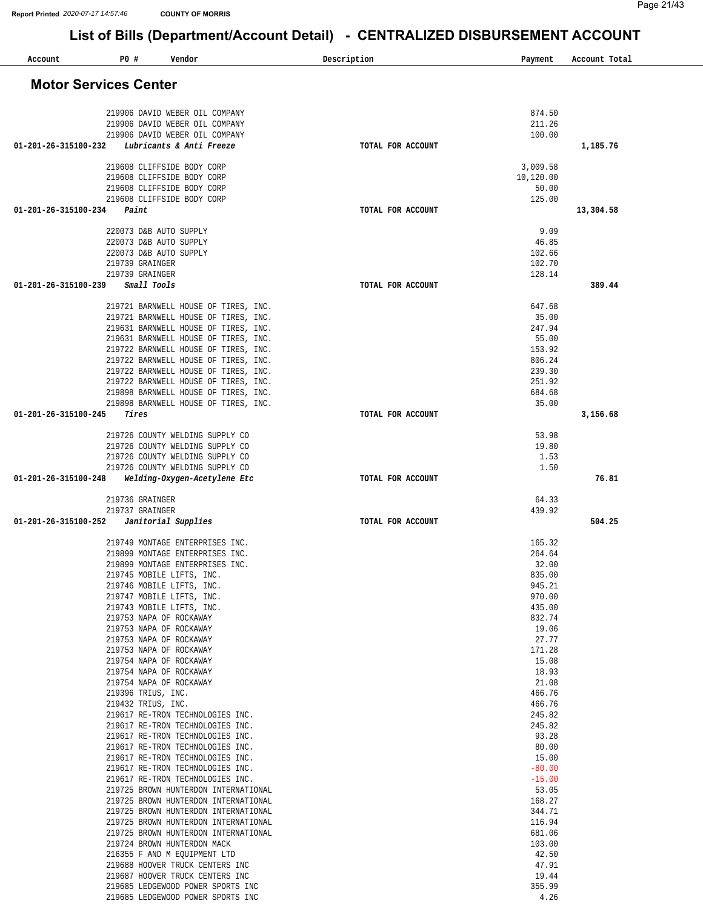# List of Bills (Department/Account Detail) - CENTRALIZED DISBURSEMENT ACCOUNT

## Motor Services Center

| Account | PO # | Vendor | Description | Payment | Account Total |
|---|---|---|---|---|---|
| | 219906 | DAVID WEBER OIL COMPANY | | 874.50 | |
| | 219906 | DAVID WEBER OIL COMPANY | | 211.26 | |
| | 219906 | DAVID WEBER OIL COMPANY | | 100.00 | |
| **01-201-26-315100-232** | | ***Lubricants & Anti Freeze*** | **TOTAL FOR ACCOUNT** | | **1,185.76** |
| | 219608 | CLIFFSIDE BODY CORP | | 3,009.58 | |
| | 219608 | CLIFFSIDE BODY CORP | | 10,120.00 | |
| | 219608 | CLIFFSIDE BODY CORP | | 50.00 | |
| | 219608 | CLIFFSIDE BODY CORP | | 125.00 | |
| **01-201-26-315100-234** | | ***Paint*** | **TOTAL FOR ACCOUNT** | | **13,304.58** |
| | 220073 | D&B AUTO SUPPLY | | 9.09 | |
| | 220073 | D&B AUTO SUPPLY | | 46.85 | |
| | 220073 | D&B AUTO SUPPLY | | 102.66 | |
| | 219739 | GRAINGER | | 102.70 | |
| | 219739 | GRAINGER | | 128.14 | |
| **01-201-26-315100-239** | | ***Small Tools*** | **TOTAL FOR ACCOUNT** | | **389.44** |
| | 219721 | BARNWELL HOUSE OF TIRES, INC. | | 647.68 | |
| | 219721 | BARNWELL HOUSE OF TIRES, INC. | | 35.00 | |
| | 219631 | BARNWELL HOUSE OF TIRES, INC. | | 247.94 | |
| | 219631 | BARNWELL HOUSE OF TIRES, INC. | | 55.00 | |
| | 219722 | BARNWELL HOUSE OF TIRES, INC. | | 153.92 | |
| | 219722 | BARNWELL HOUSE OF TIRES, INC. | | 806.24 | |
| | 219722 | BARNWELL HOUSE OF TIRES, INC. | | 239.30 | |
| | 219722 | BARNWELL HOUSE OF TIRES, INC. | | 251.92 | |
| | 219898 | BARNWELL HOUSE OF TIRES, INC. | | 684.68 | |
| | 219898 | BARNWELL HOUSE OF TIRES, INC. | | 35.00 | |
| **01-201-26-315100-245** | | ***Tires*** | **TOTAL FOR ACCOUNT** | | **3,156.68** |
| | 219726 | COUNTY WELDING SUPPLY CO | | 53.98 | |
| | 219726 | COUNTY WELDING SUPPLY CO | | 19.80 | |
| | 219726 | COUNTY WELDING SUPPLY CO | | 1.53 | |
| | 219726 | COUNTY WELDING SUPPLY CO | | 1.50 | |
| **01-201-26-315100-248** | | ***Welding-Oxygen-Acetylene Etc*** | **TOTAL FOR ACCOUNT** | | **76.81** |
| | 219736 | GRAINGER | | 64.33 | |
| | 219737 | GRAINGER | | 439.92 | |
| **01-201-26-315100-252** | | ***Janitorial Supplies*** | **TOTAL FOR ACCOUNT** | | **504.25** |
| | 219749 | MONTAGE ENTERPRISES INC. | | 165.32 | |
| | 219899 | MONTAGE ENTERPRISES INC. | | 264.64 | |
| | 219899 | MONTAGE ENTERPRISES INC. | | 32.00 | |
| | 219745 | MOBILE LIFTS, INC. | | 835.00 | |
| | 219746 | MOBILE LIFTS, INC. | | 945.21 | |
| | 219747 | MOBILE LIFTS, INC. | | 970.00 | |
| | 219743 | MOBILE LIFTS, INC. | | 435.00 | |
| | 219753 | NAPA OF ROCKAWAY | | 832.74 | |
| | 219753 | NAPA OF ROCKAWAY | | 19.06 | |
| | 219753 | NAPA OF ROCKAWAY | | 27.77 | |
| | 219753 | NAPA OF ROCKAWAY | | 171.28 | |
| | 219754 | NAPA OF ROCKAWAY | | 15.08 | |
| | 219754 | NAPA OF ROCKAWAY | | 18.93 | |
| | 219754 | NAPA OF ROCKAWAY | | 21.08 | |
| | 219396 | TRIUS, INC. | | 466.76 | |
| | 219432 | TRIUS, INC. | | 466.76 | |
| | 219617 | RE-TRON TECHNOLOGIES INC. | | 245.82 | |
| | 219617 | RE-TRON TECHNOLOGIES INC. | | 245.82 | |
| | 219617 | RE-TRON TECHNOLOGIES INC. | | 93.28 | |
| | 219617 | RE-TRON TECHNOLOGIES INC. | | 80.00 | |
| | 219617 | RE-TRON TECHNOLOGIES INC. | | 15.00 | |
| | 219617 | RE-TRON TECHNOLOGIES INC. | | -80.00 | |
| | 219617 | RE-TRON TECHNOLOGIES INC. | | -15.00 | |
| | 219725 | BROWN HUNTERDON INTERNATIONAL | | 53.05 | |
| | 219725 | BROWN HUNTERDON INTERNATIONAL | | 168.27 | |
| | 219725 | BROWN HUNTERDON INTERNATIONAL | | 344.71 | |
| | 219725 | BROWN HUNTERDON INTERNATIONAL | | 116.94 | |
| | 219725 | BROWN HUNTERDON INTERNATIONAL | | 681.06 | |
| | 219724 | BROWN HUNTERDON MACK | | 103.00 | |
| | 216355 | F AND M EQUIPMENT LTD | | 42.50 | |
| | 219688 | HOOVER TRUCK CENTERS INC | | 47.91 | |
| | 219687 | HOOVER TRUCK CENTERS INC | | 19.44 | |
| | 219685 | LEDGEWOOD POWER SPORTS INC | | 355.99 | |
| | 219685 | LEDGEWOOD POWER SPORTS INC | | 4.26 | |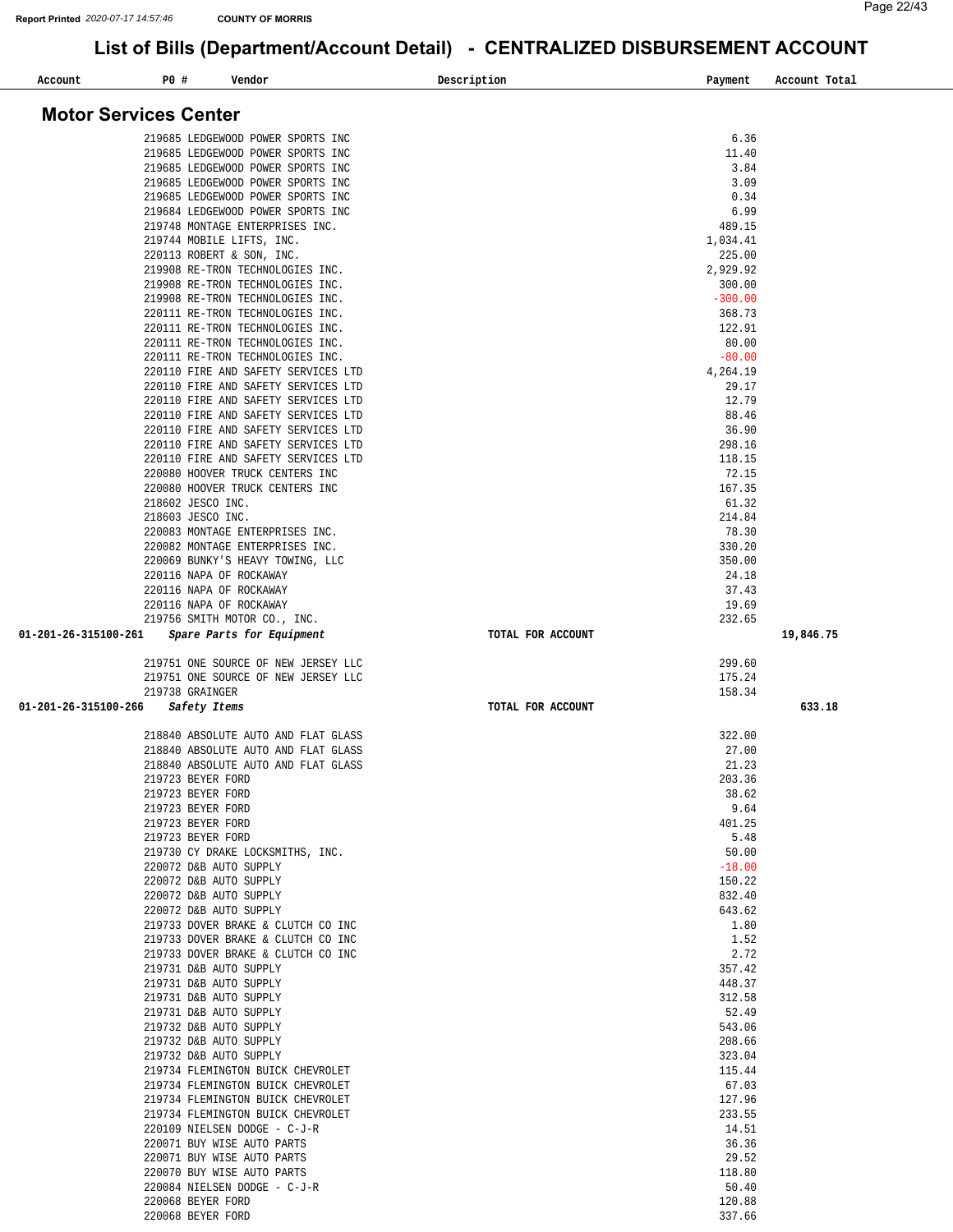# List of Bills (Department/Account Detail) - CENTRALIZED DISBURSEMENT ACCOUNT

## Motor Services Center

| Account | PO # | Vendor | Description | Payment | Account Total |
|---|---|---|---|---|---|
| | 219685 | LEDGEWOOD POWER SPORTS INC | | 6.36 | |
| | 219685 | LEDGEWOOD POWER SPORTS INC | | 11.40 | |
| | 219685 | LEDGEWOOD POWER SPORTS INC | | 3.84 | |
| | 219685 | LEDGEWOOD POWER SPORTS INC | | 3.09 | |
| | 219685 | LEDGEWOOD POWER SPORTS INC | | 0.34 | |
| | 219684 | LEDGEWOOD POWER SPORTS INC | | 6.99 | |
| | 219748 | MONTAGE ENTERPRISES INC. | | 489.15 | |
| | 219744 | MOBILE LIFTS, INC. | | 1,034.41 | |
| | 220113 | ROBERT & SON, INC. | | 225.00 | |
| | 219908 | RE-TRON TECHNOLOGIES INC. | | 2,929.92 | |
| | 219908 | RE-TRON TECHNOLOGIES INC. | | 300.00 | |
| | 219908 | RE-TRON TECHNOLOGIES INC. | | -300.00 | |
| | 220111 | RE-TRON TECHNOLOGIES INC. | | 368.73 | |
| | 220111 | RE-TRON TECHNOLOGIES INC. | | 122.91 | |
| | 220111 | RE-TRON TECHNOLOGIES INC. | | 80.00 | |
| | 220111 | RE-TRON TECHNOLOGIES INC. | | -80.00 | |
| | 220110 | FIRE AND SAFETY SERVICES LTD | | 4,264.19 | |
| | 220110 | FIRE AND SAFETY SERVICES LTD | | 29.17 | |
| | 220110 | FIRE AND SAFETY SERVICES LTD | | 12.79 | |
| | 220110 | FIRE AND SAFETY SERVICES LTD | | 88.46 | |
| | 220110 | FIRE AND SAFETY SERVICES LTD | | 36.90 | |
| | 220110 | FIRE AND SAFETY SERVICES LTD | | 298.16 | |
| | 220110 | FIRE AND SAFETY SERVICES LTD | | 118.15 | |
| | 220080 | HOOVER TRUCK CENTERS INC | | 72.15 | |
| | 220080 | HOOVER TRUCK CENTERS INC | | 167.35 | |
| | 218602 | JESCO INC. | | 61.32 | |
| | 218603 | JESCO INC. | | 214.84 | |
| | 220083 | MONTAGE ENTERPRISES INC. | | 78.30 | |
| | 220082 | MONTAGE ENTERPRISES INC. | | 330.20 | |
| | 220069 | BUNKY'S HEAVY TOWING, LLC | | 350.00 | |
| | 220116 | NAPA OF ROCKAWAY | | 24.18 | |
| | 220116 | NAPA OF ROCKAWAY | | 37.43 | |
| | 220116 | NAPA OF ROCKAWAY | | 19.69 | |
| | 219756 | SMITH MOTOR CO., INC. | | 232.65 | |
| **01-201-26-315100-261** | *Spare Parts for Equipment* | | TOTAL FOR ACCOUNT | | 19,846.75 |
| | 219751 | ONE SOURCE OF NEW JERSEY LLC | | 299.60 | |
| | 219751 | ONE SOURCE OF NEW JERSEY LLC | | 175.24 | |
| | 219738 | GRAINGER | | 158.34 | |
| **01-201-26-315100-266** | *Safety Items* | | TOTAL FOR ACCOUNT | | 633.18 |
| | 218840 | ABSOLUTE AUTO AND FLAT GLASS | | 322.00 | |
| | 218840 | ABSOLUTE AUTO AND FLAT GLASS | | 27.00 | |
| | 218840 | ABSOLUTE AUTO AND FLAT GLASS | | 21.23 | |
| | 219723 | BEYER FORD | | 203.36 | |
| | 219723 | BEYER FORD | | 38.62 | |
| | 219723 | BEYER FORD | | 9.64 | |
| | 219723 | BEYER FORD | | 401.25 | |
| | 219723 | BEYER FORD | | 5.48 | |
| | 219730 | CY DRAKE LOCKSMITHS, INC. | | 50.00 | |
| | 220072 | D&B AUTO SUPPLY | | -18.00 | |
| | 220072 | D&B AUTO SUPPLY | | 150.22 | |
| | 220072 | D&B AUTO SUPPLY | | 832.40 | |
| | 220072 | D&B AUTO SUPPLY | | 643.62 | |
| | 219733 | DOVER BRAKE & CLUTCH CO INC | | 1.80 | |
| | 219733 | DOVER BRAKE & CLUTCH CO INC | | 1.52 | |
| | 219733 | DOVER BRAKE & CLUTCH CO INC | | 2.72 | |
| | 219731 | D&B AUTO SUPPLY | | 357.42 | |
| | 219731 | D&B AUTO SUPPLY | | 448.37 | |
| | 219731 | D&B AUTO SUPPLY | | 312.58 | |
| | 219731 | D&B AUTO SUPPLY | | 52.49 | |
| | 219732 | D&B AUTO SUPPLY | | 543.06 | |
| | 219732 | D&B AUTO SUPPLY | | 208.66 | |
| | 219732 | D&B AUTO SUPPLY | | 323.04 | |
| | 219734 | FLEMINGTON BUICK CHEVROLET | | 115.44 | |
| | 219734 | FLEMINGTON BUICK CHEVROLET | | 67.03 | |
| | 219734 | FLEMINGTON BUICK CHEVROLET | | 127.96 | |
| | 219734 | FLEMINGTON BUICK CHEVROLET | | 233.55 | |
| | 220109 | NIELSEN DODGE - C-J-R | | 14.51 | |
| | 220071 | BUY WISE AUTO PARTS | | 36.36 | |
| | 220071 | BUY WISE AUTO PARTS | | 29.52 | |
| | 220070 | BUY WISE AUTO PARTS | | 118.80 | |
| | 220084 | NIELSEN DODGE - C-J-R | | 50.40 | |
| | 220068 | BEYER FORD | | 120.88 | |
| | 220068 | BEYER FORD | | 337.66 | |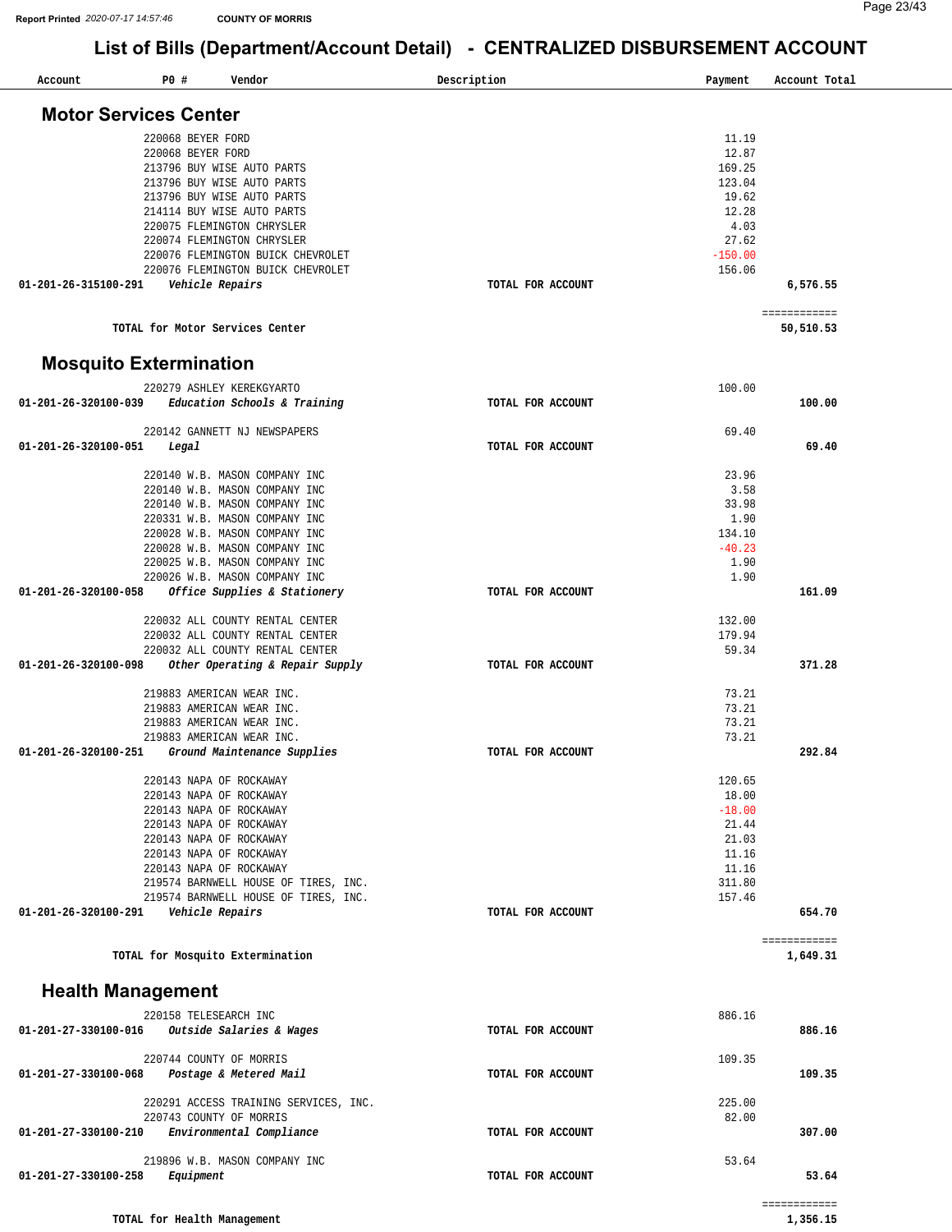## List of Bills (Department/Account Detail) - CENTRALIZED DISBURSEMENT ACCOUNT

| Account | PO # | Vendor | Description | Payment | Account Total |
|---|---|---|---|---|---|

### Motor Services Center

| Account | PO # | Vendor | Description | Payment | Account Total |
|---|---|---|---|---|---|
| | 220068 | BEYER FORD | | 11.19 | |
| | 220068 | BEYER FORD | | 12.87 | |
| | 213796 | BUY WISE AUTO PARTS | | 169.25 | |
| | 213796 | BUY WISE AUTO PARTS | | 123.04 | |
| | 213796 | BUY WISE AUTO PARTS | | 19.62 | |
| | 214114 | BUY WISE AUTO PARTS | | 12.28 | |
| | 220075 | FLEMINGTON CHRYSLER | | 4.03 | |
| | 220074 | FLEMINGTON CHRYSLER | | 27.62 | |
| | 220076 | FLEMINGTON BUICK CHEVROLET | | -150.00 | |
| | 220076 | FLEMINGTON BUICK CHEVROLET | | 156.06 | |
| 01-201-26-315100-291 | | *Vehicle Repairs* | TOTAL FOR ACCOUNT | | 6,576.55 |

**TOTAL for Motor Services Center** ============ **50,510.53**

### Mosquito Extermination

| Account | PO # | Vendor | Description | Payment | Account Total |
|---|---|---|---|---|---|
| | 220279 | ASHLEY KEREKGYARTO | | 100.00 | |
| 01-201-26-320100-039 | | *Education Schools & Training* | TOTAL FOR ACCOUNT | | 100.00 |
| | 220142 | GANNETT NJ NEWSPAPERS | | 69.40 | |
| 01-201-26-320100-051 | | *Legal* | TOTAL FOR ACCOUNT | | 69.40 |
| | 220140 | W.B. MASON COMPANY INC | | 23.96 | |
| | 220140 | W.B. MASON COMPANY INC | | 3.58 | |
| | 220140 | W.B. MASON COMPANY INC | | 33.98 | |
| | 220331 | W.B. MASON COMPANY INC | | 1.90 | |
| | 220028 | W.B. MASON COMPANY INC | | 134.10 | |
| | 220028 | W.B. MASON COMPANY INC | | -40.23 | |
| | 220025 | W.B. MASON COMPANY INC | | 1.90 | |
| | 220026 | W.B. MASON COMPANY INC | | 1.90 | |
| 01-201-26-320100-058 | | *Office Supplies & Stationery* | TOTAL FOR ACCOUNT | | 161.09 |
| | 220032 | ALL COUNTY RENTAL CENTER | | 132.00 | |
| | 220032 | ALL COUNTY RENTAL CENTER | | 179.94 | |
| | 220032 | ALL COUNTY RENTAL CENTER | | 59.34 | |
| 01-201-26-320100-098 | | *Other Operating & Repair Supply* | TOTAL FOR ACCOUNT | | 371.28 |
| | 219883 | AMERICAN WEAR INC. | | 73.21 | |
| | 219883 | AMERICAN WEAR INC. | | 73.21 | |
| | 219883 | AMERICAN WEAR INC. | | 73.21 | |
| | 219883 | AMERICAN WEAR INC. | | 73.21 | |
| 01-201-26-320100-251 | | *Ground Maintenance Supplies* | TOTAL FOR ACCOUNT | | 292.84 |
| | 220143 | NAPA OF ROCKAWAY | | 120.65 | |
| | 220143 | NAPA OF ROCKAWAY | | 18.00 | |
| | 220143 | NAPA OF ROCKAWAY | | -18.00 | |
| | 220143 | NAPA OF ROCKAWAY | | 21.44 | |
| | 220143 | NAPA OF ROCKAWAY | | 21.03 | |
| | 220143 | NAPA OF ROCKAWAY | | 11.16 | |
| | 220143 | NAPA OF ROCKAWAY | | 11.16 | |
| | 219574 | BARNWELL HOUSE OF TIRES, INC. | | 311.80 | |
| | 219574 | BARNWELL HOUSE OF TIRES, INC. | | 157.46 | |
| 01-201-26-320100-291 | | *Vehicle Repairs* | TOTAL FOR ACCOUNT | | 654.70 |

**TOTAL for Mosquito Extermination** ============ **1,649.31**

### Health Management

| Account | PO # | Vendor | Description | Payment | Account Total |
|---|---|---|---|---|---|
| | 220158 | TELESEARCH INC | | 886.16 | |
| 01-201-27-330100-016 | | *Outside Salaries & Wages* | TOTAL FOR ACCOUNT | | 886.16 |
| | 220744 | COUNTY OF MORRIS | | 109.35 | |
| 01-201-27-330100-068 | | *Postage & Metered Mail* | TOTAL FOR ACCOUNT | | 109.35 |
| | 220291 | ACCESS TRAINING SERVICES, INC. | | 225.00 | |
| | 220743 | COUNTY OF MORRIS | | 82.00 | |
| 01-201-27-330100-210 | | *Environmental Compliance* | TOTAL FOR ACCOUNT | | 307.00 |
| | 219896 | W.B. MASON COMPANY INC | | 53.64 | |
| 01-201-27-330100-258 | | *Equipment* | TOTAL FOR ACCOUNT | | 53.64 |

**TOTAL for Health Management** ============ **1,356.15**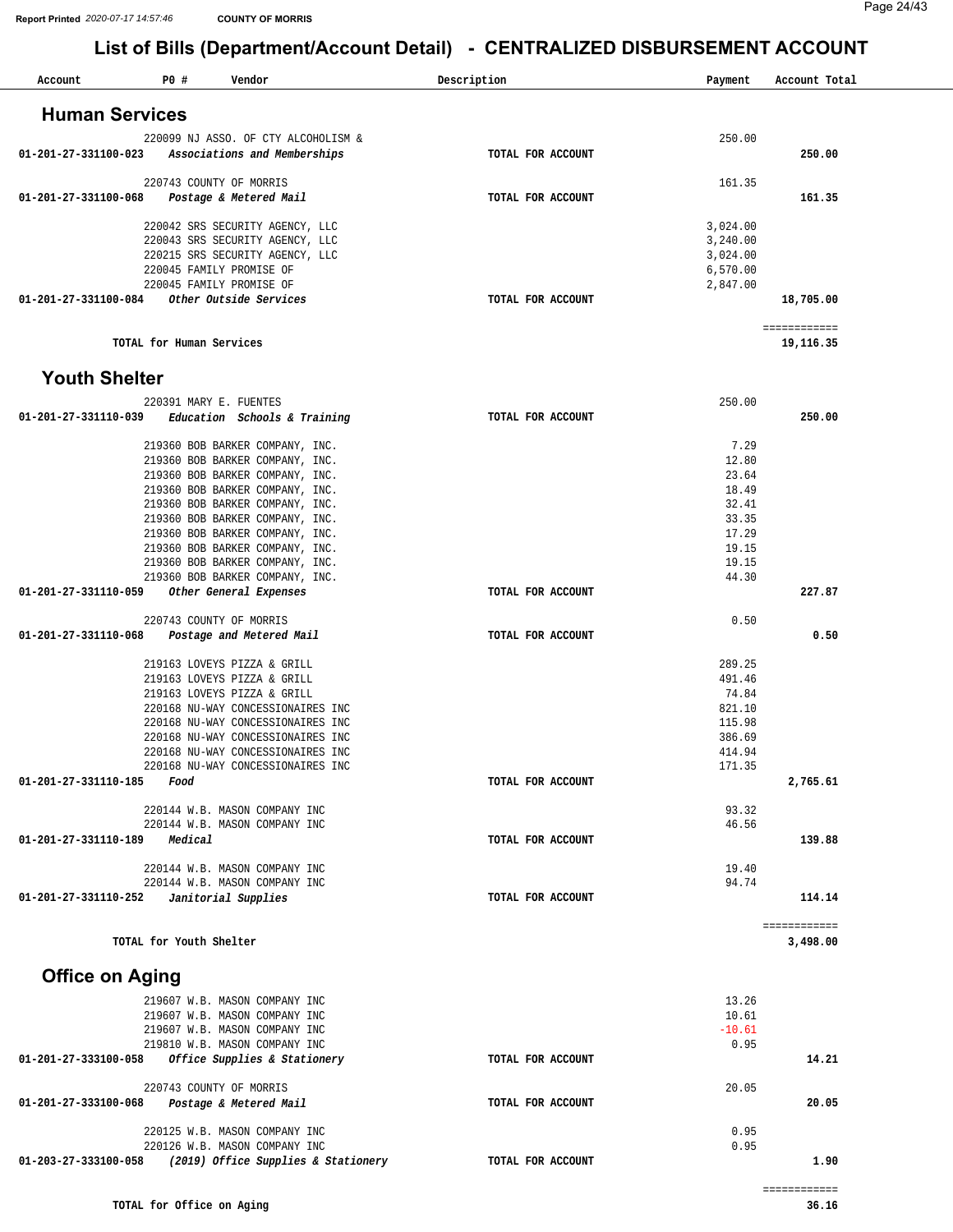# List of Bills (Department/Account Detail) - CENTRALIZED DISBURSEMENT ACCOUNT

| Account | PO # Vendor | Description | Payment | Account Total |
|---|---|---|---|---|

## Human Services

| Account | PO # Vendor | Description | Payment | Account Total |
|---|---|---|---|---|
| | 220099 NJ ASSO. OF CTY ALCOHOLISM & | | 250.00 | |
| **01-201-27-331100-023** | ***Associations and Memberships*** | **TOTAL FOR ACCOUNT** | | **250.00** |
| | 220743 COUNTY OF MORRIS | | 161.35 | |
| **01-201-27-331100-068** | ***Postage & Metered Mail*** | **TOTAL FOR ACCOUNT** | | **161.35** |
| | 220042 SRS SECURITY AGENCY, LLC | | 3,024.00 | |
| | 220043 SRS SECURITY AGENCY, LLC | | 3,240.00 | |
| | 220215 SRS SECURITY AGENCY, LLC | | 3,024.00 | |
| | 220045 FAMILY PROMISE OF | | 6,570.00 | |
| | 220045 FAMILY PROMISE OF | | 2,847.00 | |
| **01-201-27-331100-084** | ***Other Outside Services*** | **TOTAL FOR ACCOUNT** | | **18,705.00** |
| | **TOTAL for Human Services** | | | **19,116.35** |

## Youth Shelter

| Account | PO # Vendor | Description | Payment | Account Total |
|---|---|---|---|---|
| | 220391 MARY E. FUENTES | | 250.00 | |
| **01-201-27-331110-039** | ***Education Schools & Training*** | **TOTAL FOR ACCOUNT** | | **250.00** |
| | 219360 BOB BARKER COMPANY, INC. | | 7.29 | |
| | 219360 BOB BARKER COMPANY, INC. | | 12.80 | |
| | 219360 BOB BARKER COMPANY, INC. | | 23.64 | |
| | 219360 BOB BARKER COMPANY, INC. | | 18.49 | |
| | 219360 BOB BARKER COMPANY, INC. | | 32.41 | |
| | 219360 BOB BARKER COMPANY, INC. | | 33.35 | |
| | 219360 BOB BARKER COMPANY, INC. | | 17.29 | |
| | 219360 BOB BARKER COMPANY, INC. | | 19.15 | |
| | 219360 BOB BARKER COMPANY, INC. | | 19.15 | |
| | 219360 BOB BARKER COMPANY, INC. | | 44.30 | |
| **01-201-27-331110-059** | ***Other General Expenses*** | **TOTAL FOR ACCOUNT** | | **227.87** |
| | 220743 COUNTY OF MORRIS | | 0.50 | |
| **01-201-27-331110-068** | ***Postage and Metered Mail*** | **TOTAL FOR ACCOUNT** | | **0.50** |
| | 219163 LOVEYS PIZZA & GRILL | | 289.25 | |
| | 219163 LOVEYS PIZZA & GRILL | | 491.46 | |
| | 219163 LOVEYS PIZZA & GRILL | | 74.84 | |
| | 220168 NU-WAY CONCESSIONAIRES INC | | 821.10 | |
| | 220168 NU-WAY CONCESSIONAIRES INC | | 115.98 | |
| | 220168 NU-WAY CONCESSIONAIRES INC | | 386.69 | |
| | 220168 NU-WAY CONCESSIONAIRES INC | | 414.94 | |
| | 220168 NU-WAY CONCESSIONAIRES INC | | 171.35 | |
| **01-201-27-331110-185** | ***Food*** | **TOTAL FOR ACCOUNT** | | **2,765.61** |
| | 220144 W.B. MASON COMPANY INC | | 93.32 | |
| | 220144 W.B. MASON COMPANY INC | | 46.56 | |
| **01-201-27-331110-189** | ***Medical*** | **TOTAL FOR ACCOUNT** | | **139.88** |
| | 220144 W.B. MASON COMPANY INC | | 19.40 | |
| | 220144 W.B. MASON COMPANY INC | | 94.74 | |
| **01-201-27-331110-252** | ***Janitorial Supplies*** | **TOTAL FOR ACCOUNT** | | **114.14** |
| | **TOTAL for Youth Shelter** | | | **3,498.00** |

## Office on Aging

| Account | PO # Vendor | Description | Payment | Account Total |
|---|---|---|---|---|
| | 219607 W.B. MASON COMPANY INC | | 13.26 | |
| | 219607 W.B. MASON COMPANY INC | | 10.61 | |
| | 219607 W.B. MASON COMPANY INC | | -10.61 | |
| | 219810 W.B. MASON COMPANY INC | | 0.95 | |
| **01-201-27-333100-058** | ***Office Supplies & Stationery*** | **TOTAL FOR ACCOUNT** | | **14.21** |
| | 220743 COUNTY OF MORRIS | | 20.05 | |
| **01-201-27-333100-068** | ***Postage & Metered Mail*** | **TOTAL FOR ACCOUNT** | | **20.05** |
| | 220125 W.B. MASON COMPANY INC | | 0.95 | |
| | 220126 W.B. MASON COMPANY INC | | 0.95 | |
| **01-203-27-333100-058** | ***(2019) Office Supplies & Stationery*** | **TOTAL FOR ACCOUNT** | | **1.90** |
| | **TOTAL for Office on Aging** | | | **36.16** |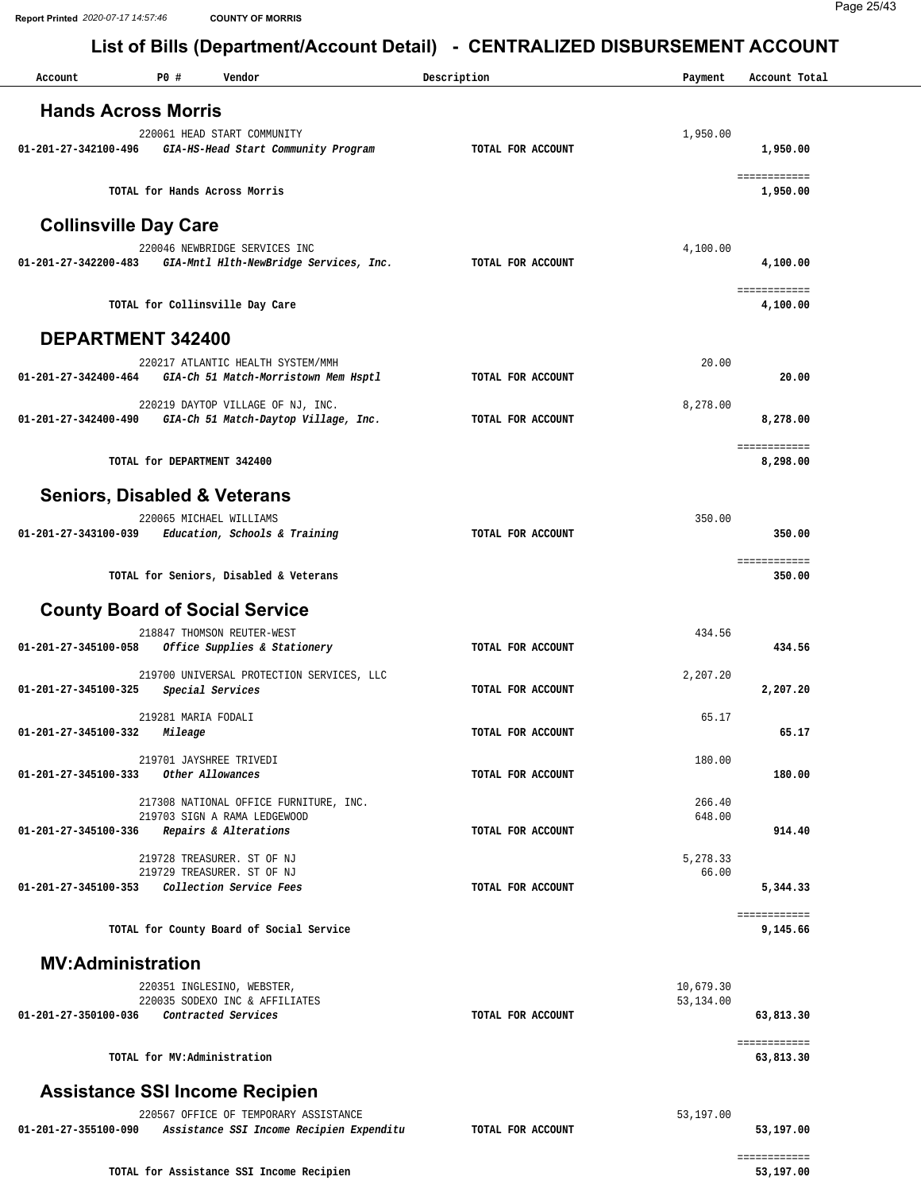Report Printed 2020-07-17 14:57:46 COUNTY OF MORRIS

# List of Bills (Department/Account Detail) - CENTRALIZED DISBURSEMENT ACCOUNT

| Account | PO # | Vendor | Description | Payment | Account Total |
|---|---|---|---|---|---|

## Hands Across Morris

| Account | PO # | Vendor | Description | Payment | Account Total |
|---|---|---|---|---|---|
| | 220061 | HEAD START COMMUNITY | | 1,950.00 | |
| 01-201-27-342100-496 | | *GIA-HS-Head Start Community Program* | TOTAL FOR ACCOUNT | | 1,950.00 |
| | | TOTAL for Hands Across Morris | | | 1,950.00 |

## Collinsville Day Care

| Account | PO # | Vendor | Description | Payment | Account Total |
|---|---|---|---|---|---|
| | 220046 | NEWBRIDGE SERVICES INC | | 4,100.00 | |
| 01-201-27-342200-483 | | *GIA-Mntl Hlth-NewBridge Services, Inc.* | TOTAL FOR ACCOUNT | | 4,100.00 |
| | | TOTAL for Collinsville Day Care | | | 4,100.00 |

## DEPARTMENT 342400

| Account | PO # | Vendor | Description | Payment | Account Total |
|---|---|---|---|---|---|
| | 220217 | ATLANTIC HEALTH SYSTEM/MMH | | 20.00 | |
| 01-201-27-342400-464 | | *GIA-Ch 51 Match-Morristown Mem Hsptl* | TOTAL FOR ACCOUNT | | 20.00 |
| | 220219 | DAYTOP VILLAGE OF NJ, INC. | | 8,278.00 | |
| 01-201-27-342400-490 | | *GIA-Ch 51 Match-Daytop Village, Inc.* | TOTAL FOR ACCOUNT | | 8,278.00 |
| | | TOTAL for DEPARTMENT 342400 | | | 8,298.00 |

## Seniors, Disabled & Veterans

| Account | PO # | Vendor | Description | Payment | Account Total |
|---|---|---|---|---|---|
| | 220065 | MICHAEL WILLIAMS | | 350.00 | |
| 01-201-27-343100-039 | | *Education, Schools & Training* | TOTAL FOR ACCOUNT | | 350.00 |
| | | TOTAL for Seniors, Disabled & Veterans | | | 350.00 |

## County Board of Social Service

| Account | PO # | Vendor | Description | Payment | Account Total |
|---|---|---|---|---|---|
| | 218847 | THOMSON REUTER-WEST | | 434.56 | |
| 01-201-27-345100-058 | | *Office Supplies & Stationery* | TOTAL FOR ACCOUNT | | 434.56 |
| | 219700 | UNIVERSAL PROTECTION SERVICES, LLC | | 2,207.20 | |
| 01-201-27-345100-325 | | *Special Services* | TOTAL FOR ACCOUNT | | 2,207.20 |
| | 219281 | MARIA FODALI | | 65.17 | |
| 01-201-27-345100-332 | | *Mileage* | TOTAL FOR ACCOUNT | | 65.17 |
| | 219701 | JAYSHREE TRIVEDI | | 180.00 | |
| 01-201-27-345100-333 | | *Other Allowances* | TOTAL FOR ACCOUNT | | 180.00 |
| | 217308 | NATIONAL OFFICE FURNITURE, INC. | | 266.40 | |
| | 219703 | SIGN A RAMA LEDGEWOOD | | 648.00 | |
| 01-201-27-345100-336 | | *Repairs & Alterations* | TOTAL FOR ACCOUNT | | 914.40 |
| | 219728 | TREASURER. ST OF NJ | | 5,278.33 | |
| | 219729 | TREASURER. ST OF NJ | | 66.00 | |
| 01-201-27-345100-353 | | *Collection Service Fees* | TOTAL FOR ACCOUNT | | 5,344.33 |
| | | TOTAL for County Board of Social Service | | | 9,145.66 |

## MV:Administration

| Account | PO # | Vendor | Description | Payment | Account Total |
|---|---|---|---|---|---|
| | 220351 | INGLESINO, WEBSTER, | | 10,679.30 | |
| | 220035 | SODEXO INC & AFFILIATES | | 53,134.00 | |
| 01-201-27-350100-036 | | *Contracted Services* | TOTAL FOR ACCOUNT | | 63,813.30 |
| | | TOTAL for MV:Administration | | | 63,813.30 |

## Assistance SSI Income Recipien

| Account | PO # | Vendor | Description | Payment | Account Total |
|---|---|---|---|---|---|
| | 220567 | OFFICE OF TEMPORARY ASSISTANCE | | 53,197.00 | |
| 01-201-27-355100-090 | | *Assistance SSI Income Recipien Expenditu* | TOTAL FOR ACCOUNT | | 53,197.00 |
| | | TOTAL for Assistance SSI Income Recipien | | | 53,197.00 |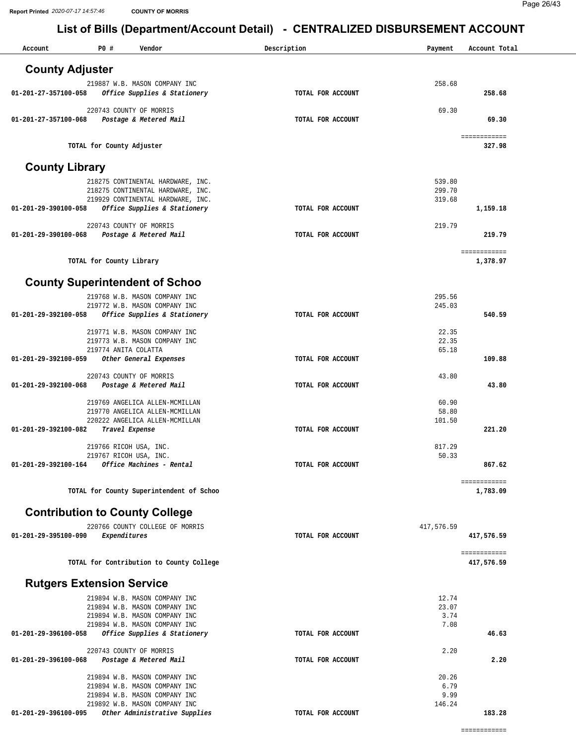# List of Bills (Department/Account Detail) - CENTRALIZED DISBURSEMENT ACCOUNT

| Account | PO # | Vendor | Description | Payment | Account Total |
|---|---|---|---|---|---|

## County Adjuster

| Account | PO # Vendor | Description | Payment | Account Total |
|---|---|---|---|---|
| | 219887 W.B. MASON COMPANY INC | | 258.68 | |
| 01-201-27-357100-058 | *Office Supplies & Stationery* | TOTAL FOR ACCOUNT | | 258.68 |
| | 220743 COUNTY OF MORRIS | | 69.30 | |
| 01-201-27-357100-068 | *Postage & Metered Mail* | TOTAL FOR ACCOUNT | | 69.30 |
| | TOTAL for County Adjuster | | | 327.98 |

## County Library

| Account | PO # Vendor | Description | Payment | Account Total |
|---|---|---|---|---|
| | 218275 CONTINENTAL HARDWARE, INC. | | 539.80 | |
| | 218275 CONTINENTAL HARDWARE, INC. | | 299.70 | |
| | 219929 CONTINENTAL HARDWARE, INC. | | 319.68 | |
| 01-201-29-390100-058 | *Office Supplies & Stationery* | TOTAL FOR ACCOUNT | | 1,159.18 |
| | 220743 COUNTY OF MORRIS | | 219.79 | |
| 01-201-29-390100-068 | *Postage & Metered Mail* | TOTAL FOR ACCOUNT | | 219.79 |
| | TOTAL for County Library | | | 1,378.97 |

## County Superintendent of Schoo

| Account | PO # Vendor | Description | Payment | Account Total |
|---|---|---|---|---|
| | 219768 W.B. MASON COMPANY INC | | 295.56 | |
| | 219772 W.B. MASON COMPANY INC | | 245.03 | |
| 01-201-29-392100-058 | *Office Supplies & Stationery* | TOTAL FOR ACCOUNT | | 540.59 |
| | 219771 W.B. MASON COMPANY INC | | 22.35 | |
| | 219773 W.B. MASON COMPANY INC | | 22.35 | |
| | 219774 ANITA COLATTA | | 65.18 | |
| 01-201-29-392100-059 | *Other General Expenses* | TOTAL FOR ACCOUNT | | 109.88 |
| | 220743 COUNTY OF MORRIS | | 43.80 | |
| 01-201-29-392100-068 | *Postage & Metered Mail* | TOTAL FOR ACCOUNT | | 43.80 |
| | 219769 ANGELICA ALLEN-MCMILLAN | | 60.90 | |
| | 219770 ANGELICA ALLEN-MCMILLAN | | 58.80 | |
| | 220222 ANGELICA ALLEN-MCMILLAN | | 101.50 | |
| 01-201-29-392100-082 | *Travel Expense* | TOTAL FOR ACCOUNT | | 221.20 |
| | 219766 RICOH USA, INC. | | 817.29 | |
| | 219767 RICOH USA, INC. | | 50.33 | |
| 01-201-29-392100-164 | *Office Machines - Rental* | TOTAL FOR ACCOUNT | | 867.62 |
| | TOTAL for County Superintendent of Schoo | | | 1,783.09 |

## Contribution to County College

| Account | PO # Vendor | Description | Payment | Account Total |
|---|---|---|---|---|
| | 220766 COUNTY COLLEGE OF MORRIS | | 417,576.59 | |
| 01-201-29-395100-090 | *Expenditures* | TOTAL FOR ACCOUNT | | 417,576.59 |
| | TOTAL for Contribution to County College | | | 417,576.59 |

## Rutgers Extension Service

| Account | PO # Vendor | Description | Payment | Account Total |
|---|---|---|---|---|
| | 219894 W.B. MASON COMPANY INC | | 12.74 | |
| | 219894 W.B. MASON COMPANY INC | | 23.07 | |
| | 219894 W.B. MASON COMPANY INC | | 3.74 | |
| | 219894 W.B. MASON COMPANY INC | | 7.08 | |
| 01-201-29-396100-058 | *Office Supplies & Stationery* | TOTAL FOR ACCOUNT | | 46.63 |
| | 220743 COUNTY OF MORRIS | | 2.20 | |
| 01-201-29-396100-068 | *Postage & Metered Mail* | TOTAL FOR ACCOUNT | | 2.20 |
| | 219894 W.B. MASON COMPANY INC | | 20.26 | |
| | 219894 W.B. MASON COMPANY INC | | 6.79 | |
| | 219894 W.B. MASON COMPANY INC | | 9.99 | |
| | 219892 W.B. MASON COMPANY INC | | 146.24 | |
| 01-201-29-396100-095 | *Other Administrative Supplies* | TOTAL FOR ACCOUNT | | 183.28 |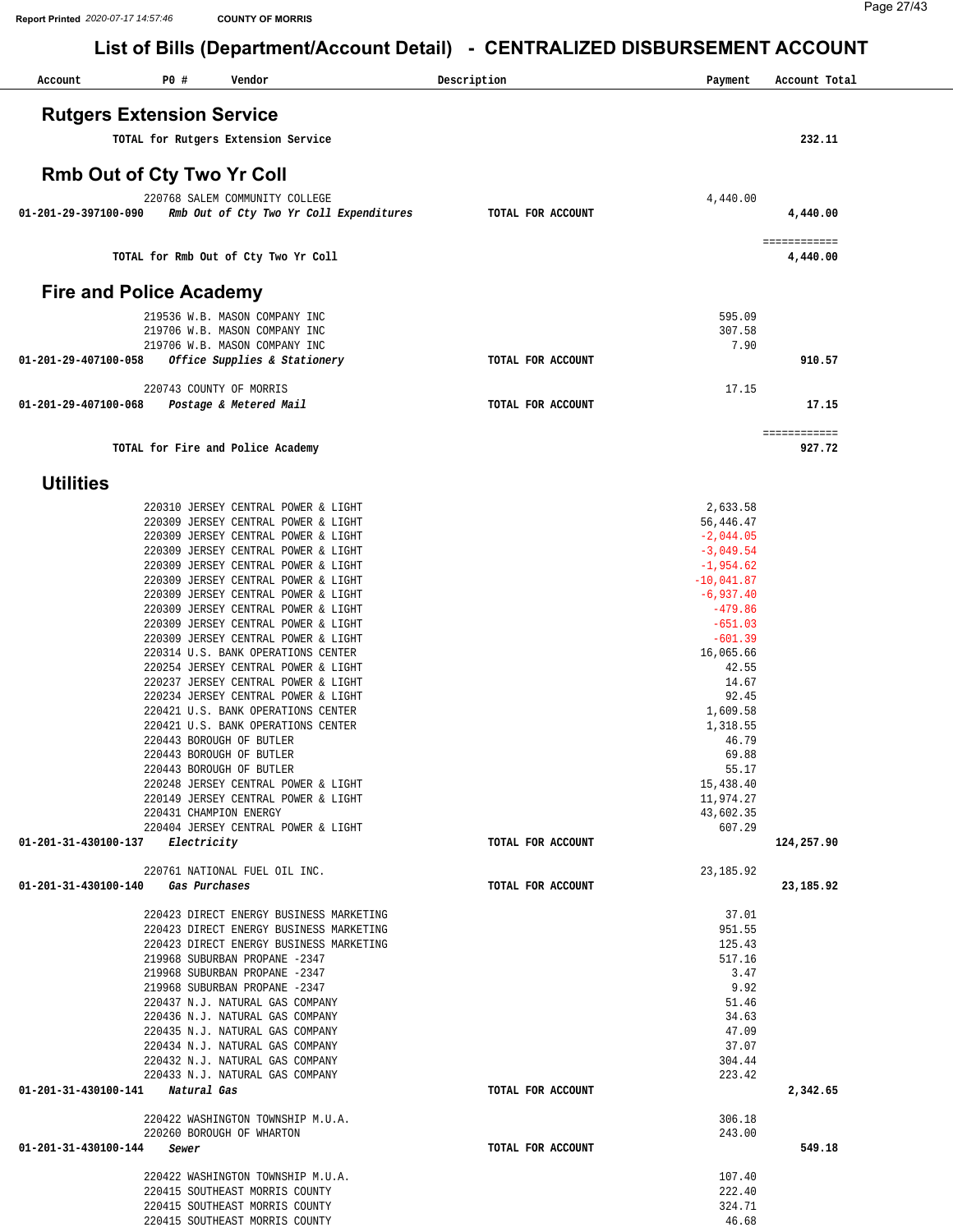COUNTY OF MORRIS

# List of Bills (Department/Account Detail) - CENTRALIZED DISBURSEMENT ACCOUNT

| Account | PO # | Vendor | Description | Payment | Account Total |
|---|---|---|---|---|---|

## Rutgers Extension Service

| | | | | |
|---|---|---|---|---|
| TOTAL for Rutgers Extension Service | | | | 232.11 |

## Rmb Out of Cty Two Yr Coll

| Account | PO # / Vendor | Description | Payment | Account Total |
|---|---|---|---|---|
| | 220768 SALEM COMMUNITY COLLEGE | | 4,440.00 | |
| 01-201-29-397100-090 | *Rmb Out of Cty Two Yr Coll Expenditures* | TOTAL FOR ACCOUNT | | 4,440.00 |
| | | | | ============ |
| TOTAL for Rmb Out of Cty Two Yr Coll | | | | 4,440.00 |

## Fire and Police Academy

| Account | PO # / Vendor | Description | Payment | Account Total |
|---|---|---|---|---|
| | 219536 W.B. MASON COMPANY INC | | 595.09 | |
| | 219706 W.B. MASON COMPANY INC | | 307.58 | |
| | 219706 W.B. MASON COMPANY INC | | 7.90 | |
| 01-201-29-407100-058 | *Office Supplies & Stationery* | TOTAL FOR ACCOUNT | | 910.57 |
| | 220743 COUNTY OF MORRIS | | 17.15 | |
| 01-201-29-407100-068 | *Postage & Metered Mail* | TOTAL FOR ACCOUNT | | 17.15 |
| | | | | ============ |
| TOTAL for Fire and Police Academy | | | | 927.72 |

## Utilities

| Account | PO # / Vendor | Description | Payment | Account Total |
|---|---|---|---|---|
| | 220310 JERSEY CENTRAL POWER & LIGHT | | 2,633.58 | |
| | 220309 JERSEY CENTRAL POWER & LIGHT | | 56,446.47 | |
| | 220309 JERSEY CENTRAL POWER & LIGHT | | -2,044.05 | |
| | 220309 JERSEY CENTRAL POWER & LIGHT | | -3,049.54 | |
| | 220309 JERSEY CENTRAL POWER & LIGHT | | -1,954.62 | |
| | 220309 JERSEY CENTRAL POWER & LIGHT | | -10,041.87 | |
| | 220309 JERSEY CENTRAL POWER & LIGHT | | -6,937.40 | |
| | 220309 JERSEY CENTRAL POWER & LIGHT | | -479.86 | |
| | 220309 JERSEY CENTRAL POWER & LIGHT | | -651.03 | |
| | 220309 JERSEY CENTRAL POWER & LIGHT | | -601.39 | |
| | 220314 U.S. BANK OPERATIONS CENTER | | 16,065.66 | |
| | 220254 JERSEY CENTRAL POWER & LIGHT | | 42.55 | |
| | 220237 JERSEY CENTRAL POWER & LIGHT | | 14.67 | |
| | 220234 JERSEY CENTRAL POWER & LIGHT | | 92.45 | |
| | 220421 U.S. BANK OPERATIONS CENTER | | 1,609.58 | |
| | 220421 U.S. BANK OPERATIONS CENTER | | 1,318.55 | |
| | 220443 BOROUGH OF BUTLER | | 46.79 | |
| | 220443 BOROUGH OF BUTLER | | 69.88 | |
| | 220443 BOROUGH OF BUTLER | | 55.17 | |
| | 220248 JERSEY CENTRAL POWER & LIGHT | | 15,438.40 | |
| | 220149 JERSEY CENTRAL POWER & LIGHT | | 11,974.27 | |
| | 220431 CHAMPION ENERGY | | 43,602.35 | |
| | 220404 JERSEY CENTRAL POWER & LIGHT | | 607.29 | |
| 01-201-31-430100-137 | *Electricity* | TOTAL FOR ACCOUNT | | 124,257.90 |
| | 220761 NATIONAL FUEL OIL INC. | | 23,185.92 | |
| 01-201-31-430100-140 | *Gas Purchases* | TOTAL FOR ACCOUNT | | 23,185.92 |
| | 220423 DIRECT ENERGY BUSINESS MARKETING | | 37.01 | |
| | 220423 DIRECT ENERGY BUSINESS MARKETING | | 951.55 | |
| | 220423 DIRECT ENERGY BUSINESS MARKETING | | 125.43 | |
| | 219968 SUBURBAN PROPANE -2347 | | 517.16 | |
| | 219968 SUBURBAN PROPANE -2347 | | 3.47 | |
| | 219968 SUBURBAN PROPANE -2347 | | 9.92 | |
| | 220437 N.J. NATURAL GAS COMPANY | | 51.46 | |
| | 220436 N.J. NATURAL GAS COMPANY | | 34.63 | |
| | 220435 N.J. NATURAL GAS COMPANY | | 47.09 | |
| | 220434 N.J. NATURAL GAS COMPANY | | 37.07 | |
| | 220432 N.J. NATURAL GAS COMPANY | | 304.44 | |
| | 220433 N.J. NATURAL GAS COMPANY | | 223.42 | |
| 01-201-31-430100-141 | *Natural Gas* | TOTAL FOR ACCOUNT | | 2,342.65 |
| | 220422 WASHINGTON TOWNSHIP M.U.A. | | 306.18 | |
| | 220260 BOROUGH OF WHARTON | | 243.00 | |
| 01-201-31-430100-144 | *Sewer* | TOTAL FOR ACCOUNT | | 549.18 |
| | 220422 WASHINGTON TOWNSHIP M.U.A. | | 107.40 | |
| | 220415 SOUTHEAST MORRIS COUNTY | | 222.40 | |
| | 220415 SOUTHEAST MORRIS COUNTY | | 324.71 | |
| | 220415 SOUTHEAST MORRIS COUNTY | | 46.68 | |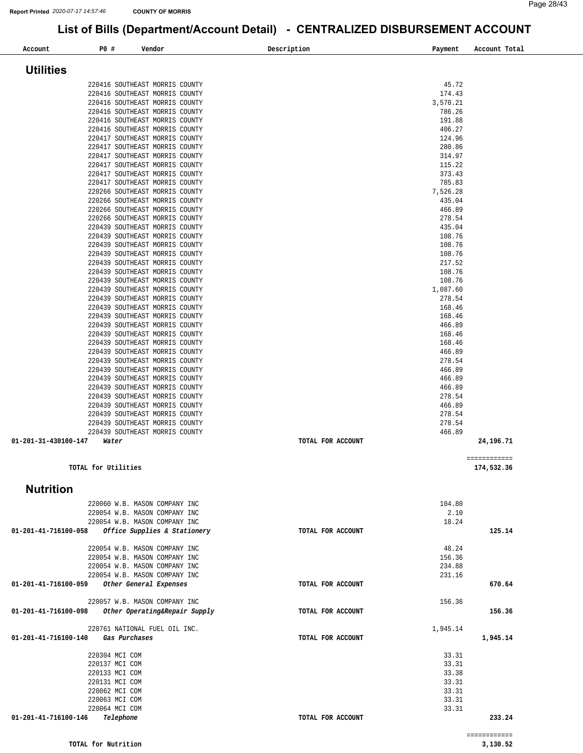# List of Bills (Department/Account Detail) - CENTRALIZED DISBURSEMENT ACCOUNT

| Account | PO # | Vendor | Description | Payment | Account Total |
|---|---|---|---|---|---|

## Utilities

| Account | PO # | Vendor | Description | Payment | Account Total |
|---|---|---|---|---|---|
| | 220416 | SOUTHEAST MORRIS COUNTY | | 45.72 | |
| | 220416 | SOUTHEAST MORRIS COUNTY | | 174.43 | |
| | 220416 | SOUTHEAST MORRIS COUNTY | | 3,570.21 | |
| | 220416 | SOUTHEAST MORRIS COUNTY | | 786.26 | |
| | 220416 | SOUTHEAST MORRIS COUNTY | | 191.88 | |
| | 220416 | SOUTHEAST MORRIS COUNTY | | 406.27 | |
| | 220417 | SOUTHEAST MORRIS COUNTY | | 124.96 | |
| | 220417 | SOUTHEAST MORRIS COUNTY | | 280.86 | |
| | 220417 | SOUTHEAST MORRIS COUNTY | | 314.97 | |
| | 220417 | SOUTHEAST MORRIS COUNTY | | 115.22 | |
| | 220417 | SOUTHEAST MORRIS COUNTY | | 373.43 | |
| | 220417 | SOUTHEAST MORRIS COUNTY | | 785.83 | |
| | 220266 | SOUTHEAST MORRIS COUNTY | | 7,526.28 | |
| | 220266 | SOUTHEAST MORRIS COUNTY | | 435.04 | |
| | 220266 | SOUTHEAST MORRIS COUNTY | | 466.89 | |
| | 220266 | SOUTHEAST MORRIS COUNTY | | 278.54 | |
| | 220439 | SOUTHEAST MORRIS COUNTY | | 435.04 | |
| | 220439 | SOUTHEAST MORRIS COUNTY | | 108.76 | |
| | 220439 | SOUTHEAST MORRIS COUNTY | | 108.76 | |
| | 220439 | SOUTHEAST MORRIS COUNTY | | 108.76 | |
| | 220439 | SOUTHEAST MORRIS COUNTY | | 217.52 | |
| | 220439 | SOUTHEAST MORRIS COUNTY | | 108.76 | |
| | 220439 | SOUTHEAST MORRIS COUNTY | | 108.76 | |
| | 220439 | SOUTHEAST MORRIS COUNTY | | 1,087.60 | |
| | 220439 | SOUTHEAST MORRIS COUNTY | | 278.54 | |
| | 220439 | SOUTHEAST MORRIS COUNTY | | 168.46 | |
| | 220439 | SOUTHEAST MORRIS COUNTY | | 168.46 | |
| | 220439 | SOUTHEAST MORRIS COUNTY | | 466.89 | |
| | 220439 | SOUTHEAST MORRIS COUNTY | | 168.46 | |
| | 220439 | SOUTHEAST MORRIS COUNTY | | 168.46 | |
| | 220439 | SOUTHEAST MORRIS COUNTY | | 466.89 | |
| | 220439 | SOUTHEAST MORRIS COUNTY | | 278.54 | |
| | 220439 | SOUTHEAST MORRIS COUNTY | | 466.89 | |
| | 220439 | SOUTHEAST MORRIS COUNTY | | 466.89 | |
| | 220439 | SOUTHEAST MORRIS COUNTY | | 466.89 | |
| | 220439 | SOUTHEAST MORRIS COUNTY | | 278.54 | |
| | 220439 | SOUTHEAST MORRIS COUNTY | | 466.89 | |
| | 220439 | SOUTHEAST MORRIS COUNTY | | 278.54 | |
| | 220439 | SOUTHEAST MORRIS COUNTY | | 278.54 | |
| | 220439 | SOUTHEAST MORRIS COUNTY | | 466.89 | |
| **01-201-31-430100-147** | | ***Water*** | TOTAL FOR ACCOUNT | | **24,196.71** |
| | | | | | ============ |
| | **TOTAL for Utilities** | | | | **174,532.36** |

## Nutrition

| Account | PO # | Vendor | Description | Payment | Account Total |
|---|---|---|---|---|---|
| | 220060 | W.B. MASON COMPANY INC | | 104.80 | |
| | 220054 | W.B. MASON COMPANY INC | | 2.10 | |
| | 220054 | W.B. MASON COMPANY INC | | 18.24 | |
| **01-201-41-716100-058** | | ***Office Supplies & Stationery*** | TOTAL FOR ACCOUNT | | **125.14** |
| | 220054 | W.B. MASON COMPANY INC | | 48.24 | |
| | 220054 | W.B. MASON COMPANY INC | | 156.36 | |
| | 220054 | W.B. MASON COMPANY INC | | 234.88 | |
| | 220054 | W.B. MASON COMPANY INC | | 231.16 | |
| **01-201-41-716100-059** | | ***Other General Expenses*** | TOTAL FOR ACCOUNT | | **670.64** |
| | 220057 | W.B. MASON COMPANY INC | | 156.36 | |
| **01-201-41-716100-098** | | ***Other Operating&Repair Supply*** | TOTAL FOR ACCOUNT | | **156.36** |
| | 220761 | NATIONAL FUEL OIL INC. | | 1,945.14 | |
| **01-201-41-716100-140** | | ***Gas Purchases*** | TOTAL FOR ACCOUNT | | **1,945.14** |
| | 220304 | MCI COM | | 33.31 | |
| | 220137 | MCI COM | | 33.31 | |
| | 220133 | MCI COM | | 33.38 | |
| | 220131 | MCI COM | | 33.31 | |
| | 220062 | MCI COM | | 33.31 | |
| | 220063 | MCI COM | | 33.31 | |
| | 220064 | MCI COM | | 33.31 | |
| **01-201-41-716100-146** | | ***Telephone*** | TOTAL FOR ACCOUNT | | **233.24** |
| | | | | | ============ |
| | **TOTAL for Nutrition** | | | | **3,130.52** |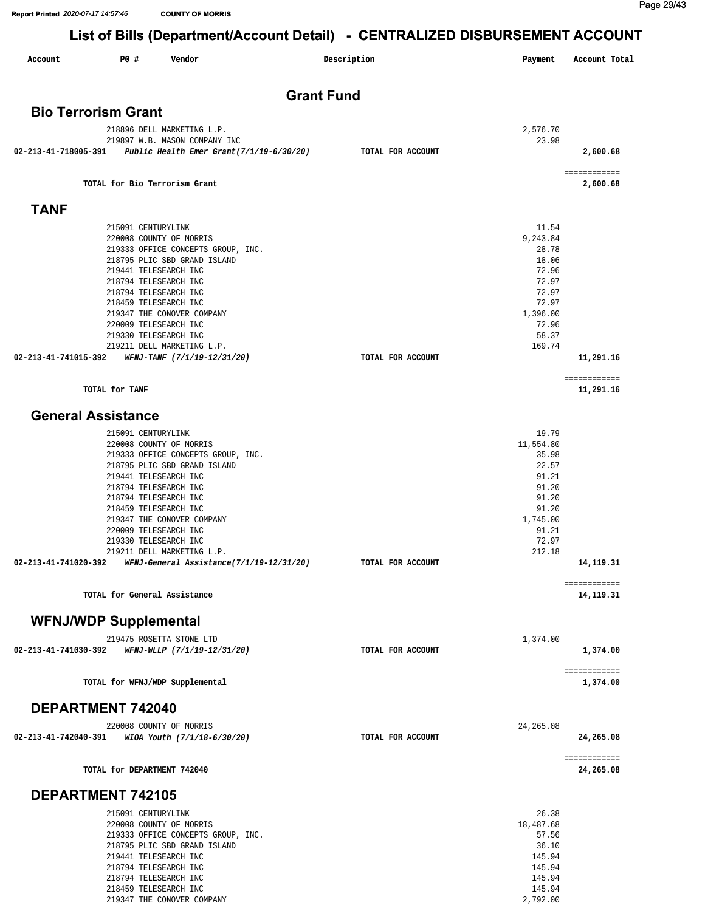# List of Bills (Department/Account Detail) - CENTRALIZED DISBURSEMENT ACCOUNT

Report Printed 2020-07-17 14:57:46 COUNTY OF MORRIS

## Grant Fund

### Bio Terrorism Grant

| Account | PO # | Vendor | Description | Payment | Account Total |
|---|---|---|---|---|---|
| | 218896 | DELL MARKETING L.P. | | 2,576.70 | |
| | 219897 | W.B. MASON COMPANY INC | | 23.98 | |
| 02-213-41-718005-391 | | *Public Health Emer Grant(7/1/19-6/30/20)* | TOTAL FOR ACCOUNT | | 2,600.68 |
| | | TOTAL for Bio Terrorism Grant | | | 2,600.68 |

### TANF

| Account | PO # | Vendor | Description | Payment | Account Total |
|---|---|---|---|---|---|
| | 215091 | CENTURYLINK | | 11.54 | |
| | 220008 | COUNTY OF MORRIS | | 9,243.84 | |
| | 219333 | OFFICE CONCEPTS GROUP, INC. | | 28.78 | |
| | 218795 | PLIC SBD GRAND ISLAND | | 18.06 | |
| | 219441 | TELESEARCH INC | | 72.96 | |
| | 218794 | TELESEARCH INC | | 72.97 | |
| | 218794 | TELESEARCH INC | | 72.97 | |
| | 218459 | TELESEARCH INC | | 72.97 | |
| | 219347 | THE CONOVER COMPANY | | 1,396.00 | |
| | 220009 | TELESEARCH INC | | 72.96 | |
| | 219330 | TELESEARCH INC | | 58.37 | |
| | 219211 | DELL MARKETING L.P. | | 169.74 | |
| 02-213-41-741015-392 | | *WFNJ-TANF (7/1/19-12/31/20)* | TOTAL FOR ACCOUNT | | 11,291.16 |
| | | TOTAL for TANF | | | 11,291.16 |

### General Assistance

| Account | PO # | Vendor | Description | Payment | Account Total |
|---|---|---|---|---|---|
| | 215091 | CENTURYLINK | | 19.79 | |
| | 220008 | COUNTY OF MORRIS | | 11,554.80 | |
| | 219333 | OFFICE CONCEPTS GROUP, INC. | | 35.98 | |
| | 218795 | PLIC SBD GRAND ISLAND | | 22.57 | |
| | 219441 | TELESEARCH INC | | 91.21 | |
| | 218794 | TELESEARCH INC | | 91.20 | |
| | 218794 | TELESEARCH INC | | 91.20 | |
| | 218459 | TELESEARCH INC | | 91.20 | |
| | 219347 | THE CONOVER COMPANY | | 1,745.00 | |
| | 220009 | TELESEARCH INC | | 91.21 | |
| | 219330 | TELESEARCH INC | | 72.97 | |
| | 219211 | DELL MARKETING L.P. | | 212.18 | |
| 02-213-41-741020-392 | | *WFNJ-General Assistance(7/1/19-12/31/20)* | TOTAL FOR ACCOUNT | | 14,119.31 |
| | | TOTAL for General Assistance | | | 14,119.31 |

### WFNJ/WDP Supplemental

| Account | PO # | Vendor | Description | Payment | Account Total |
|---|---|---|---|---|---|
| | 219475 | ROSETTA STONE LTD | | 1,374.00 | |
| 02-213-41-741030-392 | | *WFNJ-WLLP (7/1/19-12/31/20)* | TOTAL FOR ACCOUNT | | 1,374.00 |
| | | TOTAL for WFNJ/WDP Supplemental | | | 1,374.00 |

### DEPARTMENT 742040

| Account | PO # | Vendor | Description | Payment | Account Total |
|---|---|---|---|---|---|
| | 220008 | COUNTY OF MORRIS | | 24,265.08 | |
| 02-213-41-742040-391 | | *WIOA Youth (7/1/18-6/30/20)* | TOTAL FOR ACCOUNT | | 24,265.08 |
| | | TOTAL for DEPARTMENT 742040 | | | 24,265.08 |

### DEPARTMENT 742105

| Account | PO # | Vendor | Description | Payment | Account Total |
|---|---|---|---|---|---|
| | 215091 | CENTURYLINK | | 26.38 | |
| | 220008 | COUNTY OF MORRIS | | 18,487.68 | |
| | 219333 | OFFICE CONCEPTS GROUP, INC. | | 57.56 | |
| | 218795 | PLIC SBD GRAND ISLAND | | 36.10 | |
| | 219441 | TELESEARCH INC | | 145.94 | |
| | 218794 | TELESEARCH INC | | 145.94 | |
| | 218794 | TELESEARCH INC | | 145.94 | |
| | 218459 | TELESEARCH INC | | 145.94 | |
| | 219347 | THE CONOVER COMPANY | | 2,792.00 | |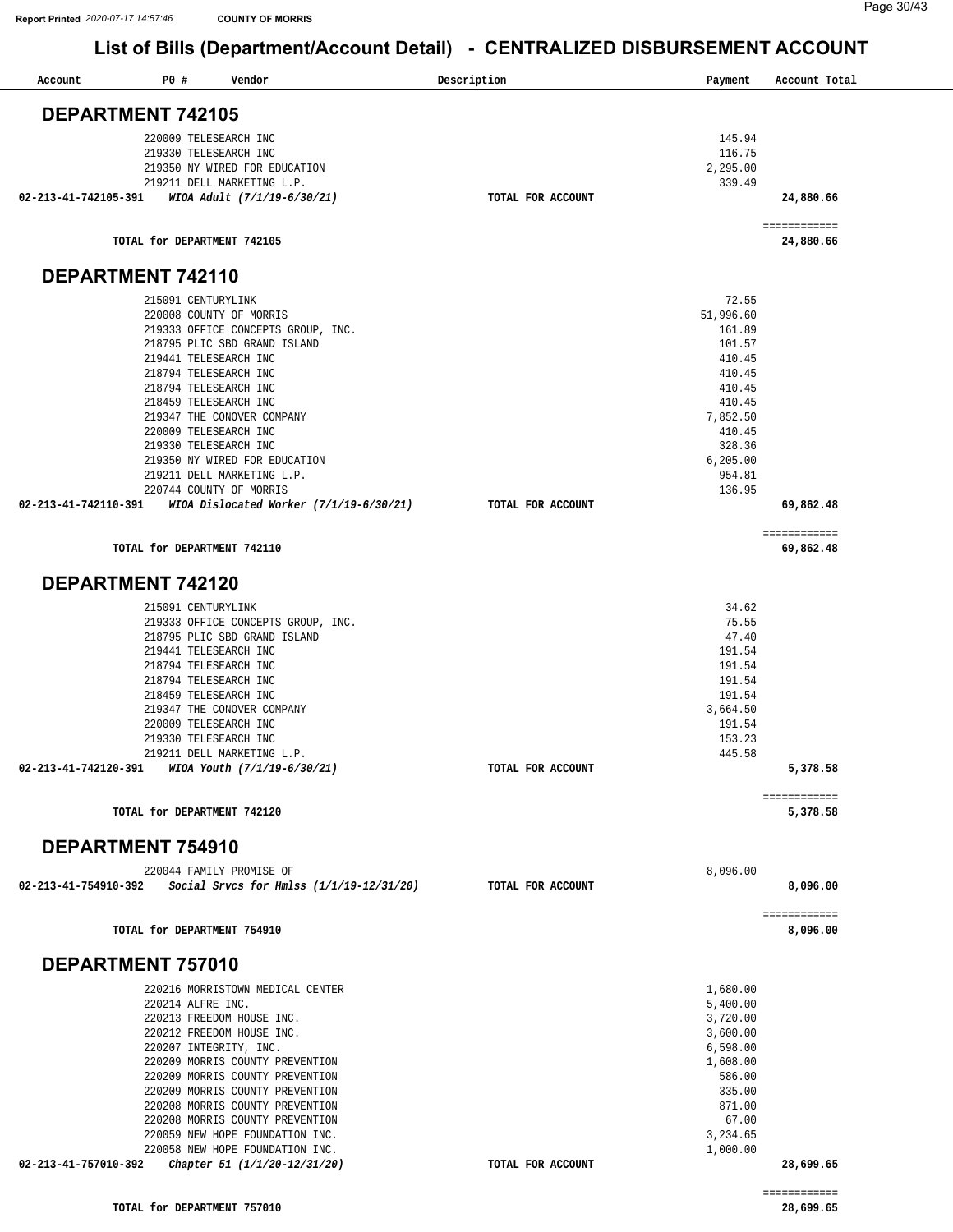Report Printed 2020-07-17 14:57:46 COUNTY OF MORRIS

# List of Bills (Department/Account Detail) - CENTRALIZED DISBURSEMENT ACCOUNT

| Account | PO # | Vendor | Description | Payment | Account Total |
|---|---|---|---|---|---|

## DEPARTMENT 742105

| Account | PO # | Vendor | Description | Payment | Account Total |
|---|---|---|---|---|---|
| | 220009 | TELESEARCH INC | | 145.94 | |
| | 219330 | TELESEARCH INC | | 116.75 | |
| | 219350 | NY WIRED FOR EDUCATION | | 2,295.00 | |
| | 219211 | DELL MARKETING L.P. | | 339.49 | |
| **02-213-41-742105-391** | | ***WIOA Adult (7/1/19-6/30/21)*** | **TOTAL FOR ACCOUNT** | | **24,880.66** |
| | | | | | ============ |
| | | **TOTAL for DEPARTMENT 742105** | | | **24,880.66** |

## DEPARTMENT 742110

| Account | PO # | Vendor | Description | Payment | Account Total |
|---|---|---|---|---|---|
| | 215091 | CENTURYLINK | | 72.55 | |
| | 220008 | COUNTY OF MORRIS | | 51,996.60 | |
| | 219333 | OFFICE CONCEPTS GROUP, INC. | | 161.89 | |
| | 218795 | PLIC SBD GRAND ISLAND | | 101.57 | |
| | 219441 | TELESEARCH INC | | 410.45 | |
| | 218794 | TELESEARCH INC | | 410.45 | |
| | 218794 | TELESEARCH INC | | 410.45 | |
| | 218459 | TELESEARCH INC | | 410.45 | |
| | 219347 | THE CONOVER COMPANY | | 7,852.50 | |
| | 220009 | TELESEARCH INC | | 410.45 | |
| | 219330 | TELESEARCH INC | | 328.36 | |
| | 219350 | NY WIRED FOR EDUCATION | | 6,205.00 | |
| | 219211 | DELL MARKETING L.P. | | 954.81 | |
| | 220744 | COUNTY OF MORRIS | | 136.95 | |
| **02-213-41-742110-391** | | ***WIOA Dislocated Worker (7/1/19-6/30/21)*** | **TOTAL FOR ACCOUNT** | | **69,862.48** |
| | | | | | ============ |
| | | **TOTAL for DEPARTMENT 742110** | | | **69,862.48** |

## DEPARTMENT 742120

| Account | PO # | Vendor | Description | Payment | Account Total |
|---|---|---|---|---|---|
| | 215091 | CENTURYLINK | | 34.62 | |
| | 219333 | OFFICE CONCEPTS GROUP, INC. | | 75.55 | |
| | 218795 | PLIC SBD GRAND ISLAND | | 47.40 | |
| | 219441 | TELESEARCH INC | | 191.54 | |
| | 218794 | TELESEARCH INC | | 191.54 | |
| | 218794 | TELESEARCH INC | | 191.54 | |
| | 218459 | TELESEARCH INC | | 191.54 | |
| | 219347 | THE CONOVER COMPANY | | 3,664.50 | |
| | 220009 | TELESEARCH INC | | 191.54 | |
| | 219330 | TELESEARCH INC | | 153.23 | |
| | 219211 | DELL MARKETING L.P. | | 445.58 | |
| **02-213-41-742120-391** | | ***WIOA Youth (7/1/19-6/30/21)*** | **TOTAL FOR ACCOUNT** | | **5,378.58** |
| | | | | | ============ |
| | | **TOTAL for DEPARTMENT 742120** | | | **5,378.58** |

## DEPARTMENT 754910

| Account | PO # | Vendor | Description | Payment | Account Total |
|---|---|---|---|---|---|
| | 220044 | FAMILY PROMISE OF | | 8,096.00 | |
| **02-213-41-754910-392** | | ***Social Srvcs for Hmlss (1/1/19-12/31/20)*** | **TOTAL FOR ACCOUNT** | | **8,096.00** |
| | | | | | ============ |
| | | **TOTAL for DEPARTMENT 754910** | | | **8,096.00** |

## DEPARTMENT 757010

| Account | PO # | Vendor | Description | Payment | Account Total |
|---|---|---|---|---|---|
| | 220216 | MORRISTOWN MEDICAL CENTER | | 1,680.00 | |
| | 220214 | ALFRE INC. | | 5,400.00 | |
| | 220213 | FREEDOM HOUSE INC. | | 3,720.00 | |
| | 220212 | FREEDOM HOUSE INC. | | 3,600.00 | |
| | 220207 | INTEGRITY, INC. | | 6,598.00 | |
| | 220209 | MORRIS COUNTY PREVENTION | | 1,608.00 | |
| | 220209 | MORRIS COUNTY PREVENTION | | 586.00 | |
| | 220209 | MORRIS COUNTY PREVENTION | | 335.00 | |
| | 220208 | MORRIS COUNTY PREVENTION | | 871.00 | |
| | 220208 | MORRIS COUNTY PREVENTION | | 67.00 | |
| | 220059 | NEW HOPE FOUNDATION INC. | | 3,234.65 | |
| | 220058 | NEW HOPE FOUNDATION INC. | | 1,000.00 | |
| **02-213-41-757010-392** | | ***Chapter 51 (1/1/20-12/31/20)*** | **TOTAL FOR ACCOUNT** | | **28,699.65** |
| | | | | | ============ |
| | | **TOTAL for DEPARTMENT 757010** | | | **28,699.65** |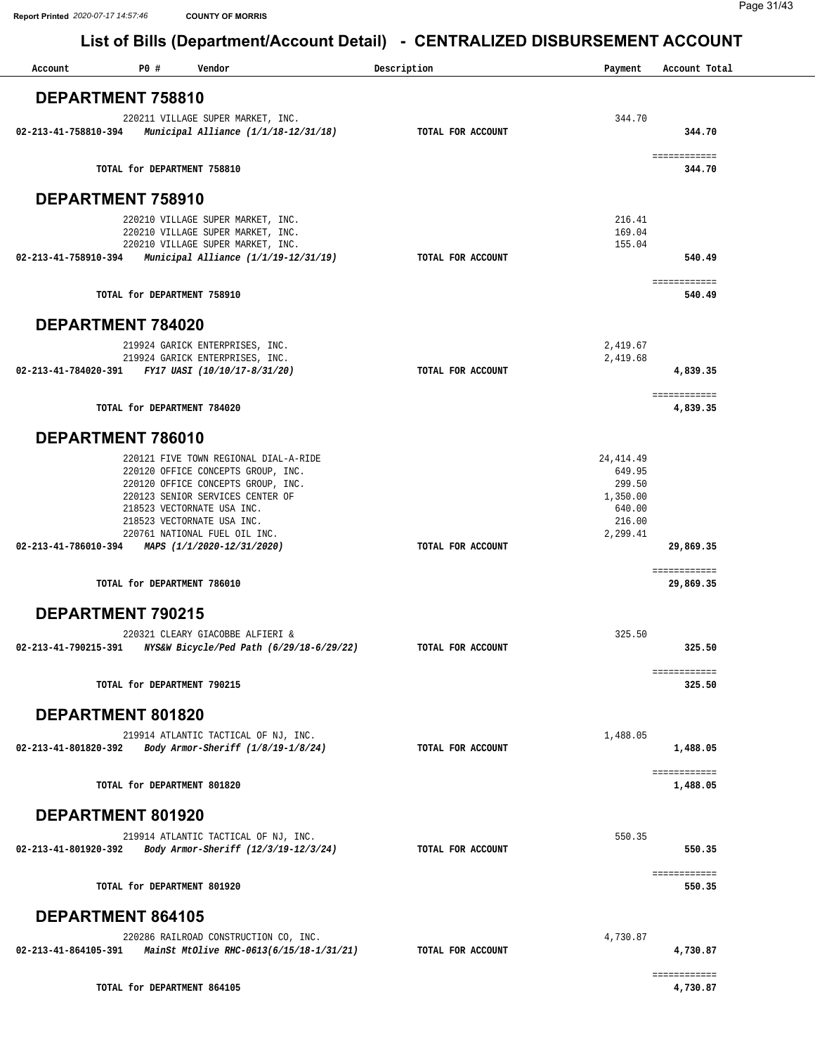## List of Bills (Department/Account Detail) - CENTRALIZED DISBURSEMENT ACCOUNT

Report Printed 2020-07-17 14:57:46 COUNTY OF MORRIS

| Account | PO # | Vendor | Description | Payment | Account Total |
|---|---|---|---|---|---|
| **DEPARTMENT 758810** | | | | | |
| | 220211 | VILLAGE SUPER MARKET, INC. | | 344.70 | |
| 02-213-41-758810-394 | | *Municipal Alliance (1/1/18-12/31/18)* | TOTAL FOR ACCOUNT | | 344.70 |
| | | TOTAL for DEPARTMENT 758810 | | | 344.70 |
| **DEPARTMENT 758910** | | | | | |
| | 220210 | VILLAGE SUPER MARKET, INC. | | 216.41 | |
| | 220210 | VILLAGE SUPER MARKET, INC. | | 169.04 | |
| | 220210 | VILLAGE SUPER MARKET, INC. | | 155.04 | |
| 02-213-41-758910-394 | | *Municipal Alliance (1/1/19-12/31/19)* | TOTAL FOR ACCOUNT | | 540.49 |
| | | TOTAL for DEPARTMENT 758910 | | | 540.49 |
| **DEPARTMENT 784020** | | | | | |
| | 219924 | GARICK ENTERPRISES, INC. | | 2,419.67 | |
| | 219924 | GARICK ENTERPRISES, INC. | | 2,419.68 | |
| 02-213-41-784020-391 | | *FY17 UASI (10/10/17-8/31/20)* | TOTAL FOR ACCOUNT | | 4,839.35 |
| | | TOTAL for DEPARTMENT 784020 | | | 4,839.35 |
| **DEPARTMENT 786010** | | | | | |
| | 220121 | FIVE TOWN REGIONAL DIAL-A-RIDE | | 24,414.49 | |
| | 220120 | OFFICE CONCEPTS GROUP, INC. | | 649.95 | |
| | 220120 | OFFICE CONCEPTS GROUP, INC. | | 299.50 | |
| | 220123 | SENIOR SERVICES CENTER OF | | 1,350.00 | |
| | 218523 | VECTORNATE USA INC. | | 640.00 | |
| | 218523 | VECTORNATE USA INC. | | 216.00 | |
| | 220761 | NATIONAL FUEL OIL INC. | | 2,299.41 | |
| 02-213-41-786010-394 | | *MAPS (1/1/2020-12/31/2020)* | TOTAL FOR ACCOUNT | | 29,869.35 |
| | | TOTAL for DEPARTMENT 786010 | | | 29,869.35 |
| **DEPARTMENT 790215** | | | | | |
| | 220321 | CLEARY GIACOBBE ALFIERI & | | 325.50 | |
| 02-213-41-790215-391 | | *NYS&W Bicycle/Ped Path (6/29/18-6/29/22)* | TOTAL FOR ACCOUNT | | 325.50 |
| | | TOTAL for DEPARTMENT 790215 | | | 325.50 |
| **DEPARTMENT 801820** | | | | | |
| | 219914 | ATLANTIC TACTICAL OF NJ, INC. | | 1,488.05 | |
| 02-213-41-801820-392 | | *Body Armor-Sheriff (1/8/19-1/8/24)* | TOTAL FOR ACCOUNT | | 1,488.05 |
| | | TOTAL for DEPARTMENT 801820 | | | 1,488.05 |
| **DEPARTMENT 801920** | | | | | |
| | 219914 | ATLANTIC TACTICAL OF NJ, INC. | | 550.35 | |
| 02-213-41-801920-392 | | *Body Armor-Sheriff (12/3/19-12/3/24)* | TOTAL FOR ACCOUNT | | 550.35 |
| | | TOTAL for DEPARTMENT 801920 | | | 550.35 |
| **DEPARTMENT 864105** | | | | | |
| | 220286 | RAILROAD CONSTRUCTION CO, INC. | | 4,730.87 | |
| 02-213-41-864105-391 | | *MainSt MtOlive RHC-0613(6/15/18-1/31/21)* | TOTAL FOR ACCOUNT | | 4,730.87 |
| | | TOTAL for DEPARTMENT 864105 | | | 4,730.87 |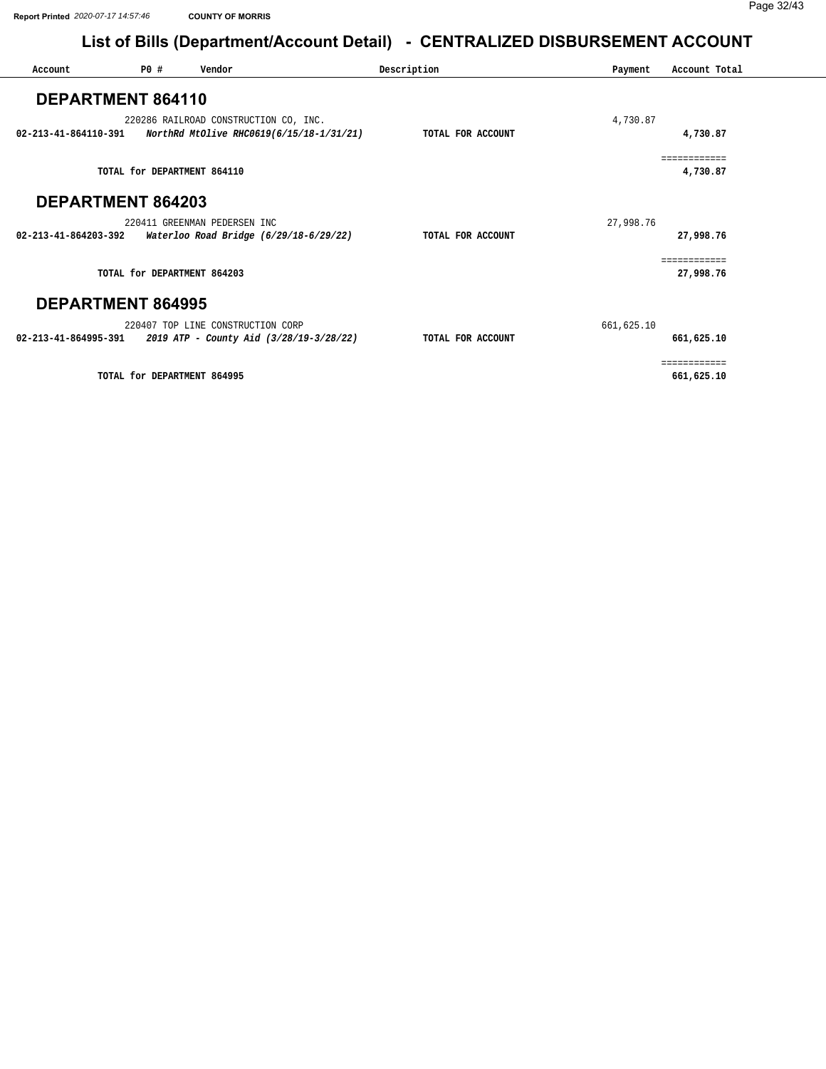# List of Bills (Department/Account Detail) - CENTRALIZED DISBURSEMENT ACCOUNT

| Account | PO # | Vendor | Description | Payment | Account Total |
|---|---|---|---|---|---|

## DEPARTMENT 864110

| Account | PO # | Vendor | Description | Payment | Account Total |
|---|---|---|---|---|---|
| | 220286 | RAILROAD CONSTRUCTION CO, INC. | | 4,730.87 | |
| **02-213-41-864110-391** | | ***NorthRd MtOlive RHC0619(6/15/18-1/31/21)*** | **TOTAL FOR ACCOUNT** | | **4,730.87** |
| | | **TOTAL for DEPARTMENT 864110** | | | **4,730.87** |

## DEPARTMENT 864203

| Account | PO # | Vendor | Description | Payment | Account Total |
|---|---|---|---|---|---|
| | 220411 | GREENMAN PEDERSEN INC | | 27,998.76 | |
| **02-213-41-864203-392** | | ***Waterloo Road Bridge (6/29/18-6/29/22)*** | **TOTAL FOR ACCOUNT** | | **27,998.76** |
| | | **TOTAL for DEPARTMENT 864203** | | | **27,998.76** |

## DEPARTMENT 864995

| Account | PO # | Vendor | Description | Payment | Account Total |
|---|---|---|---|---|---|
| | 220407 | TOP LINE CONSTRUCTION CORP | | 661,625.10 | |
| **02-213-41-864995-391** | | ***2019 ATP - County Aid (3/28/19-3/28/22)*** | **TOTAL FOR ACCOUNT** | | **661,625.10** |
| | | **TOTAL for DEPARTMENT 864995** | | | **661,625.10** |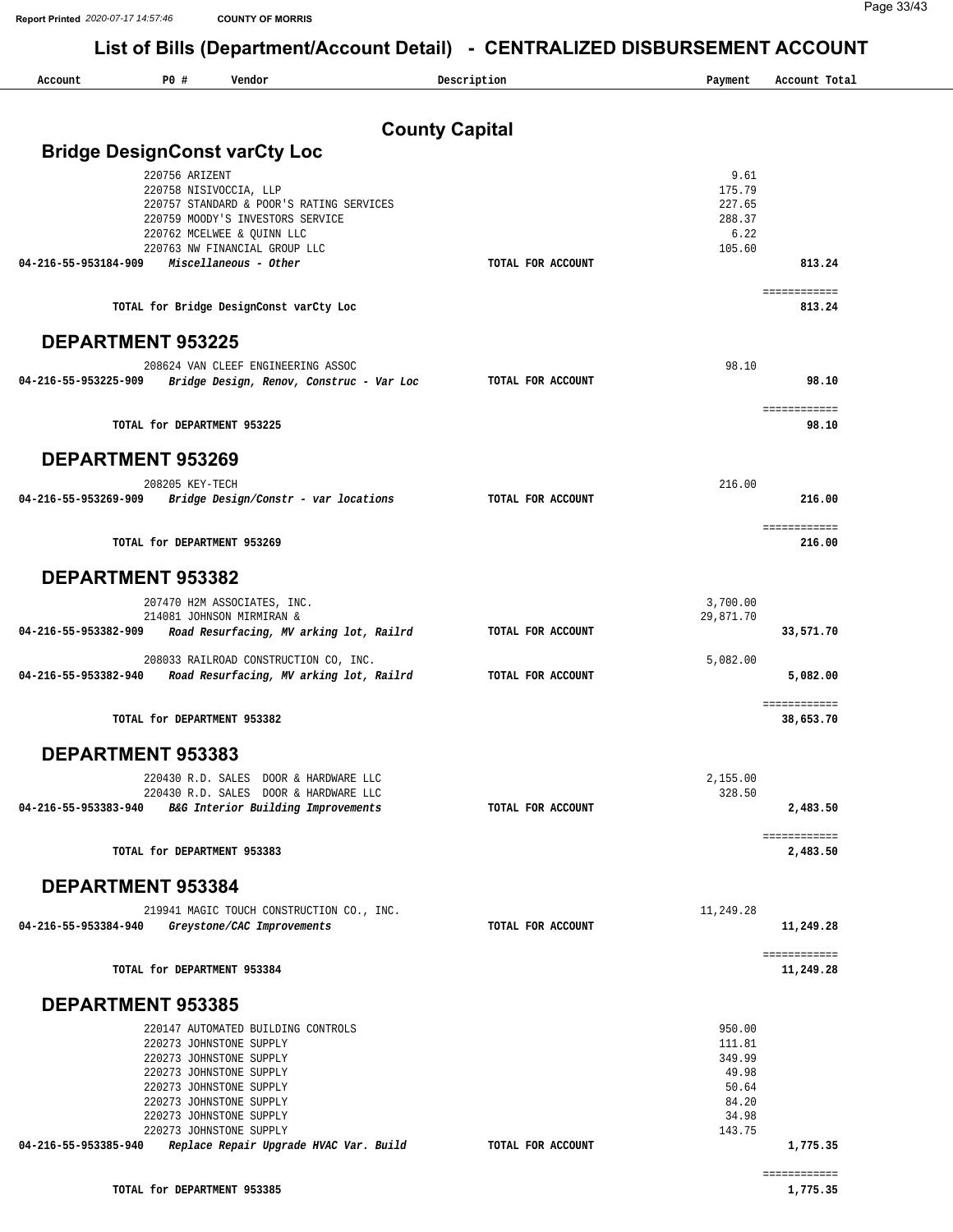# List of Bills (Department/Account Detail) - CENTRALIZED DISBURSEMENT ACCOUNT

| Account | PO # | Vendor | Description | Payment | Account Total |
|---|---|---|---|---|---|

## County Capital

### Bridge DesignConst varCty Loc

| Account | PO # | Vendor | Description | Payment | Account Total |
|---|---|---|---|---|---|
| | 220756 | ARIZENT | | 9.61 | |
| | 220758 | NISIVOCCIA, LLP | | 175.79 | |
| | 220757 | STANDARD & POOR'S RATING SERVICES | | 227.65 | |
| | 220759 | MOODY'S INVESTORS SERVICE | | 288.37 | |
| | 220762 | MCELWEE & QUINN LLC | | 6.22 | |
| | 220763 | NW FINANCIAL GROUP LLC | | 105.60 | |
| 04-216-55-953184-909 | | *Miscellaneous - Other* | TOTAL FOR ACCOUNT | | 813.24 |
| | | TOTAL for Bridge DesignConst varCty Loc | | | 813.24 |

### DEPARTMENT 953225

| Account | PO # | Vendor | Description | Payment | Account Total |
|---|---|---|---|---|---|
| | 208624 | VAN CLEEF ENGINEERING ASSOC | | 98.10 | |
| 04-216-55-953225-909 | | *Bridge Design, Renov, Construc - Var Loc* | TOTAL FOR ACCOUNT | | 98.10 |
| | | TOTAL for DEPARTMENT 953225 | | | 98.10 |

### DEPARTMENT 953269

| Account | PO # | Vendor | Description | Payment | Account Total |
|---|---|---|---|---|---|
| | 208205 | KEY-TECH | | 216.00 | |
| 04-216-55-953269-909 | | *Bridge Design/Constr - var locations* | TOTAL FOR ACCOUNT | | 216.00 |
| | | TOTAL for DEPARTMENT 953269 | | | 216.00 |

### DEPARTMENT 953382

| Account | PO # | Vendor | Description | Payment | Account Total |
|---|---|---|---|---|---|
| | 207470 | H2M ASSOCIATES, INC. | | 3,700.00 | |
| | 214081 | JOHNSON MIRMIRAN & | | 29,871.70 | |
| 04-216-55-953382-909 | | *Road Resurfacing, MV arking lot, Railrd* | TOTAL FOR ACCOUNT | | 33,571.70 |
| | 208033 | RAILROAD CONSTRUCTION CO, INC. | | 5,082.00 | |
| 04-216-55-953382-940 | | *Road Resurfacing, MV arking lot, Railrd* | TOTAL FOR ACCOUNT | | 5,082.00 |
| | | TOTAL for DEPARTMENT 953382 | | | 38,653.70 |

### DEPARTMENT 953383

| Account | PO # | Vendor | Description | Payment | Account Total |
|---|---|---|---|---|---|
| | 220430 | R.D. SALES DOOR & HARDWARE LLC | | 2,155.00 | |
| | 220430 | R.D. SALES DOOR & HARDWARE LLC | | 328.50 | |
| 04-216-55-953383-940 | | *B&G Interior Building Improvements* | TOTAL FOR ACCOUNT | | 2,483.50 |
| | | TOTAL for DEPARTMENT 953383 | | | 2,483.50 |

### DEPARTMENT 953384

| Account | PO # | Vendor | Description | Payment | Account Total |
|---|---|---|---|---|---|
| | 219941 | MAGIC TOUCH CONSTRUCTION CO., INC. | | 11,249.28 | |
| 04-216-55-953384-940 | | *Greystone/CAC Improvements* | TOTAL FOR ACCOUNT | | 11,249.28 |
| | | TOTAL for DEPARTMENT 953384 | | | 11,249.28 |

### DEPARTMENT 953385

| Account | PO # | Vendor | Description | Payment | Account Total |
|---|---|---|---|---|---|
| | 220147 | AUTOMATED BUILDING CONTROLS | | 950.00 | |
| | 220273 | JOHNSTONE SUPPLY | | 111.81 | |
| | 220273 | JOHNSTONE SUPPLY | | 349.99 | |
| | 220273 | JOHNSTONE SUPPLY | | 49.98 | |
| | 220273 | JOHNSTONE SUPPLY | | 50.64 | |
| | 220273 | JOHNSTONE SUPPLY | | 84.20 | |
| | 220273 | JOHNSTONE SUPPLY | | 34.98 | |
| | 220273 | JOHNSTONE SUPPLY | | 143.75 | |
| 04-216-55-953385-940 | | *Replace Repair Upgrade HVAC Var. Build* | TOTAL FOR ACCOUNT | | 1,775.35 |
| | | TOTAL for DEPARTMENT 953385 | | | 1,775.35 |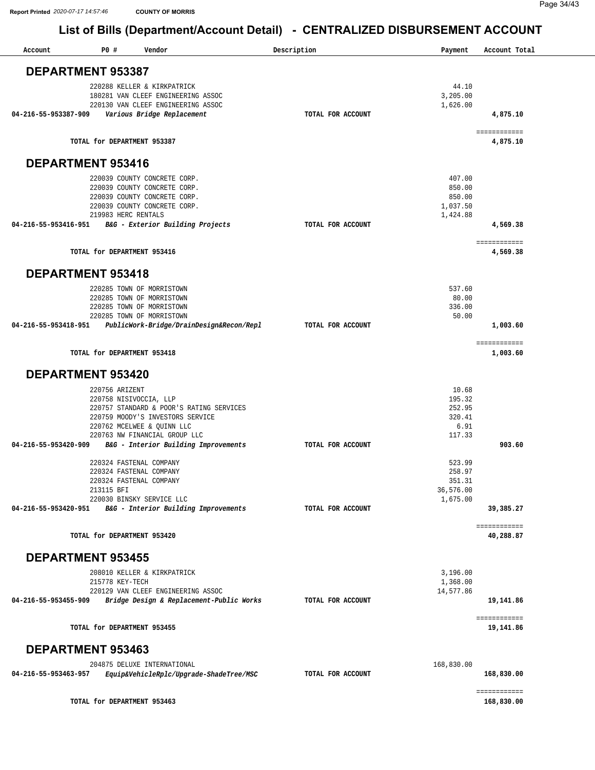Report Printed 2020-07-17 14:57:46 COUNTY OF MORRIS

# List of Bills (Department/Account Detail) - CENTRALIZED DISBURSEMENT ACCOUNT

| Account | PO # | Vendor | Description | Payment | Account Total |
|---|---|---|---|---|---|

## DEPARTMENT 953387

| Account | PO # | Vendor | Description | Payment | Account Total |
|---|---|---|---|---|---|
| | 220288 | KELLER & KIRKPATRICK | | 44.10 | |
| | 180281 | VAN CLEEF ENGINEERING ASSOC | | 3,205.00 | |
| | 220130 | VAN CLEEF ENGINEERING ASSOC | | 1,626.00 | |
| **04-216-55-953387-909** | | ***Various Bridge Replacement*** | **TOTAL FOR ACCOUNT** | | **4,875.10** |
| | | **TOTAL for DEPARTMENT 953387** | | | **4,875.10** |

## DEPARTMENT 953416

| Account | PO # | Vendor | Description | Payment | Account Total |
|---|---|---|---|---|---|
| | 220039 | COUNTY CONCRETE CORP. | | 407.00 | |
| | 220039 | COUNTY CONCRETE CORP. | | 850.00 | |
| | 220039 | COUNTY CONCRETE CORP. | | 850.00 | |
| | 220039 | COUNTY CONCRETE CORP. | | 1,037.50 | |
| | 219983 | HERC RENTALS | | 1,424.88 | |
| **04-216-55-953416-951** | | ***B&G - Exterior Building Projects*** | **TOTAL FOR ACCOUNT** | | **4,569.38** |
| | | **TOTAL for DEPARTMENT 953416** | | | **4,569.38** |

## DEPARTMENT 953418

| Account | PO # | Vendor | Description | Payment | Account Total |
|---|---|---|---|---|---|
| | 220285 | TOWN OF MORRISTOWN | | 537.60 | |
| | 220285 | TOWN OF MORRISTOWN | | 80.00 | |
| | 220285 | TOWN OF MORRISTOWN | | 336.00 | |
| | 220285 | TOWN OF MORRISTOWN | | 50.00 | |
| **04-216-55-953418-951** | | ***PublicWork-Bridge/DrainDesign&Recon/Repl*** | **TOTAL FOR ACCOUNT** | | **1,003.60** |
| | | **TOTAL for DEPARTMENT 953418** | | | **1,003.60** |

## DEPARTMENT 953420

| Account | PO # | Vendor | Description | Payment | Account Total |
|---|---|---|---|---|---|
| | 220756 | ARIZENT | | 10.68 | |
| | 220758 | NISIVOCCIA, LLP | | 195.32 | |
| | 220757 | STANDARD & POOR'S RATING SERVICES | | 252.95 | |
| | 220759 | MOODY'S INVESTORS SERVICE | | 320.41 | |
| | 220762 | MCELWEE & QUINN LLC | | 6.91 | |
| | 220763 | NW FINANCIAL GROUP LLC | | 117.33 | |
| **04-216-55-953420-909** | | ***B&G - Interior Building Improvements*** | **TOTAL FOR ACCOUNT** | | **903.60** |
| | 220324 | FASTENAL COMPANY | | 523.99 | |
| | 220324 | FASTENAL COMPANY | | 258.97 | |
| | 220324 | FASTENAL COMPANY | | 351.31 | |
| | 213115 | BFI | | 36,576.00 | |
| | 220030 | BINSKY SERVICE LLC | | 1,675.00 | |
| **04-216-55-953420-951** | | ***B&G - Interior Building Improvements*** | **TOTAL FOR ACCOUNT** | | **39,385.27** |
| | | **TOTAL for DEPARTMENT 953420** | | | **40,288.87** |

## DEPARTMENT 953455

| Account | PO # | Vendor | Description | Payment | Account Total |
|---|---|---|---|---|---|
| | 208010 | KELLER & KIRKPATRICK | | 3,196.00 | |
| | 215778 | KEY-TECH | | 1,368.00 | |
| | 220129 | VAN CLEEF ENGINEERING ASSOC | | 14,577.86 | |
| **04-216-55-953455-909** | | ***Bridge Design & Replacement-Public Works*** | **TOTAL FOR ACCOUNT** | | **19,141.86** |
| | | **TOTAL for DEPARTMENT 953455** | | | **19,141.86** |

## DEPARTMENT 953463

| Account | PO # | Vendor | Description | Payment | Account Total |
|---|---|---|---|---|---|
| | 204875 | DELUXE INTERNATIONAL | | 168,830.00 | |
| **04-216-55-953463-957** | | ***Equip&VehicleRplc/Upgrade-ShadeTree/MSC*** | **TOTAL FOR ACCOUNT** | | **168,830.00** |
| | | **TOTAL for DEPARTMENT 953463** | | | **168,830.00** |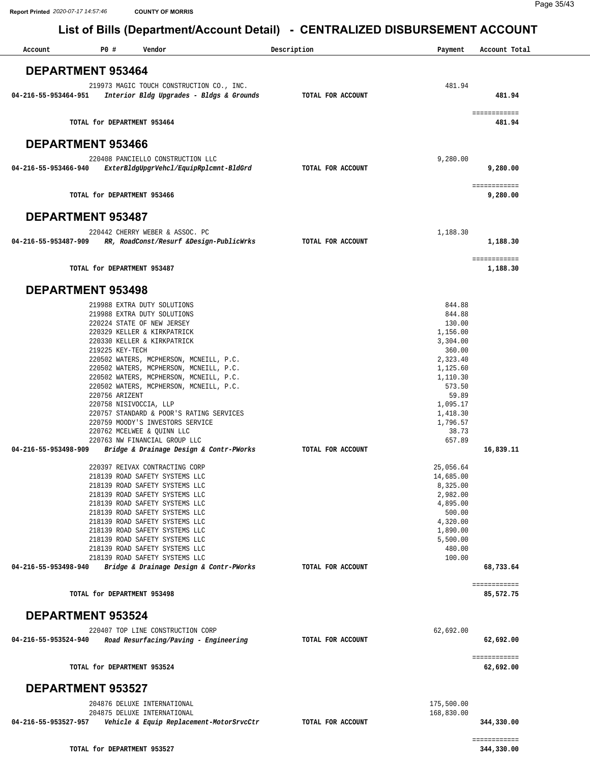Report Printed 2020-07-17 14:57:46 COUNTY OF MORRIS

# List of Bills (Department/Account Detail) - CENTRALIZED DISBURSEMENT ACCOUNT

| Account | PO # | Vendor | Description | Payment | Account Total |
|---|---|---|---|---|---|

## DEPARTMENT 953464

| Account | PO # | Vendor | Description | Payment | Account Total |
|---|---|---|---|---|---|
| | 219973 | MAGIC TOUCH CONSTRUCTION CO., INC. | | 481.94 | |
| 04-216-55-953464-951 | | *Interior Bldg Upgrades - Bldgs & Grounds* | TOTAL FOR ACCOUNT | | 481.94 |
| | | TOTAL for DEPARTMENT 953464 | | | 481.94 |

## DEPARTMENT 953466

| Account | PO # | Vendor | Description | Payment | Account Total |
|---|---|---|---|---|---|
| | 220408 | PANCIELLO CONSTRUCTION LLC | | 9,280.00 | |
| 04-216-55-953466-940 | | *ExterBldgUpgrVehcl/EquipRplcmnt-BldGrd* | TOTAL FOR ACCOUNT | | 9,280.00 |
| | | TOTAL for DEPARTMENT 953466 | | | 9,280.00 |

## DEPARTMENT 953487

| Account | PO # | Vendor | Description | Payment | Account Total |
|---|---|---|---|---|---|
| | 220442 | CHERRY WEBER & ASSOC. PC | | 1,188.30 | |
| 04-216-55-953487-909 | | *RR, RoadConst/Resurf &Design-PublicWrks* | TOTAL FOR ACCOUNT | | 1,188.30 |
| | | TOTAL for DEPARTMENT 953487 | | | 1,188.30 |

## DEPARTMENT 953498

| Account | PO # | Vendor | Description | Payment | Account Total |
|---|---|---|---|---|---|
| | 219988 | EXTRA DUTY SOLUTIONS | | 844.88 | |
| | 219988 | EXTRA DUTY SOLUTIONS | | 844.88 | |
| | 220224 | STATE OF NEW JERSEY | | 130.00 | |
| | 220329 | KELLER & KIRKPATRICK | | 1,156.00 | |
| | 220330 | KELLER & KIRKPATRICK | | 3,304.00 | |
| | 219225 | KEY-TECH | | 360.00 | |
| | 220502 | WATERS, MCPHERSON, MCNEILL, P.C. | | 2,323.40 | |
| | 220502 | WATERS, MCPHERSON, MCNEILL, P.C. | | 1,125.60 | |
| | 220502 | WATERS, MCPHERSON, MCNEILL, P.C. | | 1,110.30 | |
| | 220502 | WATERS, MCPHERSON, MCNEILL, P.C. | | 573.50 | |
| | 220756 | ARIZENT | | 59.89 | |
| | 220758 | NISIVOCCIA, LLP | | 1,095.17 | |
| | 220757 | STANDARD & POOR'S RATING SERVICES | | 1,418.30 | |
| | 220759 | MOODY'S INVESTORS SERVICE | | 1,796.57 | |
| | 220762 | MCELWEE & QUINN LLC | | 38.73 | |
| | 220763 | NW FINANCIAL GROUP LLC | | 657.89 | |
| 04-216-55-953498-909 | | *Bridge & Drainage Design & Contr-PWorks* | TOTAL FOR ACCOUNT | | 16,839.11 |
| | 220397 | REIVAX CONTRACTING CORP | | 25,056.64 | |
| | 218139 | ROAD SAFETY SYSTEMS LLC | | 14,685.00 | |
| | 218139 | ROAD SAFETY SYSTEMS LLC | | 8,325.00 | |
| | 218139 | ROAD SAFETY SYSTEMS LLC | | 2,982.00 | |
| | 218139 | ROAD SAFETY SYSTEMS LLC | | 4,895.00 | |
| | 218139 | ROAD SAFETY SYSTEMS LLC | | 500.00 | |
| | 218139 | ROAD SAFETY SYSTEMS LLC | | 4,320.00 | |
| | 218139 | ROAD SAFETY SYSTEMS LLC | | 1,890.00 | |
| | 218139 | ROAD SAFETY SYSTEMS LLC | | 5,500.00 | |
| | 218139 | ROAD SAFETY SYSTEMS LLC | | 480.00 | |
| | 218139 | ROAD SAFETY SYSTEMS LLC | | 100.00 | |
| 04-216-55-953498-940 | | *Bridge & Drainage Design & Contr-PWorks* | TOTAL FOR ACCOUNT | | 68,733.64 |
| | | TOTAL for DEPARTMENT 953498 | | | 85,572.75 |

## DEPARTMENT 953524

| Account | PO # | Vendor | Description | Payment | Account Total |
|---|---|---|---|---|---|
| | 220407 | TOP LINE CONSTRUCTION CORP | | 62,692.00 | |
| 04-216-55-953524-940 | | *Road Resurfacing/Paving - Engineering* | TOTAL FOR ACCOUNT | | 62,692.00 |
| | | TOTAL for DEPARTMENT 953524 | | | 62,692.00 |

## DEPARTMENT 953527

| Account | PO # | Vendor | Description | Payment | Account Total |
|---|---|---|---|---|---|
| | 204876 | DELUXE INTERNATIONAL | | 175,500.00 | |
| | 204875 | DELUXE INTERNATIONAL | | 168,830.00 | |
| 04-216-55-953527-957 | | *Vehicle & Equip Replacement-MotorSrvcCtr* | TOTAL FOR ACCOUNT | | 344,330.00 |
| | | TOTAL for DEPARTMENT 953527 | | | 344,330.00 |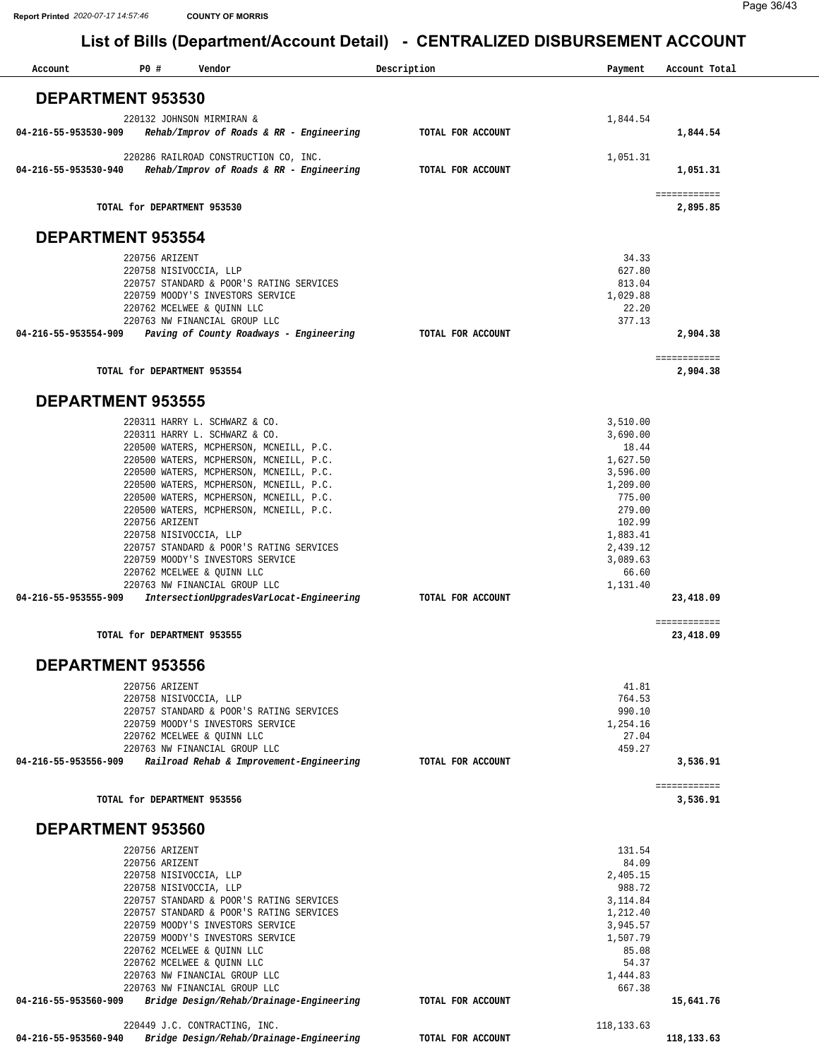# List of Bills (Department/Account Detail) - CENTRALIZED DISBURSEMENT ACCOUNT

Report Printed 2020-07-17 14:57:46 COUNTY OF MORRIS

| Account | PO # | Vendor | Description | Payment | Account Total |
|---|---|---|---|---|---|

## DEPARTMENT 953530

| Account | PO # | Vendor | Description | Payment | Account Total |
|---|---|---|---|---|---|
| | 220132 | JOHNSON MIRMIRAN & | | 1,844.54 | |
| **04-216-55-953530-909** | | ***Rehab/Improv of Roads & RR - Engineering*** | **TOTAL FOR ACCOUNT** | | **1,844.54** |
| | 220286 | RAILROAD CONSTRUCTION CO, INC. | | 1,051.31 | |
| **04-216-55-953530-940** | | ***Rehab/Improv of Roads & RR - Engineering*** | **TOTAL FOR ACCOUNT** | | **1,051.31** |
| | | **TOTAL for DEPARTMENT 953530** | | | **2,895.85** |

## DEPARTMENT 953554

| Account | PO # | Vendor | Description | Payment | Account Total |
|---|---|---|---|---|---|
| | 220756 | ARIZENT | | 34.33 | |
| | 220758 | NISIVOCCIA, LLP | | 627.80 | |
| | 220757 | STANDARD & POOR'S RATING SERVICES | | 813.04 | |
| | 220759 | MOODY'S INVESTORS SERVICE | | 1,029.88 | |
| | 220762 | MCELWEE & QUINN LLC | | 22.20 | |
| | 220763 | NW FINANCIAL GROUP LLC | | 377.13 | |
| **04-216-55-953554-909** | | ***Paving of County Roadways - Engineering*** | **TOTAL FOR ACCOUNT** | | **2,904.38** |
| | | **TOTAL for DEPARTMENT 953554** | | | **2,904.38** |

## DEPARTMENT 953555

| Account | PO # | Vendor | Description | Payment | Account Total |
|---|---|---|---|---|---|
| | 220311 | HARRY L. SCHWARZ & CO. | | 3,510.00 | |
| | 220311 | HARRY L. SCHWARZ & CO. | | 3,690.00 | |
| | 220500 | WATERS, MCPHERSON, MCNEILL, P.C. | | 18.44 | |
| | 220500 | WATERS, MCPHERSON, MCNEILL, P.C. | | 1,627.50 | |
| | 220500 | WATERS, MCPHERSON, MCNEILL, P.C. | | 3,596.00 | |
| | 220500 | WATERS, MCPHERSON, MCNEILL, P.C. | | 1,209.00 | |
| | 220500 | WATERS, MCPHERSON, MCNEILL, P.C. | | 775.00 | |
| | 220500 | WATERS, MCPHERSON, MCNEILL, P.C. | | 279.00 | |
| | 220756 | ARIZENT | | 102.99 | |
| | 220758 | NISIVOCCIA, LLP | | 1,883.41 | |
| | 220757 | STANDARD & POOR'S RATING SERVICES | | 2,439.12 | |
| | 220759 | MOODY'S INVESTORS SERVICE | | 3,089.63 | |
| | 220762 | MCELWEE & QUINN LLC | | 66.60 | |
| | 220763 | NW FINANCIAL GROUP LLC | | 1,131.40 | |
| **04-216-55-953555-909** | | ***IntersectionUpgradesVarLocat-Engineering*** | **TOTAL FOR ACCOUNT** | | **23,418.09** |
| | | **TOTAL for DEPARTMENT 953555** | | | **23,418.09** |

## DEPARTMENT 953556

| Account | PO # | Vendor | Description | Payment | Account Total |
|---|---|---|---|---|---|
| | 220756 | ARIZENT | | 41.81 | |
| | 220758 | NISIVOCCIA, LLP | | 764.53 | |
| | 220757 | STANDARD & POOR'S RATING SERVICES | | 990.10 | |
| | 220759 | MOODY'S INVESTORS SERVICE | | 1,254.16 | |
| | 220762 | MCELWEE & QUINN LLC | | 27.04 | |
| | 220763 | NW FINANCIAL GROUP LLC | | 459.27 | |
| **04-216-55-953556-909** | | ***Railroad Rehab & Improvement-Engineering*** | **TOTAL FOR ACCOUNT** | | **3,536.91** |
| | | **TOTAL for DEPARTMENT 953556** | | | **3,536.91** |

## DEPARTMENT 953560

| Account | PO # | Vendor | Description | Payment | Account Total |
|---|---|---|---|---|---|
| | 220756 | ARIZENT | | 131.54 | |
| | 220756 | ARIZENT | | 84.09 | |
| | 220758 | NISIVOCCIA, LLP | | 2,405.15 | |
| | 220758 | NISIVOCCIA, LLP | | 988.72 | |
| | 220757 | STANDARD & POOR'S RATING SERVICES | | 3,114.84 | |
| | 220757 | STANDARD & POOR'S RATING SERVICES | | 1,212.40 | |
| | 220759 | MOODY'S INVESTORS SERVICE | | 3,945.57 | |
| | 220759 | MOODY'S INVESTORS SERVICE | | 1,507.79 | |
| | 220762 | MCELWEE & QUINN LLC | | 85.08 | |
| | 220762 | MCELWEE & QUINN LLC | | 54.37 | |
| | 220763 | NW FINANCIAL GROUP LLC | | 1,444.83 | |
| | 220763 | NW FINANCIAL GROUP LLC | | 667.38 | |
| **04-216-55-953560-909** | | ***Bridge Design/Rehab/Drainage-Engineering*** | **TOTAL FOR ACCOUNT** | | **15,641.76** |
| | 220449 | J.C. CONTRACTING, INC. | | 118,133.63 | |
| **04-216-55-953560-940** | | ***Bridge Design/Rehab/Drainage-Engineering*** | **TOTAL FOR ACCOUNT** | | **118,133.63** |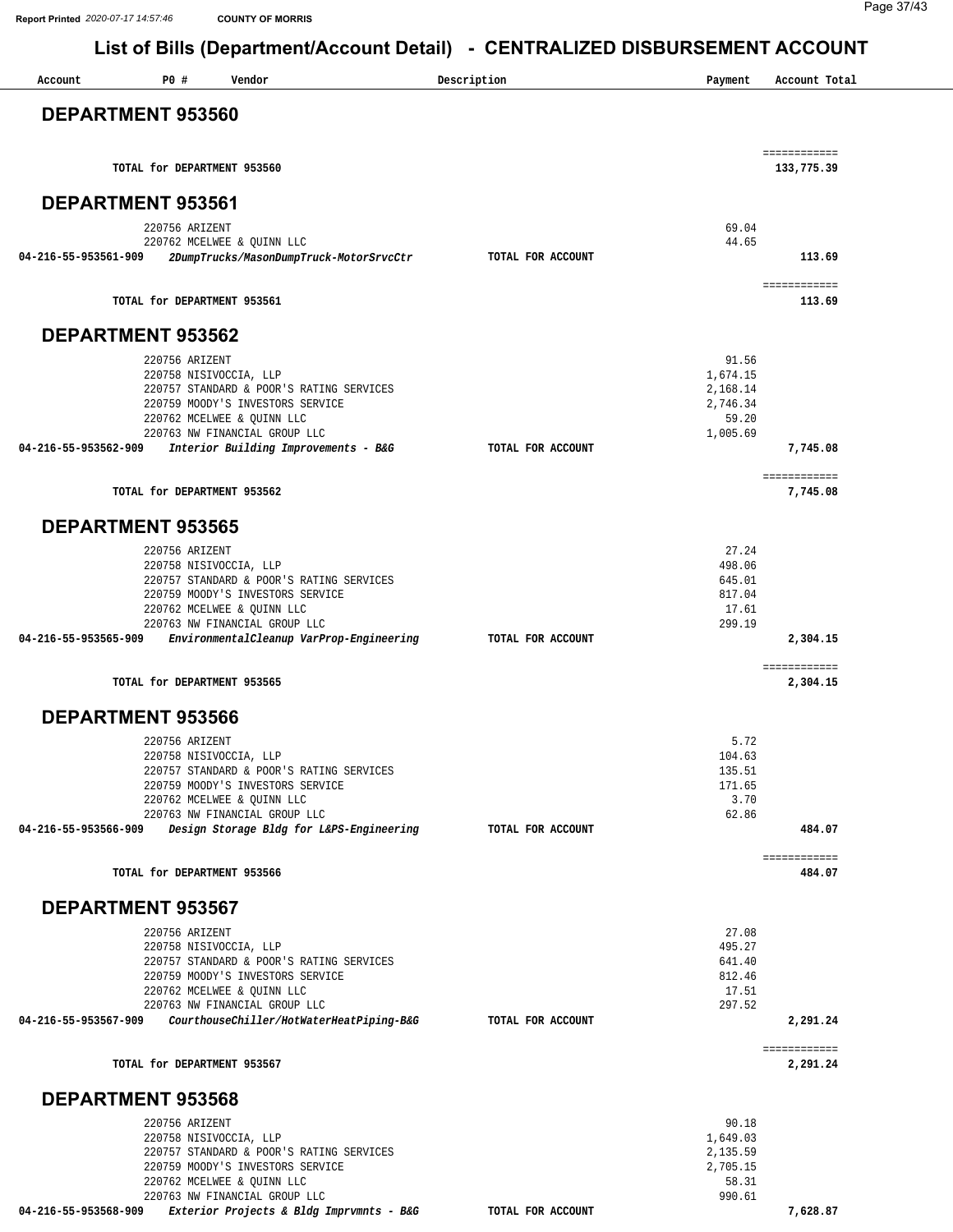# List of Bills (Department/Account Detail) - CENTRALIZED DISBURSEMENT ACCOUNT

| Account | PO # | Vendor | Description | Payment | Account Total |
|---|---|---|---|---|---|

## DEPARTMENT 953560

| | | | | | |
|---|---|---|---|---|---|
| | TOTAL for DEPARTMENT 953560 | | | | 133,775.39 |

## DEPARTMENT 953561

| Account | PO # | Vendor | Description | Payment | Account Total |
|---|---|---|---|---|---|
| | 220756 | ARIZENT | | 69.04 | |
| | 220762 | MCELWEE & QUINN LLC | | 44.65 | |
| 04-216-55-953561-909 | | *2DumpTrucks/MasonDumpTruck-MotorSrvcCtr* | TOTAL FOR ACCOUNT | | 113.69 |
| | TOTAL for DEPARTMENT 953561 | | | | 113.69 |

## DEPARTMENT 953562

| Account | PO # | Vendor | Description | Payment | Account Total |
|---|---|---|---|---|---|
| | 220756 | ARIZENT | | 91.56 | |
| | 220758 | NISIVOCCIA, LLP | | 1,674.15 | |
| | 220757 | STANDARD & POOR'S RATING SERVICES | | 2,168.14 | |
| | 220759 | MOODY'S INVESTORS SERVICE | | 2,746.34 | |
| | 220762 | MCELWEE & QUINN LLC | | 59.20 | |
| | 220763 | NW FINANCIAL GROUP LLC | | 1,005.69 | |
| 04-216-55-953562-909 | | *Interior Building Improvements - B&G* | TOTAL FOR ACCOUNT | | 7,745.08 |
| | TOTAL for DEPARTMENT 953562 | | | | 7,745.08 |

## DEPARTMENT 953565

| Account | PO # | Vendor | Description | Payment | Account Total |
|---|---|---|---|---|---|
| | 220756 | ARIZENT | | 27.24 | |
| | 220758 | NISIVOCCIA, LLP | | 498.06 | |
| | 220757 | STANDARD & POOR'S RATING SERVICES | | 645.01 | |
| | 220759 | MOODY'S INVESTORS SERVICE | | 817.04 | |
| | 220762 | MCELWEE & QUINN LLC | | 17.61 | |
| | 220763 | NW FINANCIAL GROUP LLC | | 299.19 | |
| 04-216-55-953565-909 | | *EnvironmentalCleanup VarProp-Engineering* | TOTAL FOR ACCOUNT | | 2,304.15 |
| | TOTAL for DEPARTMENT 953565 | | | | 2,304.15 |

## DEPARTMENT 953566

| Account | PO # | Vendor | Description | Payment | Account Total |
|---|---|---|---|---|---|
| | 220756 | ARIZENT | | 5.72 | |
| | 220758 | NISIVOCCIA, LLP | | 104.63 | |
| | 220757 | STANDARD & POOR'S RATING SERVICES | | 135.51 | |
| | 220759 | MOODY'S INVESTORS SERVICE | | 171.65 | |
| | 220762 | MCELWEE & QUINN LLC | | 3.70 | |
| | 220763 | NW FINANCIAL GROUP LLC | | 62.86 | |
| 04-216-55-953566-909 | | *Design Storage Bldg for L&PS-Engineering* | TOTAL FOR ACCOUNT | | 484.07 |
| | TOTAL for DEPARTMENT 953566 | | | | 484.07 |

## DEPARTMENT 953567

| Account | PO # | Vendor | Description | Payment | Account Total |
|---|---|---|---|---|---|
| | 220756 | ARIZENT | | 27.08 | |
| | 220758 | NISIVOCCIA, LLP | | 495.27 | |
| | 220757 | STANDARD & POOR'S RATING SERVICES | | 641.40 | |
| | 220759 | MOODY'S INVESTORS SERVICE | | 812.46 | |
| | 220762 | MCELWEE & QUINN LLC | | 17.51 | |
| | 220763 | NW FINANCIAL GROUP LLC | | 297.52 | |
| 04-216-55-953567-909 | | *CourthouseChiller/HotWaterHeatPiping-B&G* | TOTAL FOR ACCOUNT | | 2,291.24 |
| | TOTAL for DEPARTMENT 953567 | | | | 2,291.24 |

## DEPARTMENT 953568

| Account | PO # | Vendor | Description | Payment | Account Total |
|---|---|---|---|---|---|
| | 220756 | ARIZENT | | 90.18 | |
| | 220758 | NISIVOCCIA, LLP | | 1,649.03 | |
| | 220757 | STANDARD & POOR'S RATING SERVICES | | 2,135.59 | |
| | 220759 | MOODY'S INVESTORS SERVICE | | 2,705.15 | |
| | 220762 | MCELWEE & QUINN LLC | | 58.31 | |
| | 220763 | NW FINANCIAL GROUP LLC | | 990.61 | |
| 04-216-55-953568-909 | | *Exterior Projects & Bldg Imprvmnts - B&G* | TOTAL FOR ACCOUNT | | 7,628.87 |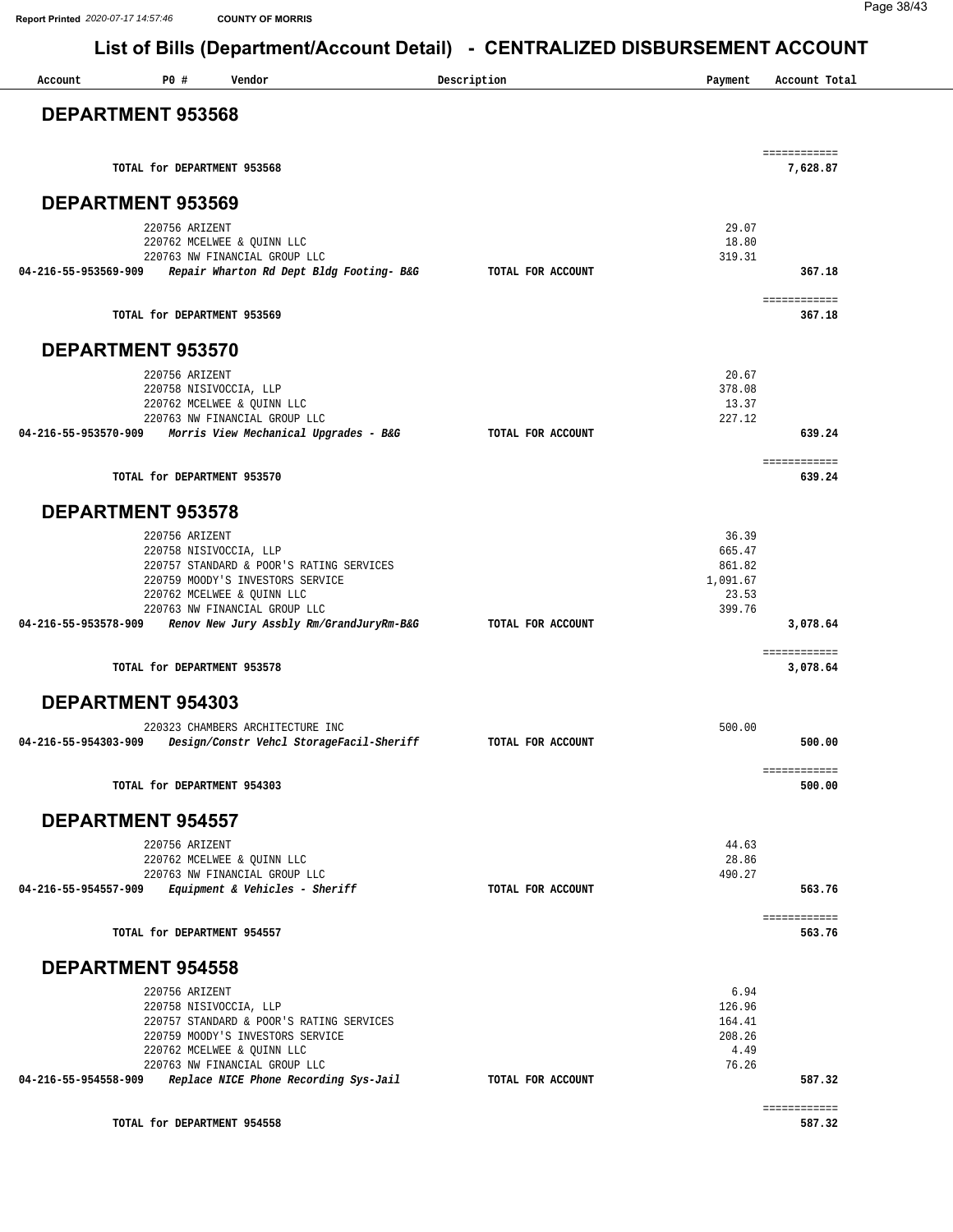# List of Bills (Department/Account Detail) - CENTRALIZED DISBURSEMENT ACCOUNT

| Account | PO # | Vendor | Description | Payment | Account Total |
|---|---|---|---|---|---|

## DEPARTMENT 953568

| | | | | | |
|---|---|---|---|---|---|
| | | TOTAL for DEPARTMENT 953568 | | | 7,628.87 |

## DEPARTMENT 953569

| Account | PO # | Vendor | Description | Payment | Account Total |
|---|---|---|---|---|---|
| | 220756 | ARIZENT | | 29.07 | |
| | 220762 | MCELWEE & QUINN LLC | | 18.80 | |
| | 220763 | NW FINANCIAL GROUP LLC | | 319.31 | |
| **04-216-55-953569-909** | | ***Repair Wharton Rd Dept Bldg Footing- B&G*** | **TOTAL FOR ACCOUNT** | | **367.18** |
| | | **TOTAL for DEPARTMENT 953569** | | | **367.18** |

## DEPARTMENT 953570

| Account | PO # | Vendor | Description | Payment | Account Total |
|---|---|---|---|---|---|
| | 220756 | ARIZENT | | 20.67 | |
| | 220758 | NISIVOCCIA, LLP | | 378.08 | |
| | 220762 | MCELWEE & QUINN LLC | | 13.37 | |
| | 220763 | NW FINANCIAL GROUP LLC | | 227.12 | |
| **04-216-55-953570-909** | | ***Morris View Mechanical Upgrades - B&G*** | **TOTAL FOR ACCOUNT** | | **639.24** |
| | | **TOTAL for DEPARTMENT 953570** | | | **639.24** |

## DEPARTMENT 953578

| Account | PO # | Vendor | Description | Payment | Account Total |
|---|---|---|---|---|---|
| | 220756 | ARIZENT | | 36.39 | |
| | 220758 | NISIVOCCIA, LLP | | 665.47 | |
| | 220757 | STANDARD & POOR'S RATING SERVICES | | 861.82 | |
| | 220759 | MOODY'S INVESTORS SERVICE | | 1,091.67 | |
| | 220762 | MCELWEE & QUINN LLC | | 23.53 | |
| | 220763 | NW FINANCIAL GROUP LLC | | 399.76 | |
| **04-216-55-953578-909** | | ***Renov New Jury Assbly Rm/GrandJuryRm-B&G*** | **TOTAL FOR ACCOUNT** | | **3,078.64** |
| | | **TOTAL for DEPARTMENT 953578** | | | **3,078.64** |

## DEPARTMENT 954303

| Account | PO # | Vendor | Description | Payment | Account Total |
|---|---|---|---|---|---|
| | 220323 | CHAMBERS ARCHITECTURE INC | | 500.00 | |
| **04-216-55-954303-909** | | ***Design/Constr Vehcl StorageFacil-Sheriff*** | **TOTAL FOR ACCOUNT** | | **500.00** |
| | | **TOTAL for DEPARTMENT 954303** | | | **500.00** |

## DEPARTMENT 954557

| Account | PO # | Vendor | Description | Payment | Account Total |
|---|---|---|---|---|---|
| | 220756 | ARIZENT | | 44.63 | |
| | 220762 | MCELWEE & QUINN LLC | | 28.86 | |
| | 220763 | NW FINANCIAL GROUP LLC | | 490.27 | |
| **04-216-55-954557-909** | | ***Equipment & Vehicles - Sheriff*** | **TOTAL FOR ACCOUNT** | | **563.76** |
| | | **TOTAL for DEPARTMENT 954557** | | | **563.76** |

## DEPARTMENT 954558

| Account | PO # | Vendor | Description | Payment | Account Total |
|---|---|---|---|---|---|
| | 220756 | ARIZENT | | 6.94 | |
| | 220758 | NISIVOCCIA, LLP | | 126.96 | |
| | 220757 | STANDARD & POOR'S RATING SERVICES | | 164.41 | |
| | 220759 | MOODY'S INVESTORS SERVICE | | 208.26 | |
| | 220762 | MCELWEE & QUINN LLC | | 4.49 | |
| | 220763 | NW FINANCIAL GROUP LLC | | 76.26 | |
| **04-216-55-954558-909** | | ***Replace NICE Phone Recording Sys-Jail*** | **TOTAL FOR ACCOUNT** | | **587.32** |
| | | **TOTAL for DEPARTMENT 954558** | | | **587.32** |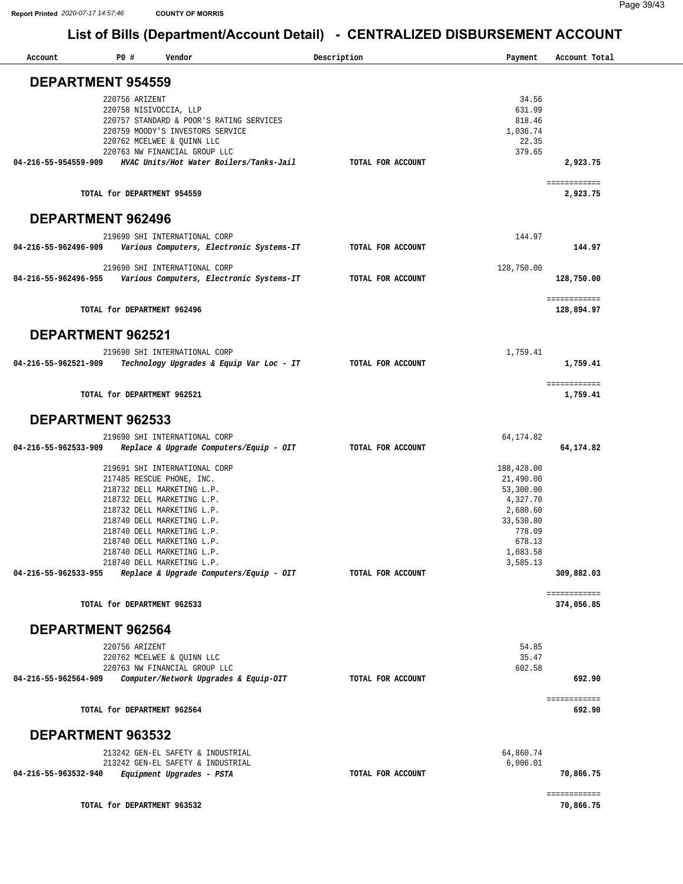## List of Bills (Department/Account Detail) - CENTRALIZED DISBURSEMENT ACCOUNT

| Account | PO # | Vendor | Description | Payment | Account Total |
|---|---|---|---|---|---|

### DEPARTMENT 954559

| Account | PO # | Vendor | Description | Payment | Account Total |
|---|---|---|---|---|---|
| | 220756 | ARIZENT | | 34.56 | |
| | 220758 | NISIVOCCIA, LLP | | 631.99 | |
| | 220757 | STANDARD & POOR'S RATING SERVICES | | 818.46 | |
| | 220759 | MOODY'S INVESTORS SERVICE | | 1,036.74 | |
| | 220762 | MCELWEE & QUINN LLC | | 22.35 | |
| | 220763 | NW FINANCIAL GROUP LLC | | 379.65 | |
| **04-216-55-954559-909** | | *HVAC Units/Hot Water Boilers/Tanks-Jail* | **TOTAL FOR ACCOUNT** | | **2,923.75** |
| | | **TOTAL for DEPARTMENT 954559** | | | **2,923.75** |

### DEPARTMENT 962496

| Account | PO # | Vendor | Description | Payment | Account Total |
|---|---|---|---|---|---|
| | 219690 | SHI INTERNATIONAL CORP | | 144.97 | |
| **04-216-55-962496-909** | | *Various Computers, Electronic Systems-IT* | **TOTAL FOR ACCOUNT** | | **144.97** |
| | 219690 | SHI INTERNATIONAL CORP | | 128,750.00 | |
| **04-216-55-962496-955** | | *Various Computers, Electronic Systems-IT* | **TOTAL FOR ACCOUNT** | | **128,750.00** |
| | | **TOTAL for DEPARTMENT 962496** | | | **128,894.97** |

### DEPARTMENT 962521

| Account | PO # | Vendor | Description | Payment | Account Total |
|---|---|---|---|---|---|
| | 219690 | SHI INTERNATIONAL CORP | | 1,759.41 | |
| **04-216-55-962521-909** | | *Technology Upgrades & Equip Var Loc - IT* | **TOTAL FOR ACCOUNT** | | **1,759.41** |
| | | **TOTAL for DEPARTMENT 962521** | | | **1,759.41** |

### DEPARTMENT 962533

| Account | PO # | Vendor | Description | Payment | Account Total |
|---|---|---|---|---|---|
| | 219690 | SHI INTERNATIONAL CORP | | 64,174.82 | |
| **04-216-55-962533-909** | | *Replace & Upgrade Computers/Equip - OIT* | **TOTAL FOR ACCOUNT** | | **64,174.82** |
| | 219691 | SHI INTERNATIONAL CORP | | 188,428.00 | |
| | 217485 | RESCUE PHONE, INC. | | 21,490.00 | |
| | 218732 | DELL MARKETING L.P. | | 53,300.00 | |
| | 218732 | DELL MARKETING L.P. | | 4,327.70 | |
| | 218732 | DELL MARKETING L.P. | | 2,680.60 | |
| | 218740 | DELL MARKETING L.P. | | 33,530.80 | |
| | 218740 | DELL MARKETING L.P. | | 778.09 | |
| | 218740 | DELL MARKETING L.P. | | 678.13 | |
| | 218740 | DELL MARKETING L.P. | | 1,083.58 | |
| | 218740 | DELL MARKETING L.P. | | 3,585.13 | |
| **04-216-55-962533-955** | | *Replace & Upgrade Computers/Equip - OIT* | **TOTAL FOR ACCOUNT** | | **309,882.03** |
| | | **TOTAL for DEPARTMENT 962533** | | | **374,056.85** |

### DEPARTMENT 962564

| Account | PO # | Vendor | Description | Payment | Account Total |
|---|---|---|---|---|---|
| | 220756 | ARIZENT | | 54.85 | |
| | 220762 | MCELWEE & QUINN LLC | | 35.47 | |
| | 220763 | NW FINANCIAL GROUP LLC | | 602.58 | |
| **04-216-55-962564-909** | | *Computer/Network Upgrades & Equip-OIT* | **TOTAL FOR ACCOUNT** | | **692.90** |
| | | **TOTAL for DEPARTMENT 962564** | | | **692.90** |

### DEPARTMENT 963532

| Account | PO # | Vendor | Description | Payment | Account Total |
|---|---|---|---|---|---|
| | 213242 | GEN-EL SAFETY & INDUSTRIAL | | 64,860.74 | |
| | 213242 | GEN-EL SAFETY & INDUSTRIAL | | 6,006.01 | |
| **04-216-55-963532-940** | | *Equipment Upgrades - PSTA* | **TOTAL FOR ACCOUNT** | | **70,866.75** |
| | | **TOTAL for DEPARTMENT 963532** | | | **70,866.75** |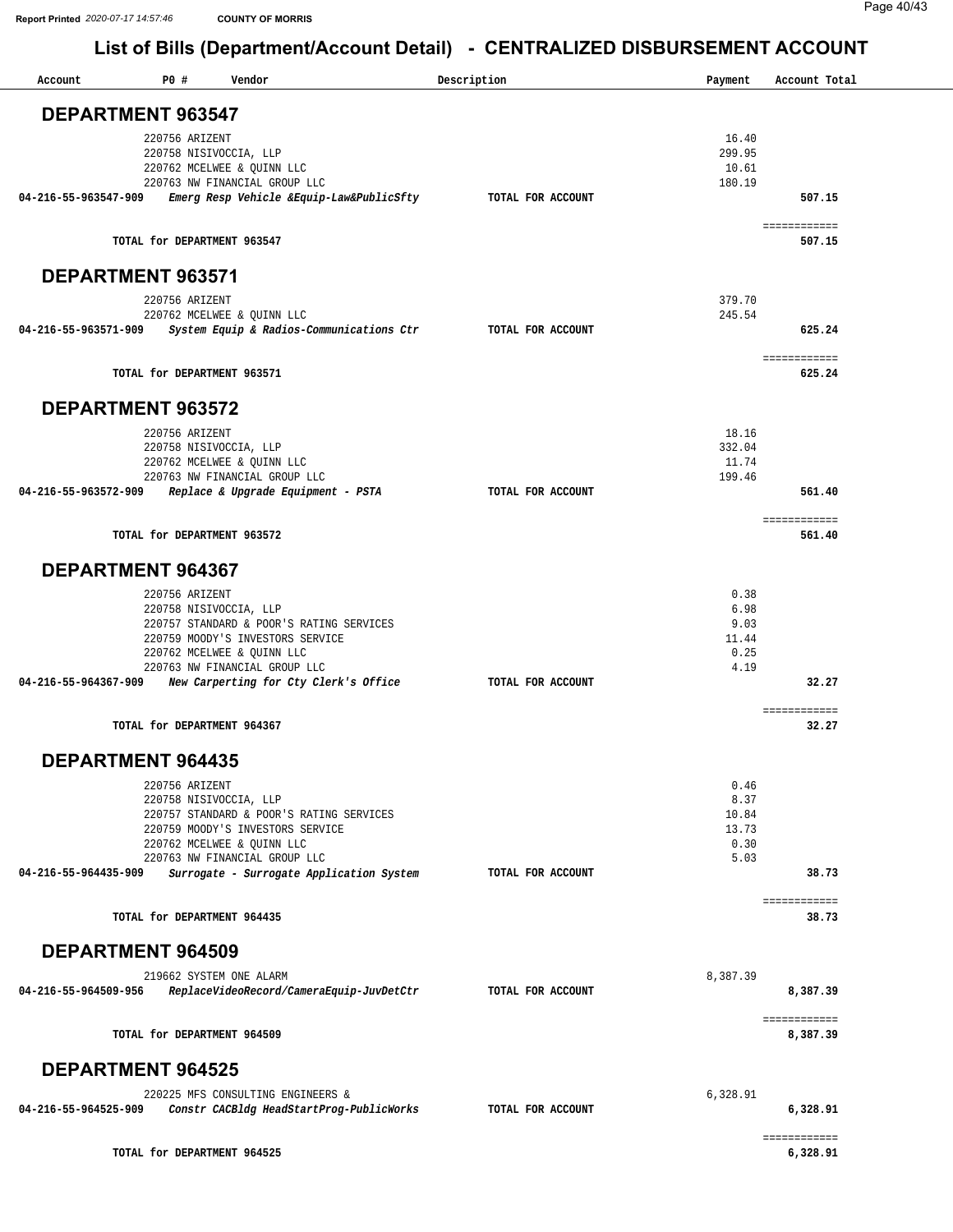Report Printed 2020-07-17 14:57:46 **COUNTY OF MORRIS**

# List of Bills (Department/Account Detail) - CENTRALIZED DISBURSEMENT ACCOUNT

| Account | PO # | Vendor | Description | Payment | Account Total |
|---|---|---|---|---|---|

## DEPARTMENT 963547

| Account | PO # | Vendor | Description | Payment | Account Total |
|---|---|---|---|---|---|
| | 220756 | ARIZENT | | 16.40 | |
| | 220758 | NISIVOCCIA, LLP | | 299.95 | |
| | 220762 | MCELWEE & QUINN LLC | | 10.61 | |
| | 220763 | NW FINANCIAL GROUP LLC | | 180.19 | |
| **04-216-55-963547-909** | | ***Emerg Resp Vehicle &Equip-Law&PublicSfty*** | **TOTAL FOR ACCOUNT** | | **507.15** |
| | | **TOTAL for DEPARTMENT 963547** | | | **507.15** |

## DEPARTMENT 963571

| Account | PO # | Vendor | Description | Payment | Account Total |
|---|---|---|---|---|---|
| | 220756 | ARIZENT | | 379.70 | |
| | 220762 | MCELWEE & QUINN LLC | | 245.54 | |
| **04-216-55-963571-909** | | ***System Equip & Radios-Communications Ctr*** | **TOTAL FOR ACCOUNT** | | **625.24** |
| | | **TOTAL for DEPARTMENT 963571** | | | **625.24** |

## DEPARTMENT 963572

| Account | PO # | Vendor | Description | Payment | Account Total |
|---|---|---|---|---|---|
| | 220756 | ARIZENT | | 18.16 | |
| | 220758 | NISIVOCCIA, LLP | | 332.04 | |
| | 220762 | MCELWEE & QUINN LLC | | 11.74 | |
| | 220763 | NW FINANCIAL GROUP LLC | | 199.46 | |
| **04-216-55-963572-909** | | ***Replace & Upgrade Equipment - PSTA*** | **TOTAL FOR ACCOUNT** | | **561.40** |
| | | **TOTAL for DEPARTMENT 963572** | | | **561.40** |

## DEPARTMENT 964367

| Account | PO # | Vendor | Description | Payment | Account Total |
|---|---|---|---|---|---|
| | 220756 | ARIZENT | | 0.38 | |
| | 220758 | NISIVOCCIA, LLP | | 6.98 | |
| | 220757 | STANDARD & POOR'S RATING SERVICES | | 9.03 | |
| | 220759 | MOODY'S INVESTORS SERVICE | | 11.44 | |
| | 220762 | MCELWEE & QUINN LLC | | 0.25 | |
| | 220763 | NW FINANCIAL GROUP LLC | | 4.19 | |
| **04-216-55-964367-909** | | ***New Carperting for Cty Clerk's Office*** | **TOTAL FOR ACCOUNT** | | **32.27** |
| | | **TOTAL for DEPARTMENT 964367** | | | **32.27** |

## DEPARTMENT 964435

| Account | PO # | Vendor | Description | Payment | Account Total |
|---|---|---|---|---|---|
| | 220756 | ARIZENT | | 0.46 | |
| | 220758 | NISIVOCCIA, LLP | | 8.37 | |
| | 220757 | STANDARD & POOR'S RATING SERVICES | | 10.84 | |
| | 220759 | MOODY'S INVESTORS SERVICE | | 13.73 | |
| | 220762 | MCELWEE & QUINN LLC | | 0.30 | |
| | 220763 | NW FINANCIAL GROUP LLC | | 5.03 | |
| **04-216-55-964435-909** | | ***Surrogate - Surrogate Application System*** | **TOTAL FOR ACCOUNT** | | **38.73** |
| | | **TOTAL for DEPARTMENT 964435** | | | **38.73** |

## DEPARTMENT 964509

| Account | PO # | Vendor | Description | Payment | Account Total |
|---|---|---|---|---|---|
| | 219662 | SYSTEM ONE ALARM | | 8,387.39 | |
| **04-216-55-964509-956** | | ***ReplaceVideoRecord/CameraEquip-JuvDetCtr*** | **TOTAL FOR ACCOUNT** | | **8,387.39** |
| | | **TOTAL for DEPARTMENT 964509** | | | **8,387.39** |

## DEPARTMENT 964525

| Account | PO # | Vendor | Description | Payment | Account Total |
|---|---|---|---|---|---|
| | 220225 | MFS CONSULTING ENGINEERS & | | 6,328.91 | |
| **04-216-55-964525-909** | | ***Constr CACBldg HeadStartProg-PublicWorks*** | **TOTAL FOR ACCOUNT** | | **6,328.91** |
| | | **TOTAL for DEPARTMENT 964525** | | | **6,328.91** |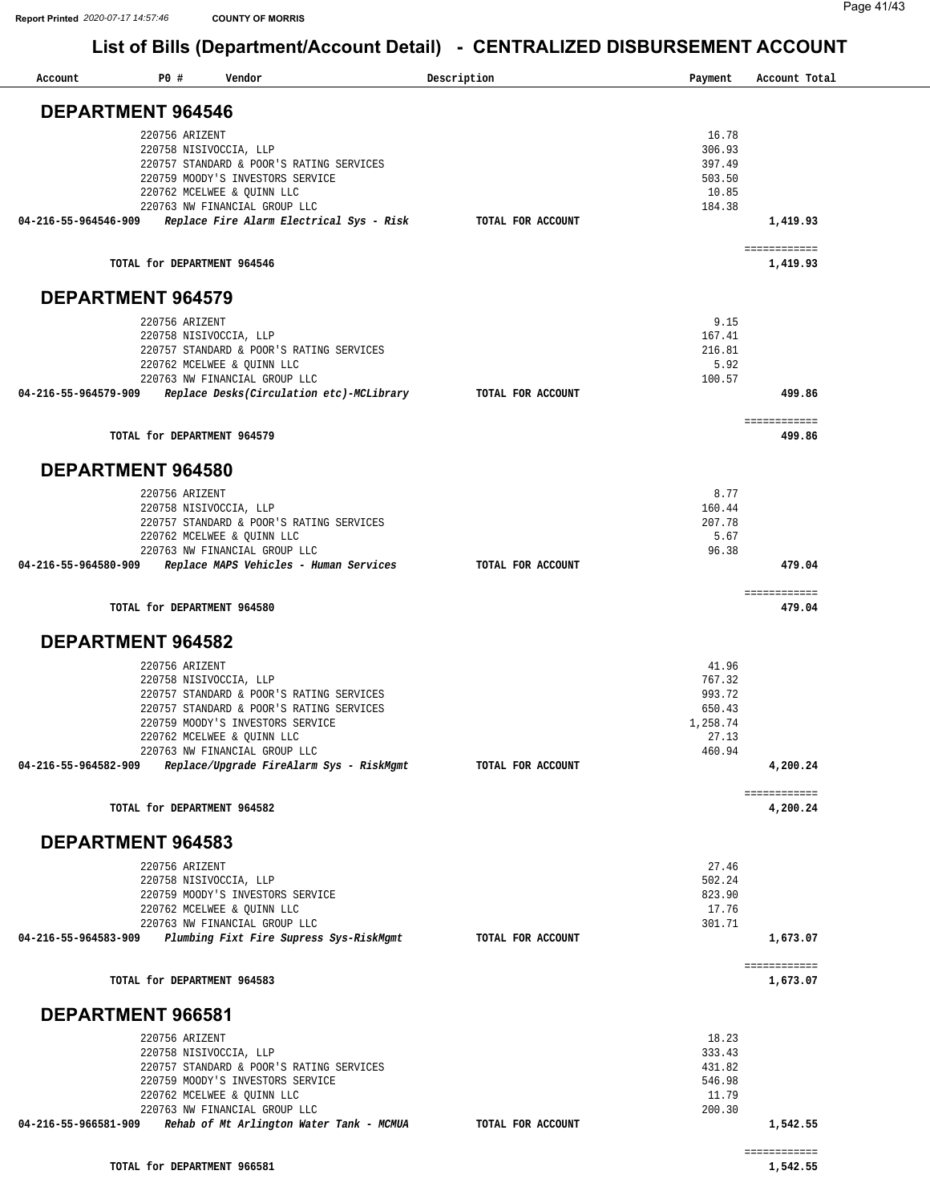# List of Bills (Department/Account Detail) - CENTRALIZED DISBURSEMENT ACCOUNT

| Account | PO # | Vendor | Description | Payment | Account Total |
|---|---|---|---|---|---|

## DEPARTMENT 964546

| Account | PO # | Vendor | Description | Payment | Account Total |
|---|---|---|---|---|---|
| | 220756 | ARIZENT | | 16.78 | |
| | 220758 | NISIVOCCIA, LLP | | 306.93 | |
| | 220757 | STANDARD & POOR'S RATING SERVICES | | 397.49 | |
| | 220759 | MOODY'S INVESTORS SERVICE | | 503.50 | |
| | 220762 | MCELWEE & QUINN LLC | | 10.85 | |
| | 220763 | NW FINANCIAL GROUP LLC | | 184.38 | |
| **04-216-55-964546-909** | | ***Replace Fire Alarm Electrical Sys - Risk*** | **TOTAL FOR ACCOUNT** | | **1,419.93** |
| | | **TOTAL for DEPARTMENT 964546** | | | **1,419.93** |

## DEPARTMENT 964579

| Account | PO # | Vendor | Description | Payment | Account Total |
|---|---|---|---|---|---|
| | 220756 | ARIZENT | | 9.15 | |
| | 220758 | NISIVOCCIA, LLP | | 167.41 | |
| | 220757 | STANDARD & POOR'S RATING SERVICES | | 216.81 | |
| | 220762 | MCELWEE & QUINN LLC | | 5.92 | |
| | 220763 | NW FINANCIAL GROUP LLC | | 100.57 | |
| **04-216-55-964579-909** | | ***Replace Desks(Circulation etc)-MCLibrary*** | **TOTAL FOR ACCOUNT** | | **499.86** |
| | | **TOTAL for DEPARTMENT 964579** | | | **499.86** |

## DEPARTMENT 964580

| Account | PO # | Vendor | Description | Payment | Account Total |
|---|---|---|---|---|---|
| | 220756 | ARIZENT | | 8.77 | |
| | 220758 | NISIVOCCIA, LLP | | 160.44 | |
| | 220757 | STANDARD & POOR'S RATING SERVICES | | 207.78 | |
| | 220762 | MCELWEE & QUINN LLC | | 5.67 | |
| | 220763 | NW FINANCIAL GROUP LLC | | 96.38 | |
| **04-216-55-964580-909** | | ***Replace MAPS Vehicles - Human Services*** | **TOTAL FOR ACCOUNT** | | **479.04** |
| | | **TOTAL for DEPARTMENT 964580** | | | **479.04** |

## DEPARTMENT 964582

| Account | PO # | Vendor | Description | Payment | Account Total |
|---|---|---|---|---|---|
| | 220756 | ARIZENT | | 41.96 | |
| | 220758 | NISIVOCCIA, LLP | | 767.32 | |
| | 220757 | STANDARD & POOR'S RATING SERVICES | | 993.72 | |
| | 220757 | STANDARD & POOR'S RATING SERVICES | | 650.43 | |
| | 220759 | MOODY'S INVESTORS SERVICE | | 1,258.74 | |
| | 220762 | MCELWEE & QUINN LLC | | 27.13 | |
| | 220763 | NW FINANCIAL GROUP LLC | | 460.94 | |
| **04-216-55-964582-909** | | ***Replace/Upgrade FireAlarm Sys - RiskMgmt*** | **TOTAL FOR ACCOUNT** | | **4,200.24** |
| | | **TOTAL for DEPARTMENT 964582** | | | **4,200.24** |

## DEPARTMENT 964583

| Account | PO # | Vendor | Description | Payment | Account Total |
|---|---|---|---|---|---|
| | 220756 | ARIZENT | | 27.46 | |
| | 220758 | NISIVOCCIA, LLP | | 502.24 | |
| | 220759 | MOODY'S INVESTORS SERVICE | | 823.90 | |
| | 220762 | MCELWEE & QUINN LLC | | 17.76 | |
| | 220763 | NW FINANCIAL GROUP LLC | | 301.71 | |
| **04-216-55-964583-909** | | ***Plumbing Fixt Fire Supress Sys-RiskMgmt*** | **TOTAL FOR ACCOUNT** | | **1,673.07** |
| | | **TOTAL for DEPARTMENT 964583** | | | **1,673.07** |

## DEPARTMENT 966581

| Account | PO # | Vendor | Description | Payment | Account Total |
|---|---|---|---|---|---|
| | 220756 | ARIZENT | | 18.23 | |
| | 220758 | NISIVOCCIA, LLP | | 333.43 | |
| | 220757 | STANDARD & POOR'S RATING SERVICES | | 431.82 | |
| | 220759 | MOODY'S INVESTORS SERVICE | | 546.98 | |
| | 220762 | MCELWEE & QUINN LLC | | 11.79 | |
| | 220763 | NW FINANCIAL GROUP LLC | | 200.30 | |
| **04-216-55-966581-909** | | ***Rehab of Mt Arlington Water Tank - MCMUA*** | **TOTAL FOR ACCOUNT** | | **1,542.55** |
| | | **TOTAL for DEPARTMENT 966581** | | | **1,542.55** |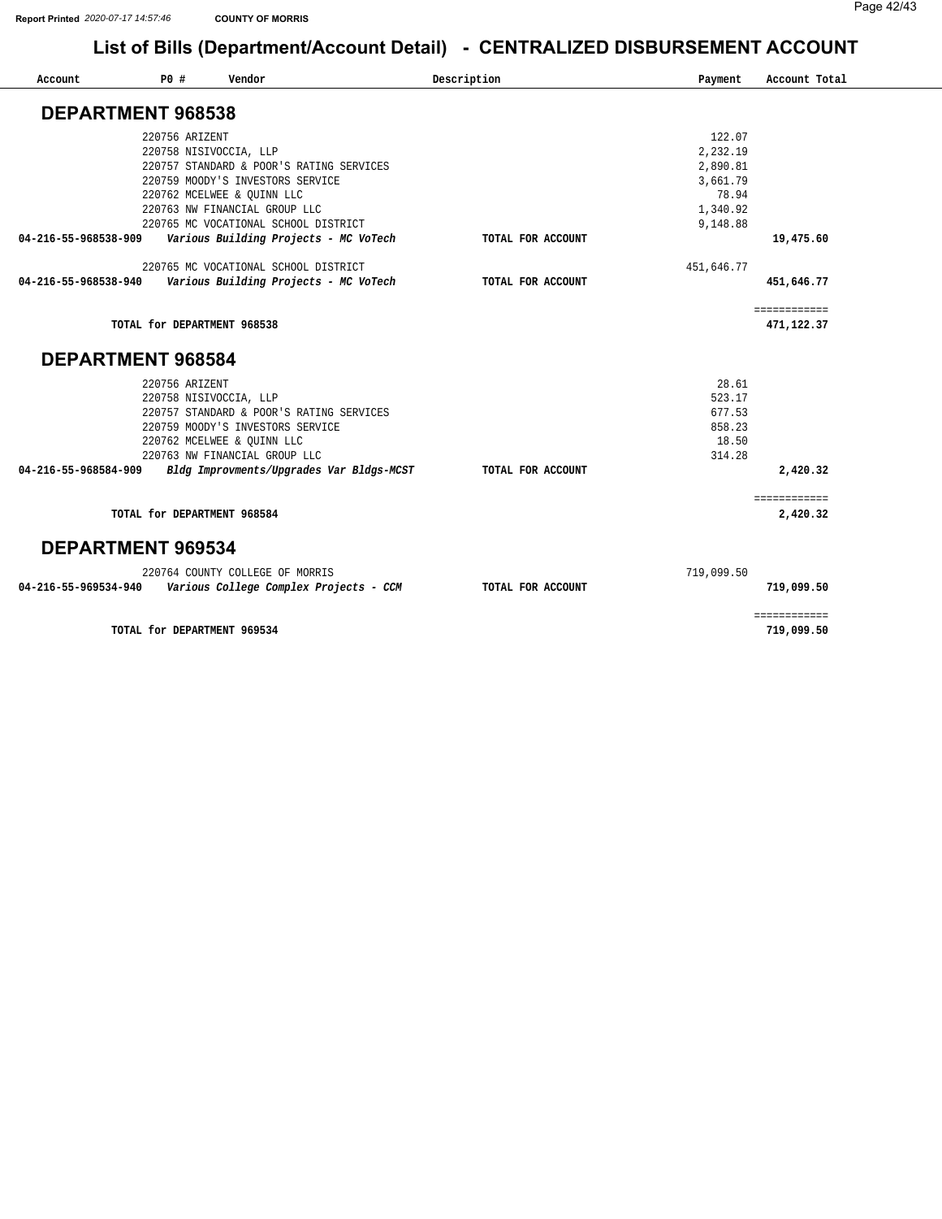# List of Bills (Department/Account Detail) - CENTRALIZED DISBURSEMENT ACCOUNT

| Account | PO # | Vendor | Description | Payment | Account Total |
|---|---|---|---|---|---|

## DEPARTMENT 968538

| Account | PO # | Vendor | Description | Payment | Account Total |
|---|---|---|---|---|---|
| | 220756 | ARIZENT | | 122.07 | |
| | 220758 | NISIVOCCIA, LLP | | 2,232.19 | |
| | 220757 | STANDARD & POOR'S RATING SERVICES | | 2,890.81 | |
| | 220759 | MOODY'S INVESTORS SERVICE | | 3,661.79 | |
| | 220762 | MCELWEE & QUINN LLC | | 78.94 | |
| | 220763 | NW FINANCIAL GROUP LLC | | 1,340.92 | |
| | 220765 | MC VOCATIONAL SCHOOL DISTRICT | | 9,148.88 | |
| **04-216-55-968538-909** | | ***Various Building Projects - MC VoTech*** | **TOTAL FOR ACCOUNT** | | **19,475.60** |
| | 220765 | MC VOCATIONAL SCHOOL DISTRICT | | 451,646.77 | |
| **04-216-55-968538-940** | | ***Various Building Projects - MC VoTech*** | **TOTAL FOR ACCOUNT** | | **451,646.77** |
| | | | | | ============ |
| | **TOTAL for DEPARTMENT 968538** | | | | **471,122.37** |

## DEPARTMENT 968584

| Account | PO # | Vendor | Description | Payment | Account Total |
|---|---|---|---|---|---|
| | 220756 | ARIZENT | | 28.61 | |
| | 220758 | NISIVOCCIA, LLP | | 523.17 | |
| | 220757 | STANDARD & POOR'S RATING SERVICES | | 677.53 | |
| | 220759 | MOODY'S INVESTORS SERVICE | | 858.23 | |
| | 220762 | MCELWEE & QUINN LLC | | 18.50 | |
| | 220763 | NW FINANCIAL GROUP LLC | | 314.28 | |
| **04-216-55-968584-909** | | ***Bldg Improvments/Upgrades Var Bldgs-MCST*** | **TOTAL FOR ACCOUNT** | | **2,420.32** |
| | | | | | ============ |
| | **TOTAL for DEPARTMENT 968584** | | | | **2,420.32** |

## DEPARTMENT 969534

| Account | PO # | Vendor | Description | Payment | Account Total |
|---|---|---|---|---|---|
| | 220764 | COUNTY COLLEGE OF MORRIS | | 719,099.50 | |
| **04-216-55-969534-940** | | ***Various College Complex Projects - CCM*** | **TOTAL FOR ACCOUNT** | | **719,099.50** |
| | | | | | ============ |
| | **TOTAL for DEPARTMENT 969534** | | | | **719,099.50** |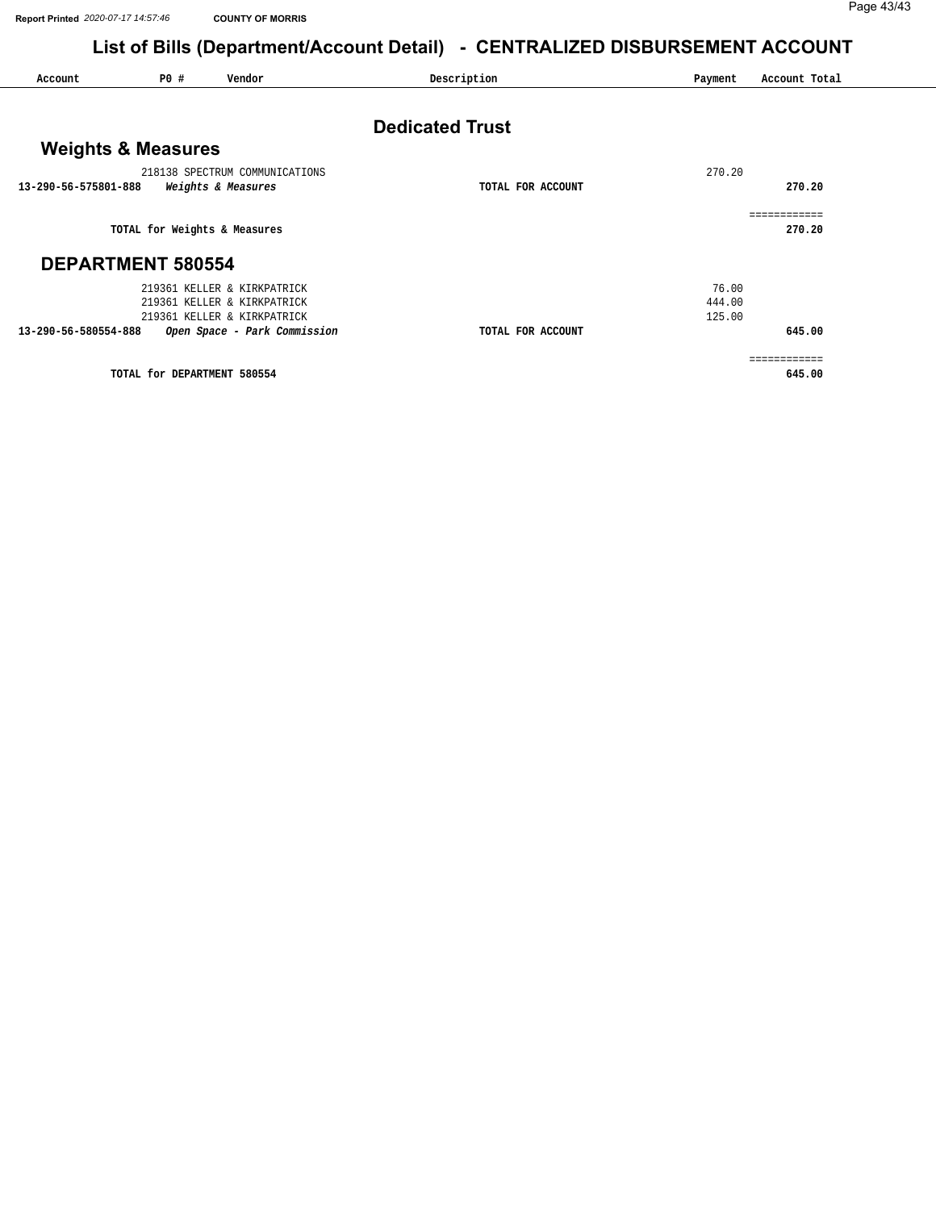# List of Bills (Department/Account Detail) - CENTRALIZED DISBURSEMENT ACCOUNT

| Account | PO # | Vendor | Description | Payment | Account Total |
|---|---|---|---|---|---|

## Dedicated Trust

### Weights & Measures

| Account | PO # | Vendor | Description | Payment | Account Total |
|---|---|---|---|---|---|
| | 218138 | SPECTRUM COMMUNICATIONS | | 270.20 | |
| **13-290-56-575801-888** | | ***Weights & Measures*** | **TOTAL FOR ACCOUNT** | | **270.20** |
| | | | | | ============ |
| **TOTAL for Weights & Measures** | | | | | **270.20** |

### DEPARTMENT 580554

| Account | PO # | Vendor | Description | Payment | Account Total |
|---|---|---|---|---|---|
| | 219361 | KELLER & KIRKPATRICK | | 76.00 | |
| | 219361 | KELLER & KIRKPATRICK | | 444.00 | |
| | 219361 | KELLER & KIRKPATRICK | | 125.00 | |
| **13-290-56-580554-888** | | ***Open Space - Park Commission*** | **TOTAL FOR ACCOUNT** | | **645.00** |
| | | | | | ============ |
| **TOTAL for DEPARTMENT 580554** | | | | | **645.00** |